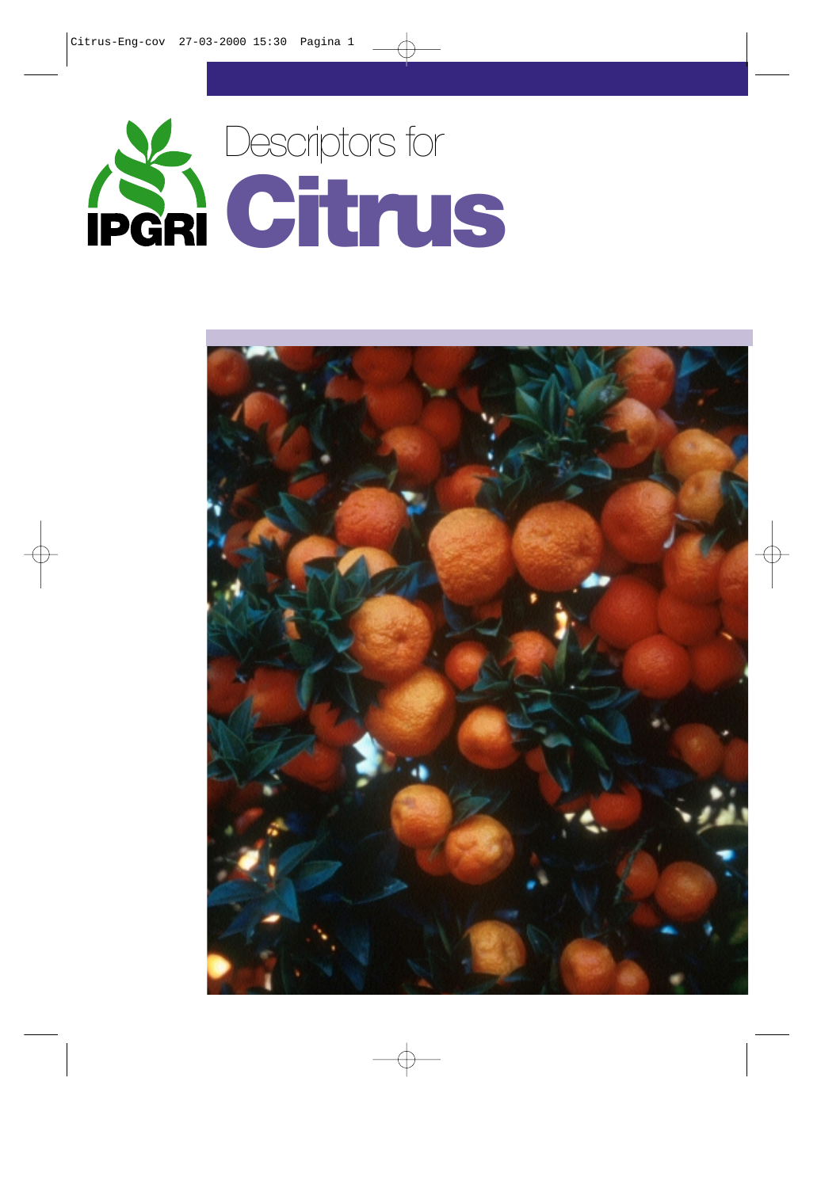IPGRI

# Descriptors for Citrus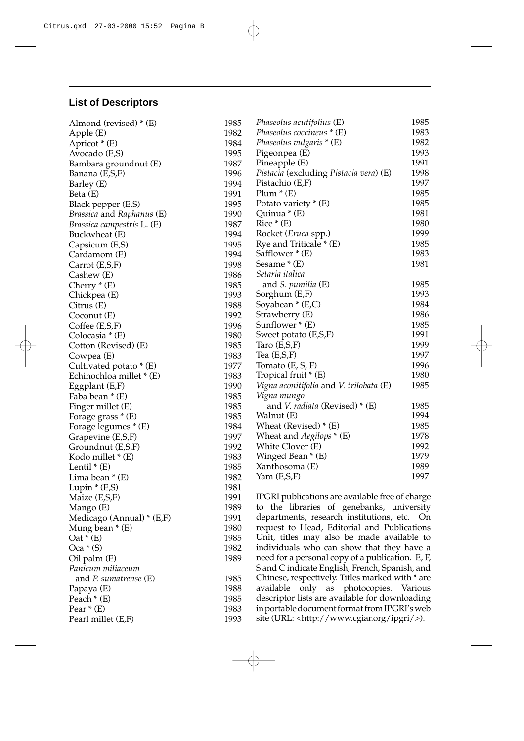## List of Descriptors

| | |
|---|---|
| Almond (revised) * (E) | 1985 |
| Apple (E) | 1982 |
| Apricot * (E) | 1984 |
| Avocado (E,S) | 1995 |
| Bambara groundnut (E) | 1987 |
| Banana (E,S,F) | 1996 |
| Barley (E) | 1994 |
| Beta (E) | 1991 |
| Black pepper (E,S) | 1995 |
| *Brassica* and *Raphanus* (E) | 1990 |
| *Brassica campestris* L. (E) | 1987 |
| Buckwheat (E) | 1994 |
| Capsicum (E,S) | 1995 |
| Cardamom (E) | 1994 |
| Carrot (E,S,F) | 1998 |
| Cashew (E) | 1986 |
| Cherry * (E) | 1985 |
| Chickpea (E) | 1993 |
| Citrus (E) | 1988 |
| Coconut (E) | 1992 |
| Coffee (E,S,F) | 1996 |
| Colocasia * (E) | 1980 |
| Cotton (Revised) (E) | 1985 |
| Cowpea (E) | 1983 |
| Cultivated potato * (E) | 1977 |
| Echinochloa millet * (E) | 1983 |
| Eggplant (E,F) | 1990 |
| Faba bean * (E) | 1985 |
| Finger millet (E) | 1985 |
| Forage grass * (E) | 1985 |
| Forage legumes * (E) | 1984 |
| Grapevine (E,S,F) | 1997 |
| Groundnut (E,S,F) | 1992 |
| Kodo millet * (E) | 1983 |
| Lentil * (E) | 1985 |
| Lima bean * (E) | 1982 |
| Lupin * (E,S) | 1981 |
| Maize (E,S,F) | 1991 |
| Mango (E) | 1989 |
| Medicago (Annual) * (E,F) | 1991 |
| Mung bean * (E) | 1980 |
| Oat * (E) | 1985 |
| Oca * (S) | 1982 |
| Oil palm (E) | 1989 |
| *Panicum miliaceum* and *P. sumatrense* (E) | 1985 |
| Papaya (E) | 1988 |
| Peach * (E) | 1985 |
| Pear * (E) | 1983 |
| Pearl millet (E,F) | 1993 |
| *Phaseolus acutifolius* (E) | 1985 |
| *Phaseolus coccineus* * (E) | 1983 |
| *Phaseolus vulgaris* * (E) | 1982 |
| Pigeonpea (E) | 1993 |
| Pineapple (E) | 1991 |
| *Pistacia* (excluding *Pistacia vera*) (E) | 1998 |
| Pistachio (E,F) | 1997 |
| Plum * (E) | 1985 |
| Potato variety * (E) | 1985 |
| Quinua * (E) | 1981 |
| Rice * (E) | 1980 |
| Rocket (*Eruca* spp.) | 1999 |
| Rye and Triticale * (E) | 1985 |
| Safflower * (E) | 1983 |
| Sesame * (E) | 1981 |
| *Setaria italica* and *S. pumilia* (E) | 1985 |
| Sorghum (E,F) | 1993 |
| Soyabean * (E,C) | 1984 |
| Strawberry (E) | 1986 |
| Sunflower * (E) | 1985 |
| Sweet potato (E,S,F) | 1991 |
| Taro (E,S,F) | 1999 |
| Tea (E,S,F) | 1997 |
| Tomato (E, S, F) | 1996 |
| Tropical fruit * (E) | 1980 |
| *Vigna aconitifolia* and *V. trilobata* (E) | 1985 |
| *Vigna mungo* and *V. radiata* (Revised) * (E) | 1985 |
| Walnut (E) | 1994 |
| Wheat (Revised) * (E) | 1985 |
| Wheat and *Aegilops* * (E) | 1978 |
| White Clover (E) | 1992 |
| Winged Bean * (E) | 1979 |
| Xanthosoma (E) | 1989 |
| Yam (E,S,F) | 1997 |

IPGRI publications are available free of charge to the libraries of genebanks, university departments, research institutions, etc. On request to Head, Editorial and Publications Unit, titles may also be made available to individuals who can show that they have a need for a personal copy of a publication. E, F, S and C indicate English, French, Spanish, and Chinese, respectively. Titles marked with * are available only as photocopies. Various descriptor lists are available for downloading in portable document format from IPGRI's web site (URL: <http://www.cgiar.org/ipgri/>).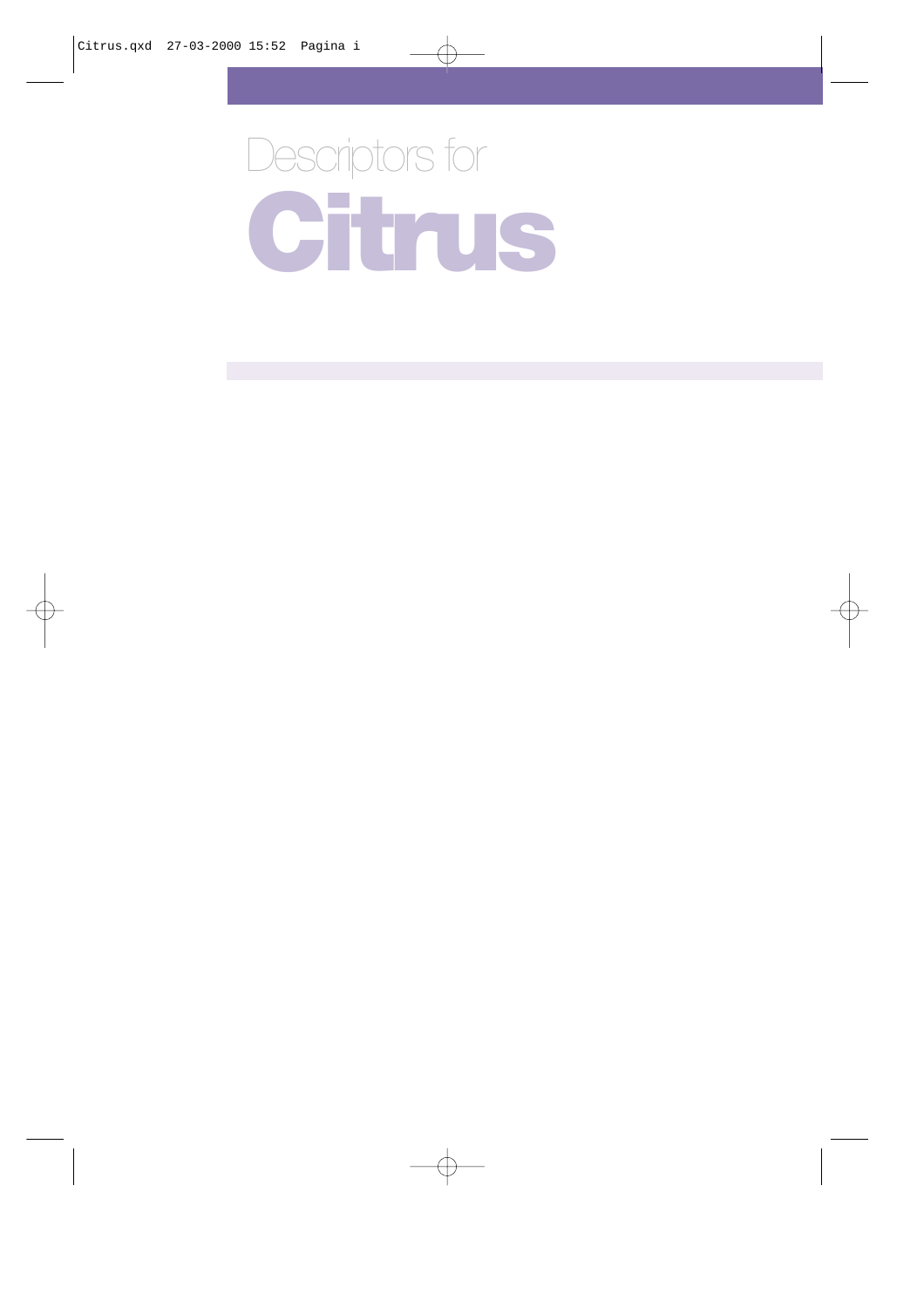# Descriptors for Citrus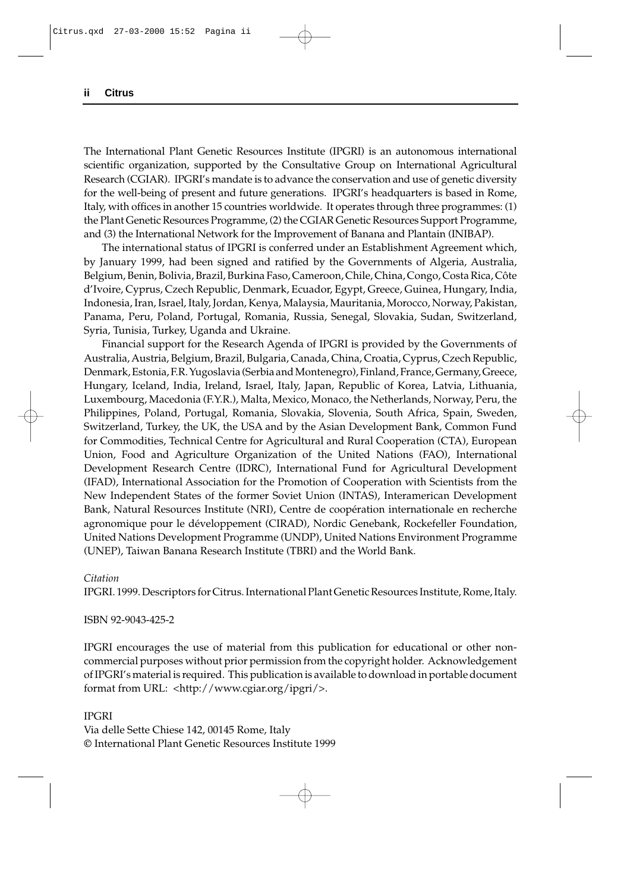The International Plant Genetic Resources Institute (IPGRI) is an autonomous international scientific organization, supported by the Consultative Group on International Agricultural Research (CGIAR). IPGRI's mandate is to advance the conservation and use of genetic diversity for the well-being of present and future generations. IPGRI's headquarters is based in Rome, Italy, with offices in another 15 countries worldwide. It operates through three programmes: (1) the Plant Genetic Resources Programme, (2) the CGIAR Genetic Resources Support Programme, and (3) the International Network for the Improvement of Banana and Plantain (INIBAP).

The international status of IPGRI is conferred under an Establishment Agreement which, by January 1999, had been signed and ratified by the Governments of Algeria, Australia, Belgium, Benin, Bolivia, Brazil, Burkina Faso, Cameroon, Chile, China, Congo, Costa Rica, Côte d'Ivoire, Cyprus, Czech Republic, Denmark, Ecuador, Egypt, Greece, Guinea, Hungary, India, Indonesia, Iran, Israel, Italy, Jordan, Kenya, Malaysia, Mauritania, Morocco, Norway, Pakistan, Panama, Peru, Poland, Portugal, Romania, Russia, Senegal, Slovakia, Sudan, Switzerland, Syria, Tunisia, Turkey, Uganda and Ukraine.

Financial support for the Research Agenda of IPGRI is provided by the Governments of Australia, Austria, Belgium, Brazil, Bulgaria, Canada, China, Croatia, Cyprus, Czech Republic, Denmark, Estonia, F.R. Yugoslavia (Serbia and Montenegro), Finland, France, Germany, Greece, Hungary, Iceland, India, Ireland, Israel, Italy, Japan, Republic of Korea, Latvia, Lithuania, Luxembourg, Macedonia (F.Y.R.), Malta, Mexico, Monaco, the Netherlands, Norway, Peru, the Philippines, Poland, Portugal, Romania, Slovakia, Slovenia, South Africa, Spain, Sweden, Switzerland, Turkey, the UK, the USA and by the Asian Development Bank, Common Fund for Commodities, Technical Centre for Agricultural and Rural Cooperation (CTA), European Union, Food and Agriculture Organization of the United Nations (FAO), International Development Research Centre (IDRC), International Fund for Agricultural Development (IFAD), International Association for the Promotion of Cooperation with Scientists from the New Independent States of the former Soviet Union (INTAS), Interamerican Development Bank, Natural Resources Institute (NRI), Centre de coopération internationale en recherche agronomique pour le développement (CIRAD), Nordic Genebank, Rockefeller Foundation, United Nations Development Programme (UNDP), United Nations Environment Programme (UNEP), Taiwan Banana Research Institute (TBRI) and the World Bank.

*Citation*
IPGRI. 1999. Descriptors for Citrus. International Plant Genetic Resources Institute, Rome, Italy.

ISBN 92-9043-425-2

IPGRI encourages the use of material from this publication for educational or other non-commercial purposes without prior permission from the copyright holder. Acknowledgement of IPGRI's material is required. This publication is available to download in portable document format from URL: <http://www.cgiar.org/ipgri/>.

IPGRI
Via delle Sette Chiese 142, 00145 Rome, Italy
© International Plant Genetic Resources Institute 1999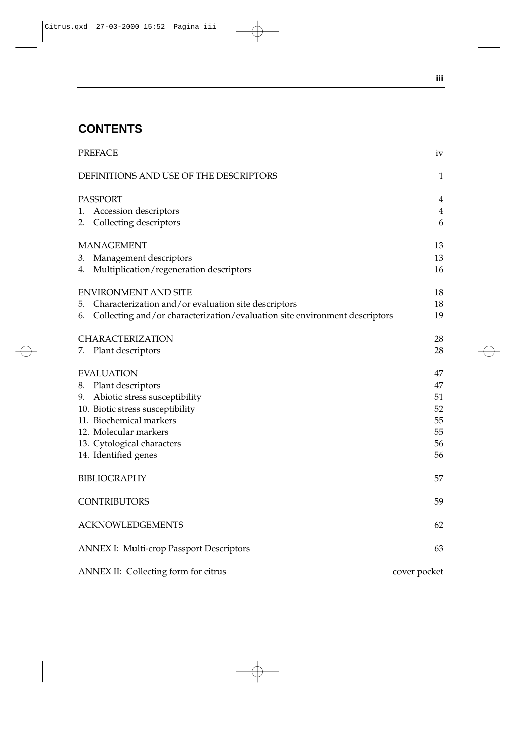## CONTENTS

| | |
|---|---|
| PREFACE | iv |
| DEFINITIONS AND USE OF THE DESCRIPTORS | 1 |
| PASSPORT | 4 |
| 1. Accession descriptors | 4 |
| 2. Collecting descriptors | 6 |
| MANAGEMENT | 13 |
| 3. Management descriptors | 13 |
| 4. Multiplication/regeneration descriptors | 16 |
| ENVIRONMENT AND SITE | 18 |
| 5. Characterization and/or evaluation site descriptors | 18 |
| 6. Collecting and/or characterization/evaluation site environment descriptors | 19 |
| CHARACTERIZATION | 28 |
| 7. Plant descriptors | 28 |
| EVALUATION | 47 |
| 8. Plant descriptors | 47 |
| 9. Abiotic stress susceptibility | 51 |
| 10. Biotic stress susceptibility | 52 |
| 11. Biochemical markers | 55 |
| 12. Molecular markers | 55 |
| 13. Cytological characters | 56 |
| 14. Identified genes | 56 |
| BIBLIOGRAPHY | 57 |
| CONTRIBUTORS | 59 |
| ACKNOWLEDGEMENTS | 62 |
| ANNEX I: Multi-crop Passport Descriptors | 63 |
| ANNEX II: Collecting form for citrus | cover pocket |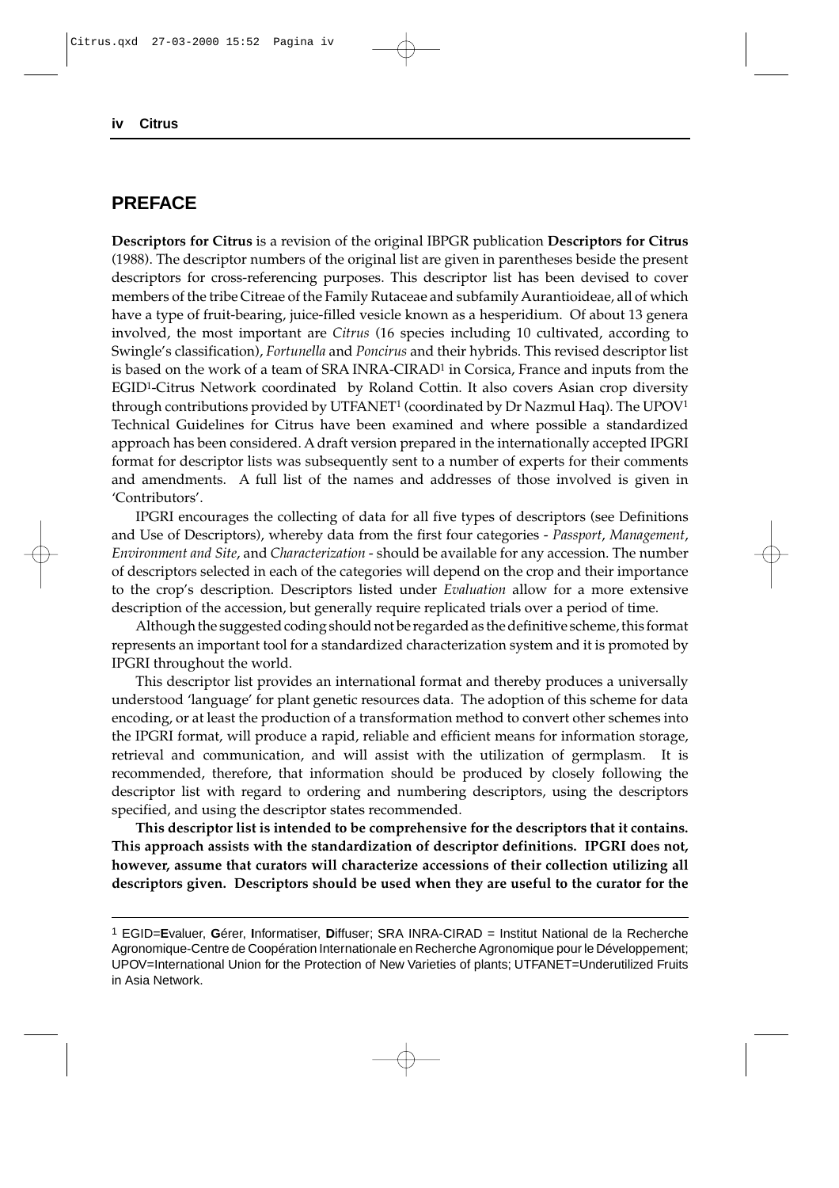## PREFACE

**Descriptors for Citrus** is a revision of the original IBPGR publication **Descriptors for Citrus** (1988). The descriptor numbers of the original list are given in parentheses beside the present descriptors for cross-referencing purposes. This descriptor list has been devised to cover members of the tribe Citreae of the Family Rutaceae and subfamily Aurantioideae, all of which have a type of fruit-bearing, juice-filled vesicle known as a hesperidium. Of about 13 genera involved, the most important are *Citrus* (16 species including 10 cultivated, according to Swingle's classification), *Fortunella* and *Poncirus* and their hybrids. This revised descriptor list is based on the work of a team of SRA INRA-CIRAD[1] in Corsica, France and inputs from the EGID[1]-Citrus Network coordinated by Roland Cottin. It also covers Asian crop diversity through contributions provided by UTFANET[1] (coordinated by Dr Nazmul Haq). The UPOV[1] Technical Guidelines for Citrus have been examined and where possible a standardized approach has been considered. A draft version prepared in the internationally accepted IPGRI format for descriptor lists was subsequently sent to a number of experts for their comments and amendments. A full list of the names and addresses of those involved is given in 'Contributors'.

IPGRI encourages the collecting of data for all five types of descriptors (see Definitions and Use of Descriptors), whereby data from the first four categories - *Passport*, *Management*, *Environment and Site*, and *Characterization* - should be available for any accession. The number of descriptors selected in each of the categories will depend on the crop and their importance to the crop's description. Descriptors listed under *Evaluation* allow for a more extensive description of the accession, but generally require replicated trials over a period of time.

Although the suggested coding should not be regarded as the definitive scheme, this format represents an important tool for a standardized characterization system and it is promoted by IPGRI throughout the world.

This descriptor list provides an international format and thereby produces a universally understood 'language' for plant genetic resources data. The adoption of this scheme for data encoding, or at least the production of a transformation method to convert other schemes into the IPGRI format, will produce a rapid, reliable and efficient means for information storage, retrieval and communication, and will assist with the utilization of germplasm. It is recommended, therefore, that information should be produced by closely following the descriptor list with regard to ordering and numbering descriptors, using the descriptors specified, and using the descriptor states recommended.

**This descriptor list is intended to be comprehensive for the descriptors that it contains. This approach assists with the standardization of descriptor definitions. IPGRI does not, however, assume that curators will characterize accessions of their collection utilizing all descriptors given. Descriptors should be used when they are useful to the curator for the**

---

[1] EGID=**E**valuer, **G**érer, **I**nformatiser, **D**iffuser; SRA INRA-CIRAD = Institut National de la Recherche Agronomique-Centre de Coopération Internationale en Recherche Agronomique pour le Développement; UPOV=International Union for the Protection of New Varieties of plants; UTFANET=Underutilized Fruits in Asia Network.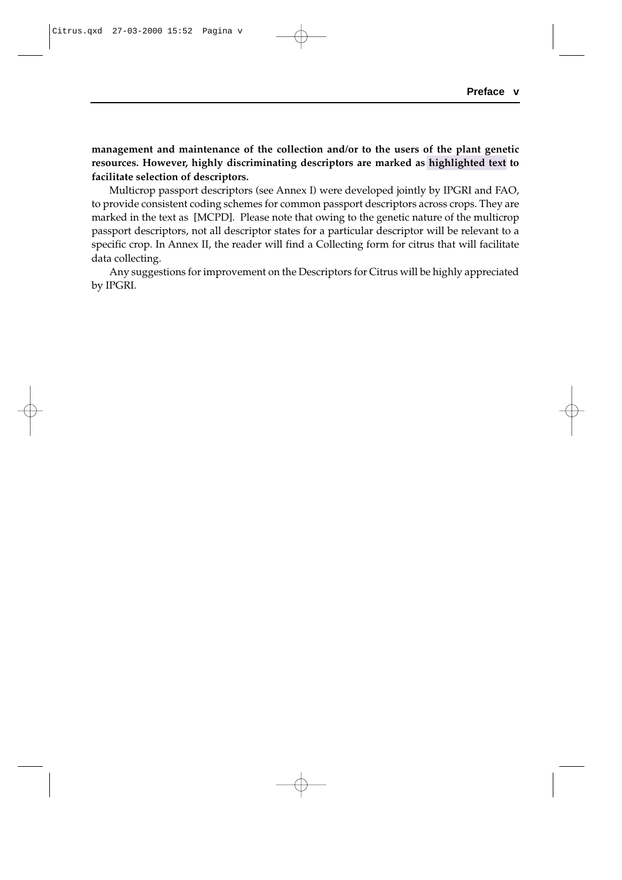**management and maintenance of the collection and/or to the users of the plant genetic resources. However, highly discriminating descriptors are marked as highlighted text to facilitate selection of descriptors.**

Multicrop passport descriptors (see Annex I) were developed jointly by IPGRI and FAO, to provide consistent coding schemes for common passport descriptors across crops. They are marked in the text as [MCPD]. Please note that owing to the genetic nature of the multicrop passport descriptors, not all descriptor states for a particular descriptor will be relevant to a specific crop. In Annex II, the reader will find a Collecting form for citrus that will facilitate data collecting.

Any suggestions for improvement on the Descriptors for Citrus will be highly appreciated by IPGRI.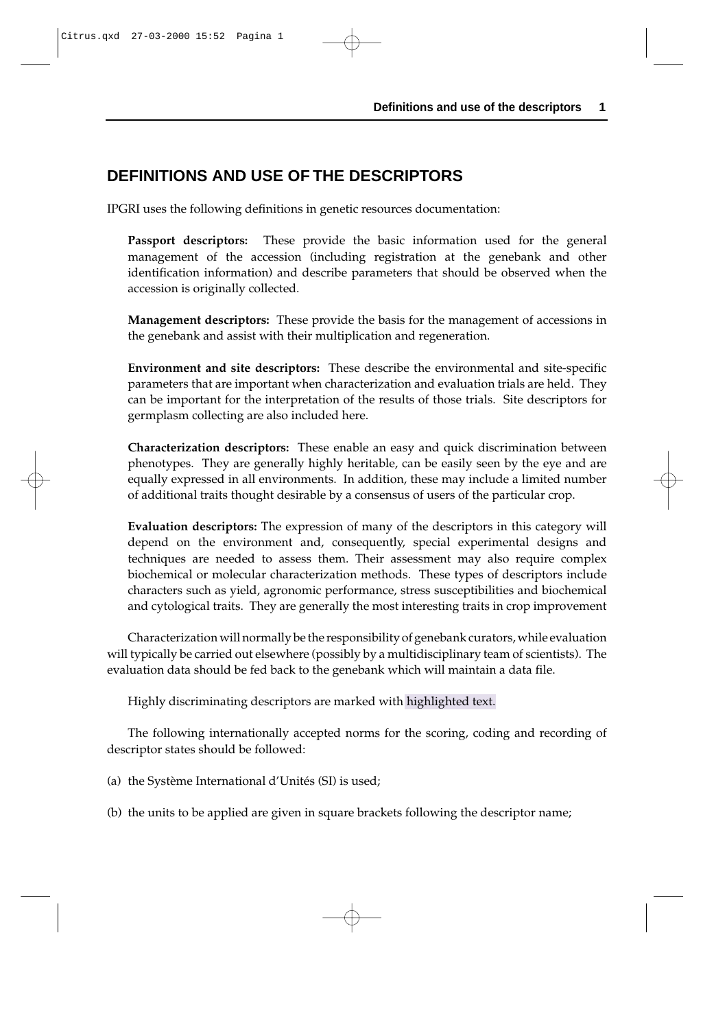# DEFINITIONS AND USE OF THE DESCRIPTORS

IPGRI uses the following definitions in genetic resources documentation:

**Passport descriptors:** These provide the basic information used for the general management of the accession (including registration at the genebank and other identification information) and describe parameters that should be observed when the accession is originally collected.

**Management descriptors:** These provide the basis for the management of accessions in the genebank and assist with their multiplication and regeneration.

**Environment and site descriptors:** These describe the environmental and site-specific parameters that are important when characterization and evaluation trials are held. They can be important for the interpretation of the results of those trials. Site descriptors for germplasm collecting are also included here.

**Characterization descriptors:** These enable an easy and quick discrimination between phenotypes. They are generally highly heritable, can be easily seen by the eye and are equally expressed in all environments. In addition, these may include a limited number of additional traits thought desirable by a consensus of users of the particular crop.

**Evaluation descriptors:** The expression of many of the descriptors in this category will depend on the environment and, consequently, special experimental designs and techniques are needed to assess them. Their assessment may also require complex biochemical or molecular characterization methods. These types of descriptors include characters such as yield, agronomic performance, stress susceptibilities and biochemical and cytological traits. They are generally the most interesting traits in crop improvement

Characterization will normally be the responsibility of genebank curators, while evaluation will typically be carried out elsewhere (possibly by a multidisciplinary team of scientists). The evaluation data should be fed back to the genebank which will maintain a data file.

Highly discriminating descriptors are marked with highlighted text.

The following internationally accepted norms for the scoring, coding and recording of descriptor states should be followed:

(a) the Système International d'Unités (SI) is used;

(b) the units to be applied are given in square brackets following the descriptor name;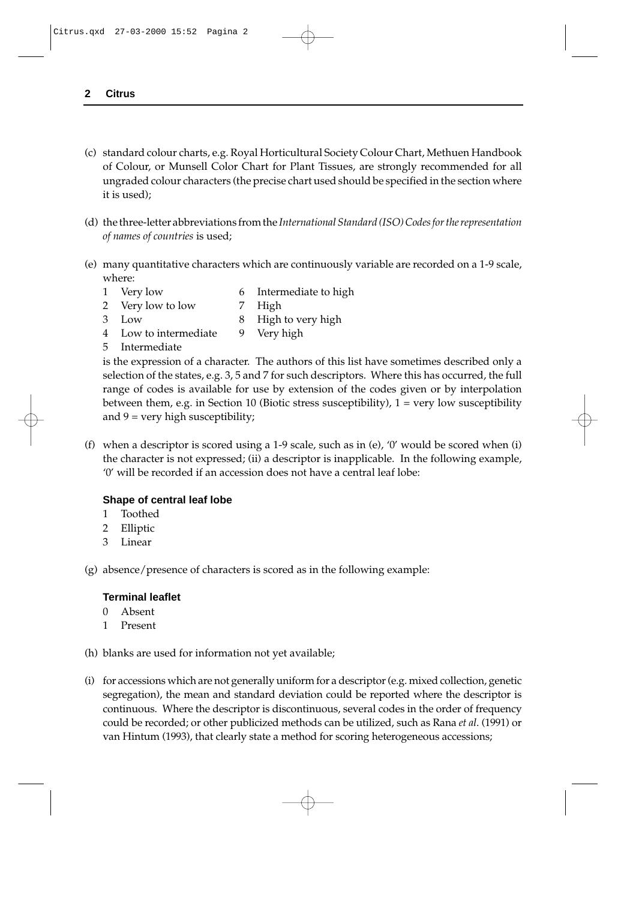(c) standard colour charts, e.g. Royal Horticultural Society Colour Chart, Methuen Handbook of Colour, or Munsell Color Chart for Plant Tissues, are strongly recommended for all ungraded colour characters (the precise chart used should be specified in the section where it is used);

(d) the three-letter abbreviations from the *International Standard (ISO) Codes for the representation of names of countries* is used;

(e) many quantitative characters which are continuously variable are recorded on a 1-9 scale, where:

| | | | |
|---|---|---|---|
| 1 | Very low | 6 | Intermediate to high |
| 2 | Very low to low | 7 | High |
| 3 | Low | 8 | High to very high |
| 4 | Low to intermediate | 9 | Very high |
| 5 | Intermediate | | |

is the expression of a character. The authors of this list have sometimes described only a selection of the states, e.g. 3, 5 and 7 for such descriptors. Where this has occurred, the full range of codes is available for use by extension of the codes given or by interpolation between them, e.g. in Section 10 (Biotic stress susceptibility), 1 = very low susceptibility and 9 = very high susceptibility;

(f) when a descriptor is scored using a 1-9 scale, such as in (e), '0' would be scored when (i) the character is not expressed; (ii) a descriptor is inapplicable. In the following example, '0' will be recorded if an accession does not have a central leaf lobe:

**Shape of central leaf lobe**

1 Toothed
2 Elliptic
3 Linear

(g) absence/presence of characters is scored as in the following example:

**Terminal leaflet**

0 Absent
1 Present

(h) blanks are used for information not yet available;

(i) for accessions which are not generally uniform for a descriptor (e.g. mixed collection, genetic segregation), the mean and standard deviation could be reported where the descriptor is continuous. Where the descriptor is discontinuous, several codes in the order of frequency could be recorded; or other publicized methods can be utilized, such as Rana *et al*. (1991) or van Hintum (1993), that clearly state a method for scoring heterogeneous accessions;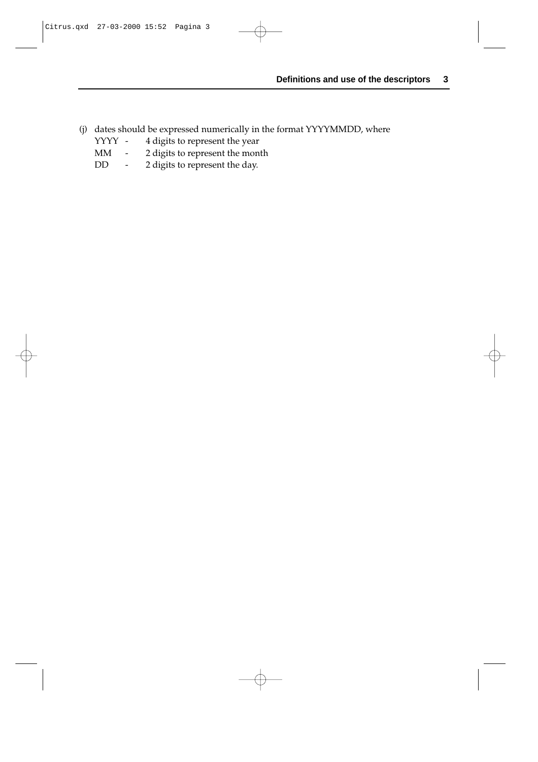(j) dates should be expressed numerically in the format YYYYMMDD, where

YYYY - 4 digits to represent the year
MM - 2 digits to represent the month
DD - 2 digits to represent the day.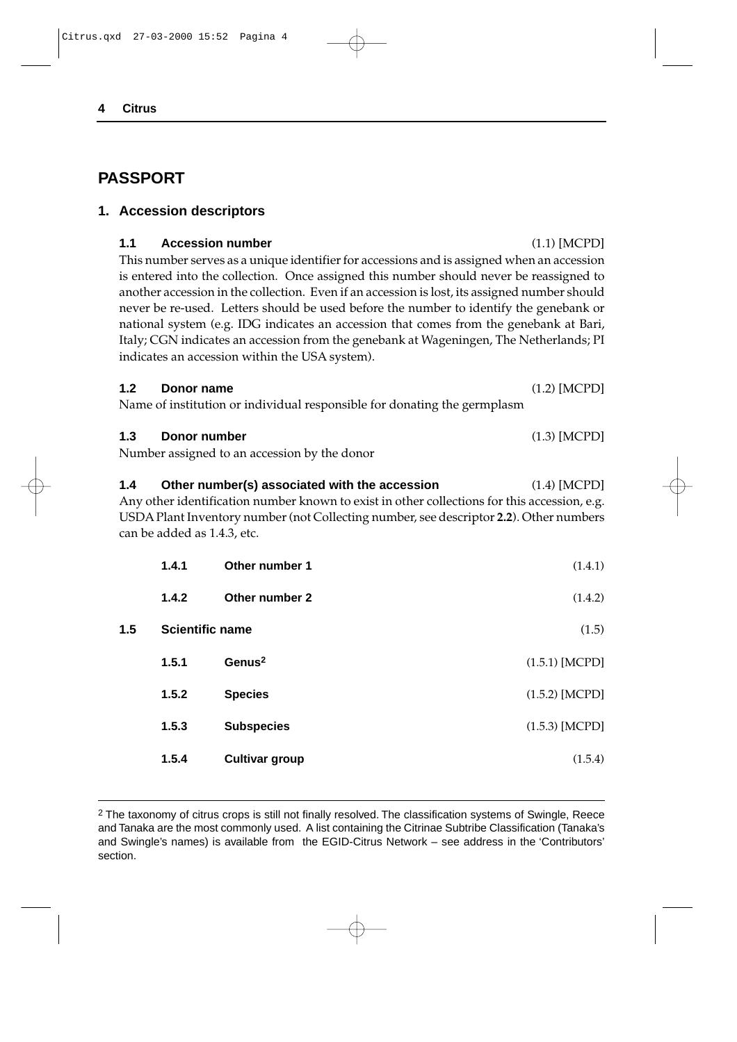# PASSPORT

## 1. Accession descriptors

### 1.1 Accession number (1.1) [MCPD]

This number serves as a unique identifier for accessions and is assigned when an accession is entered into the collection. Once assigned this number should never be reassigned to another accession in the collection. Even if an accession is lost, its assigned number should never be re-used. Letters should be used before the number to identify the genebank or national system (e.g. IDG indicates an accession that comes from the genebank at Bari, Italy; CGN indicates an accession from the genebank at Wageningen, The Netherlands; PI indicates an accession within the USA system).

### 1.2 Donor name (1.2) [MCPD]

Name of institution or individual responsible for donating the germplasm

### 1.3 Donor number (1.3) [MCPD]

Number assigned to an accession by the donor

### 1.4 Other number(s) associated with the accession (1.4) [MCPD]

Any other identification number known to exist in other collections for this accession, e.g. USDA Plant Inventory number (not Collecting number, see descriptor **2.2**). Other numbers can be added as 1.4.3, etc.

#### 1.4.1 Other number 1 (1.4.1)

#### 1.4.2 Other number 2 (1.4.2)

### 1.5 Scientific name (1.5)

#### 1.5.1 Genus[2] (1.5.1) [MCPD]

#### 1.5.2 Species (1.5.2) [MCPD]

#### 1.5.3 Subspecies (1.5.3) [MCPD]

#### 1.5.4 Cultivar group (1.5.4)

---

[2] The taxonomy of citrus crops is still not finally resolved. The classification systems of Swingle, Reece and Tanaka are the most commonly used. A list containing the Citrinae Subtribe Classification (Tanaka's and Swingle's names) is available from the EGID-Citrus Network – see address in the 'Contributors' section.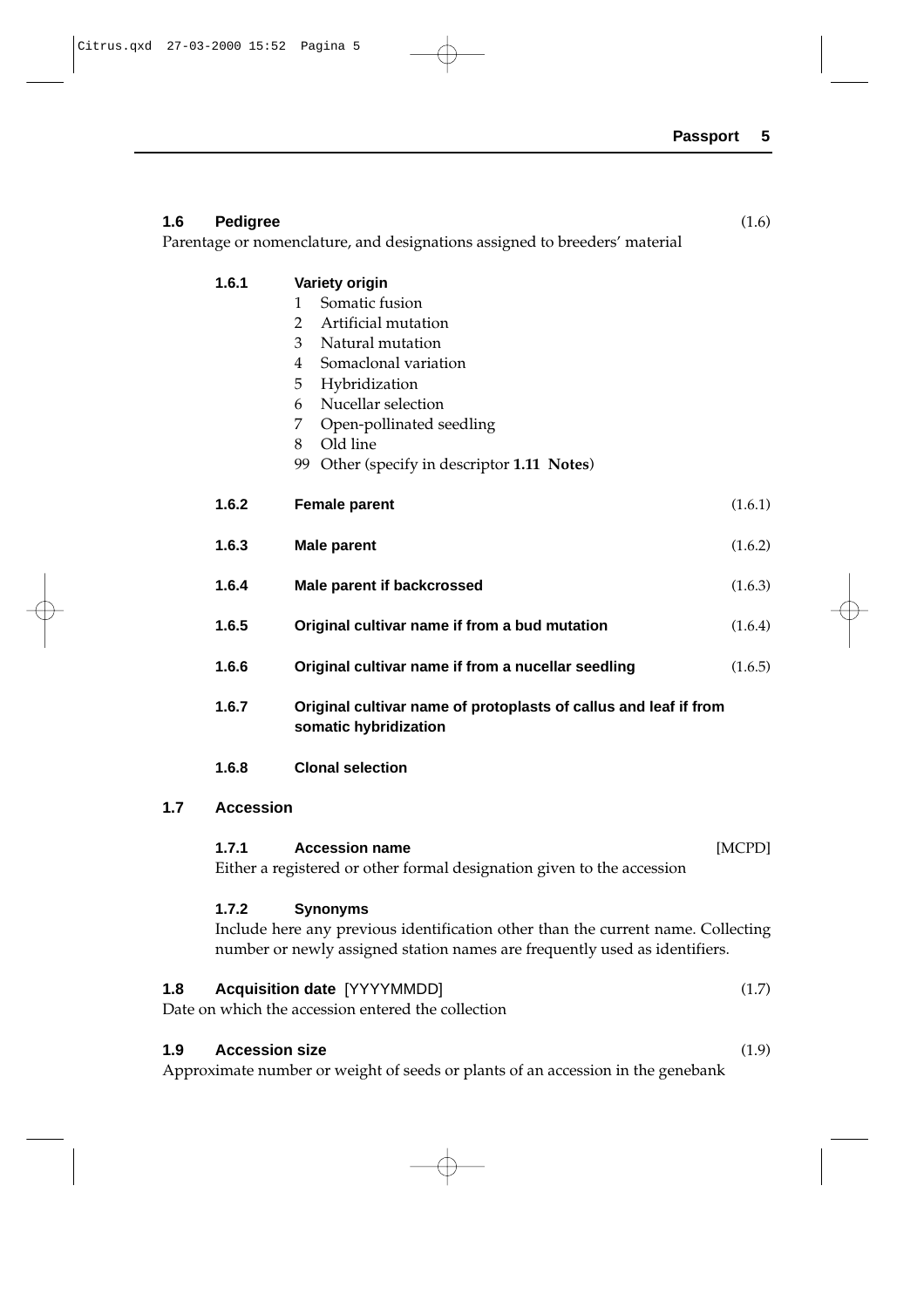**1.6 Pedigree** (1.6)

Parentage or nomenclature, and designations assigned to breeders' material

**1.6.1 Variety origin**

1 Somatic fusion
2 Artificial mutation
3 Natural mutation
4 Somaclonal variation
5 Hybridization
6 Nucellar selection
7 Open-pollinated seedling
8 Old line
99 Other (specify in descriptor **1.11 Notes**)

**1.6.2 Female parent** (1.6.1)

**1.6.3 Male parent** (1.6.2)

**1.6.4 Male parent if backcrossed** (1.6.3)

**1.6.5 Original cultivar name if from a bud mutation** (1.6.4)

**1.6.6 Original cultivar name if from a nucellar seedling** (1.6.5)

**1.6.7 Original cultivar name of protoplasts of callus and leaf if from somatic hybridization**

**1.6.8 Clonal selection**

**1.7 Accession**

**1.7.1 Accession name** [MCPD]

Either a registered or other formal designation given to the accession

**1.7.2 Synonyms**

Include here any previous identification other than the current name. Collecting number or newly assigned station names are frequently used as identifiers.

**1.8 Acquisition date** [YYYYMMDD] (1.7)

Date on which the accession entered the collection

**1.9 Accession size** (1.9)

Approximate number or weight of seeds or plants of an accession in the genebank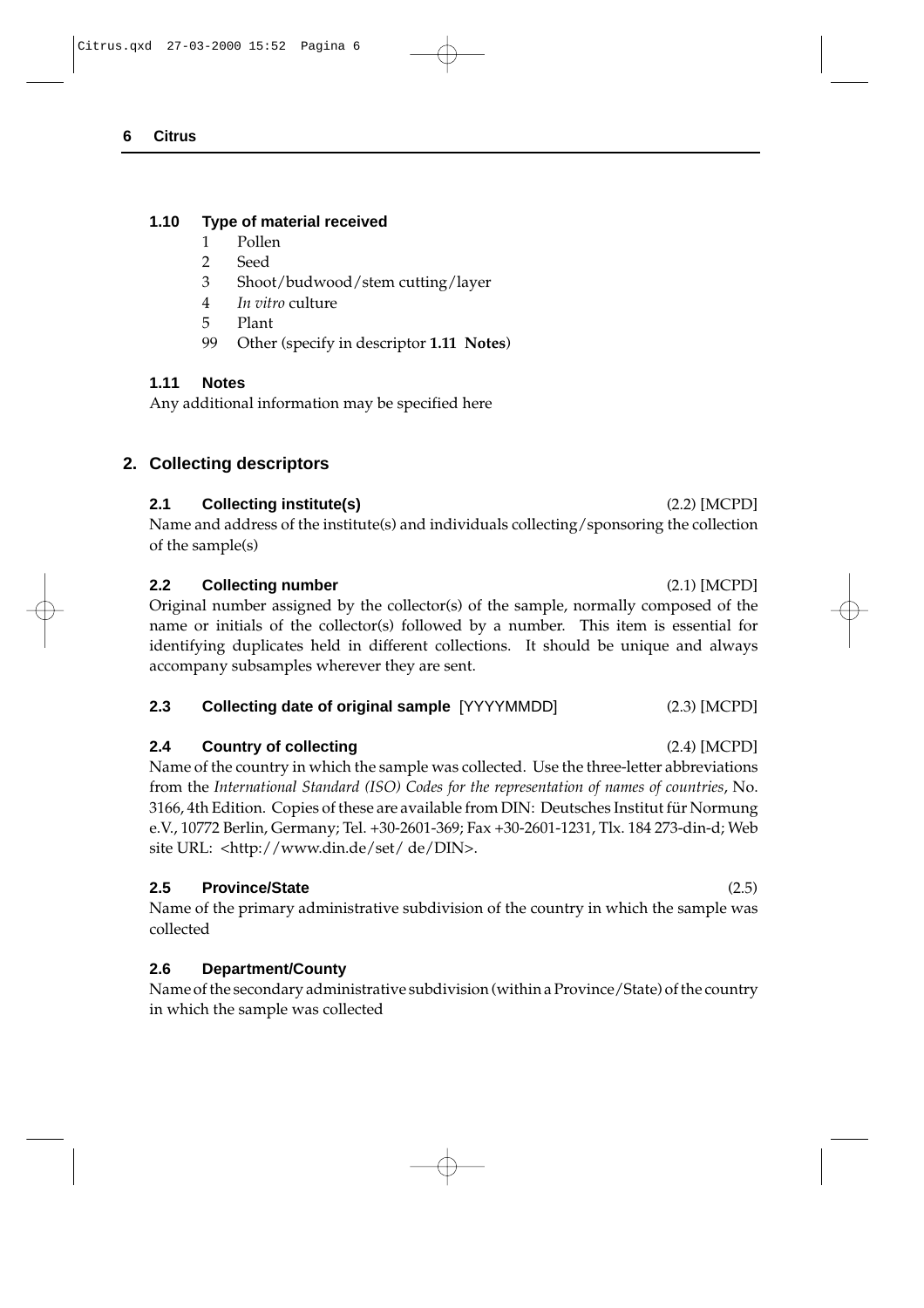### 1.10 Type of material received

1 Pollen
2 Seed
3 Shoot/budwood/stem cutting/layer
4 *In vitro* culture
5 Plant
99 Other (specify in descriptor **1.11 Notes**)

### 1.11 Notes

Any additional information may be specified here

## 2. Collecting descriptors

### 2.1 Collecting institute(s) (2.2) [MCPD]

Name and address of the institute(s) and individuals collecting/sponsoring the collection of the sample(s)

### 2.2 Collecting number (2.1) [MCPD]

Original number assigned by the collector(s) of the sample, normally composed of the name or initials of the collector(s) followed by a number. This item is essential for identifying duplicates held in different collections. It should be unique and always accompany subsamples wherever they are sent.

### 2.3 Collecting date of original sample [YYYYMMDD] (2.3) [MCPD]

### 2.4 Country of collecting (2.4) [MCPD]

Name of the country in which the sample was collected. Use the three-letter abbreviations from the *International Standard (ISO) Codes for the representation of names of countries*, No. 3166, 4th Edition. Copies of these are available from DIN: Deutsches Institut für Normung e.V., 10772 Berlin, Germany; Tel. +30-2601-369; Fax +30-2601-1231, Tlx. 184 273-din-d; Web site URL: <http://www.din.de/set/ de/DIN>.

### 2.5 Province/State (2.5)

Name of the primary administrative subdivision of the country in which the sample was collected

### 2.6 Department/County

Name of the secondary administrative subdivision (within a Province/State) of the country in which the sample was collected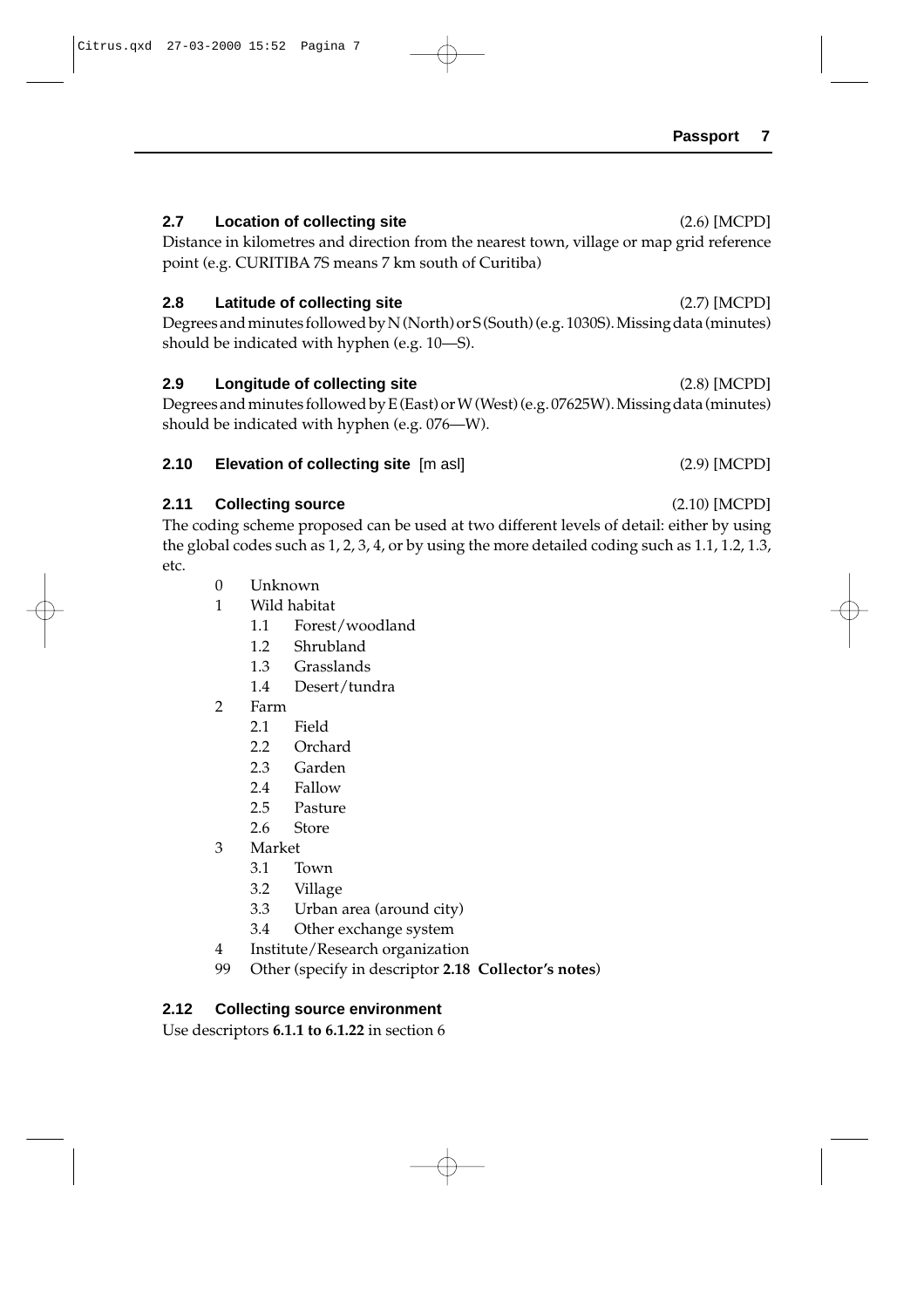### 2.7 Location of collecting site (2.6) [MCPD]

Distance in kilometres and direction from the nearest town, village or map grid reference point (e.g. CURITIBA 7S means 7 km south of Curitiba)

### 2.8 Latitude of collecting site (2.7) [MCPD]

Degrees and minutes followed by N (North) or S (South) (e.g. 1030S). Missing data (minutes) should be indicated with hyphen (e.g. 10—S).

### 2.9 Longitude of collecting site (2.8) [MCPD]

Degrees and minutes followed by E (East) or W (West) (e.g. 07625W). Missing data (minutes) should be indicated with hyphen (e.g. 076—W).

### 2.10 Elevation of collecting site [m asl] (2.9) [MCPD]

### 2.11 Collecting source (2.10) [MCPD]

The coding scheme proposed can be used at two different levels of detail: either by using the global codes such as 1, 2, 3, 4, or by using the more detailed coding such as 1.1, 1.2, 1.3, etc.

- 0 Unknown
- 1 Wild habitat
  - 1.1 Forest/woodland
  - 1.2 Shrubland
  - 1.3 Grasslands
  - 1.4 Desert/tundra
- 2 Farm
  - 2.1 Field
  - 2.2 Orchard
  - 2.3 Garden
  - 2.4 Fallow
  - 2.5 Pasture
  - 2.6 Store
- 3 Market
  - 3.1 Town
  - 3.2 Village
  - 3.3 Urban area (around city)
  - 3.4 Other exchange system
- 4 Institute/Research organization
- 99 Other (specify in descriptor **2.18 Collector's notes**)

### 2.12 Collecting source environment

Use descriptors **6.1.1 to 6.1.22** in section 6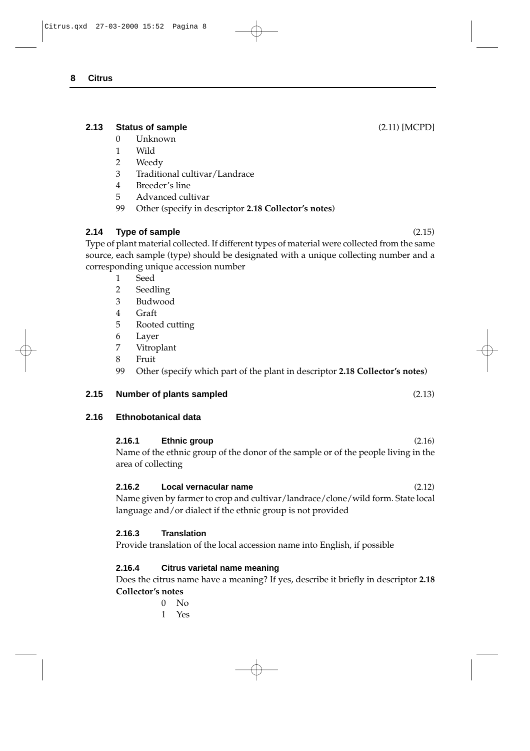### 2.13 Status of sample (2.11) [MCPD]

0 Unknown
1 Wild
2 Weedy
3 Traditional cultivar/Landrace
4 Breeder's line
5 Advanced cultivar
99 Other (specify in descriptor **2.18 Collector's notes**)

### 2.14 Type of sample (2.15)

Type of plant material collected. If different types of material were collected from the same source, each sample (type) should be designated with a unique collecting number and a corresponding unique accession number

1 Seed
2 Seedling
3 Budwood
4 Graft
5 Rooted cutting
6 Layer
7 Vitroplant
8 Fruit
99 Other (specify which part of the plant in descriptor **2.18 Collector's notes**)

### 2.15 Number of plants sampled (2.13)

### 2.16 Ethnobotanical data

#### 2.16.1 Ethnic group (2.16)

Name of the ethnic group of the donor of the sample or of the people living in the area of collecting

#### 2.16.2 Local vernacular name (2.12)

Name given by farmer to crop and cultivar/landrace/clone/wild form. State local language and/or dialect if the ethnic group is not provided

#### 2.16.3 Translation

Provide translation of the local accession name into English, if possible

#### 2.16.4 Citrus varietal name meaning

Does the citrus name have a meaning? If yes, describe it briefly in descriptor **2.18 Collector's notes**

0 No
1 Yes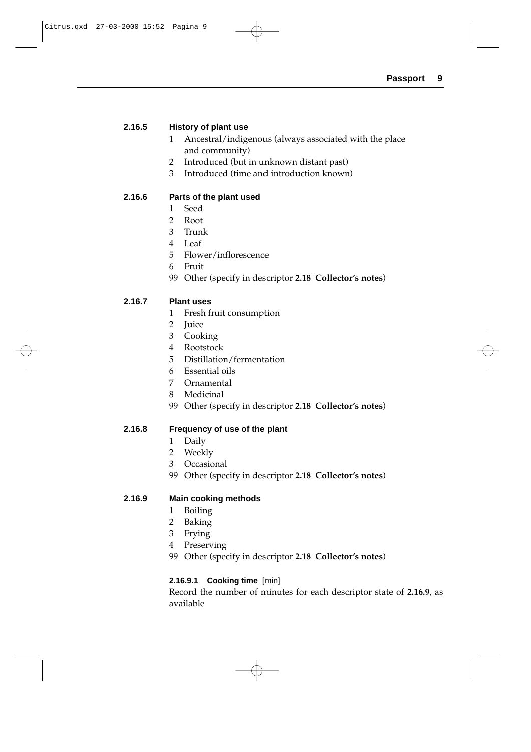**2.16.5 History of plant use**

1 Ancestral/indigenous (always associated with the place and community)
2 Introduced (but in unknown distant past)
3 Introduced (time and introduction known)

**2.16.6 Parts of the plant used**

1 Seed
2 Root
3 Trunk
4 Leaf
5 Flower/inflorescence
6 Fruit
99 Other (specify in descriptor **2.18 Collector's notes**)

**2.16.7 Plant uses**

1 Fresh fruit consumption
2 Juice
3 Cooking
4 Rootstock
5 Distillation/fermentation
6 Essential oils
7 Ornamental
8 Medicinal
99 Other (specify in descriptor **2.18 Collector's notes**)

**2.16.8 Frequency of use of the plant**

1 Daily
2 Weekly
3 Occasional
99 Other (specify in descriptor **2.18 Collector's notes**)

**2.16.9 Main cooking methods**

1 Boiling
2 Baking
3 Frying
4 Preserving
99 Other (specify in descriptor **2.18 Collector's notes**)

**2.16.9.1 Cooking time** [min]

Record the number of minutes for each descriptor state of **2.16.9**, as available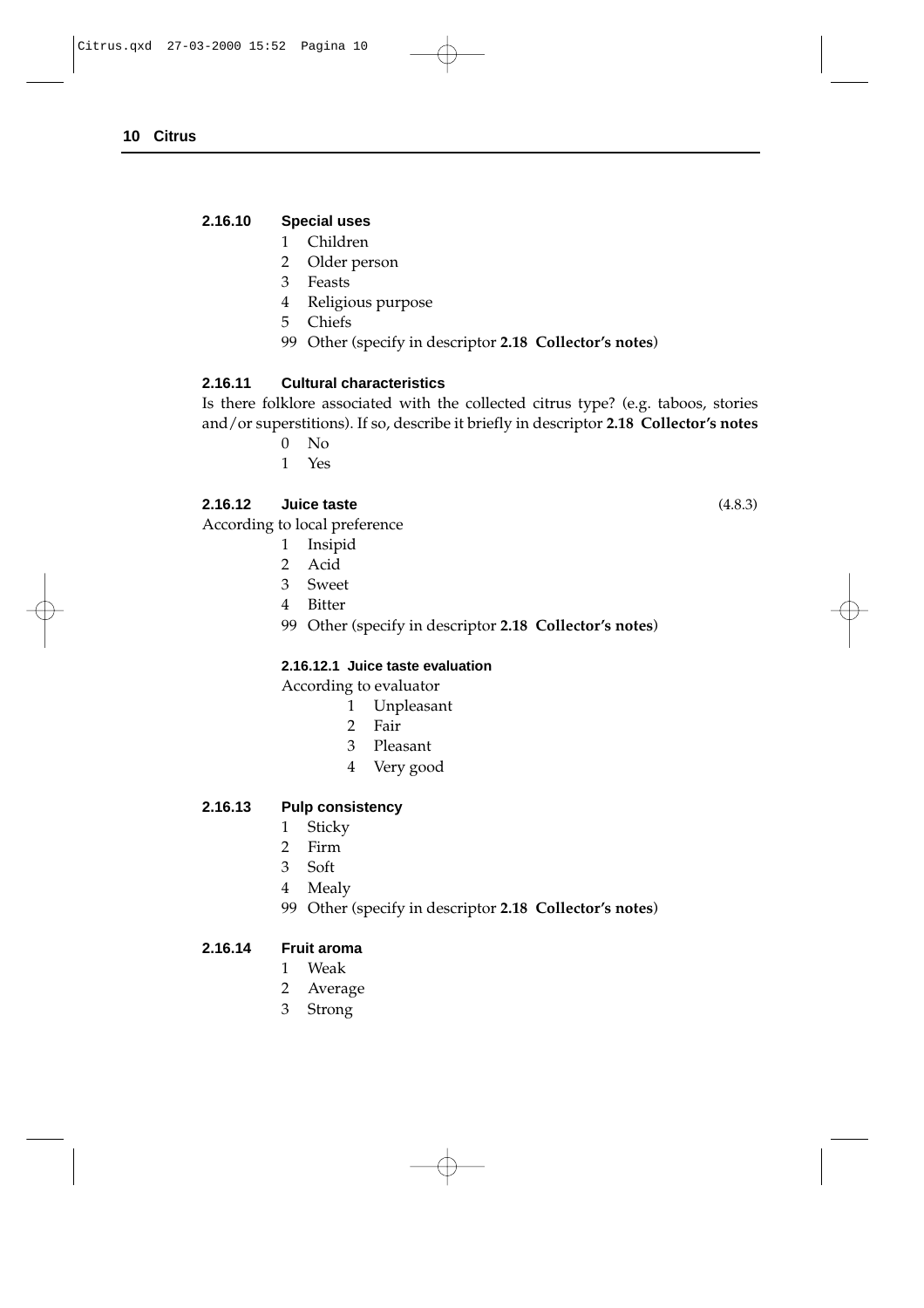### 2.16.10 Special uses

1 Children
2 Older person
3 Feasts
4 Religious purpose
5 Chiefs
99 Other (specify in descriptor **2.18 Collector's notes**)

### 2.16.11 Cultural characteristics

Is there folklore associated with the collected citrus type? (e.g. taboos, stories and/or superstitions). If so, describe it briefly in descriptor **2.18 Collector's notes**

0 No
1 Yes

### 2.16.12 Juice taste (4.8.3)

According to local preference

1 Insipid
2 Acid
3 Sweet
4 Bitter
99 Other (specify in descriptor **2.18 Collector's notes**)

#### 2.16.12.1 Juice taste evaluation

According to evaluator

1 Unpleasant
2 Fair
3 Pleasant
4 Very good

### 2.16.13 Pulp consistency

1 Sticky
2 Firm
3 Soft
4 Mealy
99 Other (specify in descriptor **2.18 Collector's notes**)

### 2.16.14 Fruit aroma

1 Weak
2 Average
3 Strong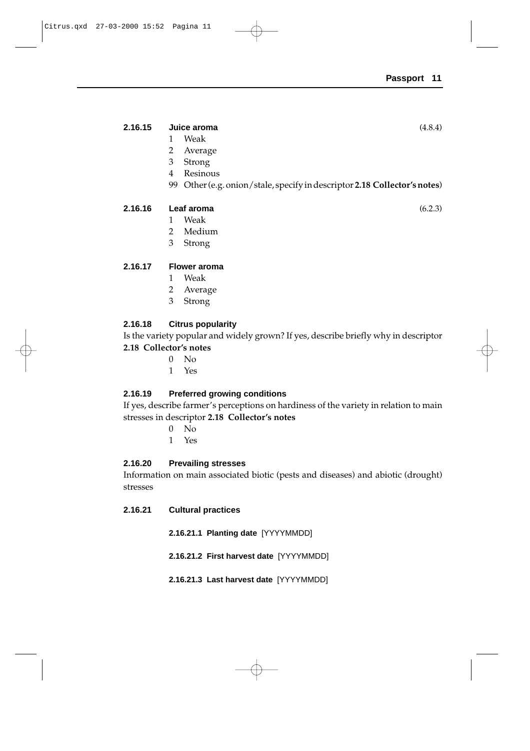**2.16.15 Juice aroma** (4.8.4)

1 Weak
2 Average
3 Strong
4 Resinous
99 Other (e.g. onion/stale, specify in descriptor **2.18 Collector's notes**)

**2.16.16 Leaf aroma** (6.2.3)

1 Weak
2 Medium
3 Strong

**2.16.17 Flower aroma**

1 Weak
2 Average
3 Strong

**2.16.18 Citrus popularity**

Is the variety popular and widely grown? If yes, describe briefly why in descriptor **2.18 Collector's notes**

0 No
1 Yes

**2.16.19 Preferred growing conditions**

If yes, describe farmer's perceptions on hardiness of the variety in relation to main stresses in descriptor **2.18 Collector's notes**

0 No
1 Yes

**2.16.20 Prevailing stresses**

Information on main associated biotic (pests and diseases) and abiotic (drought) stresses

**2.16.21 Cultural practices**

**2.16.21.1 Planting date** [YYYYMMDD]

**2.16.21.2 First harvest date** [YYYYMMDD]

**2.16.21.3 Last harvest date** [YYYYMMDD]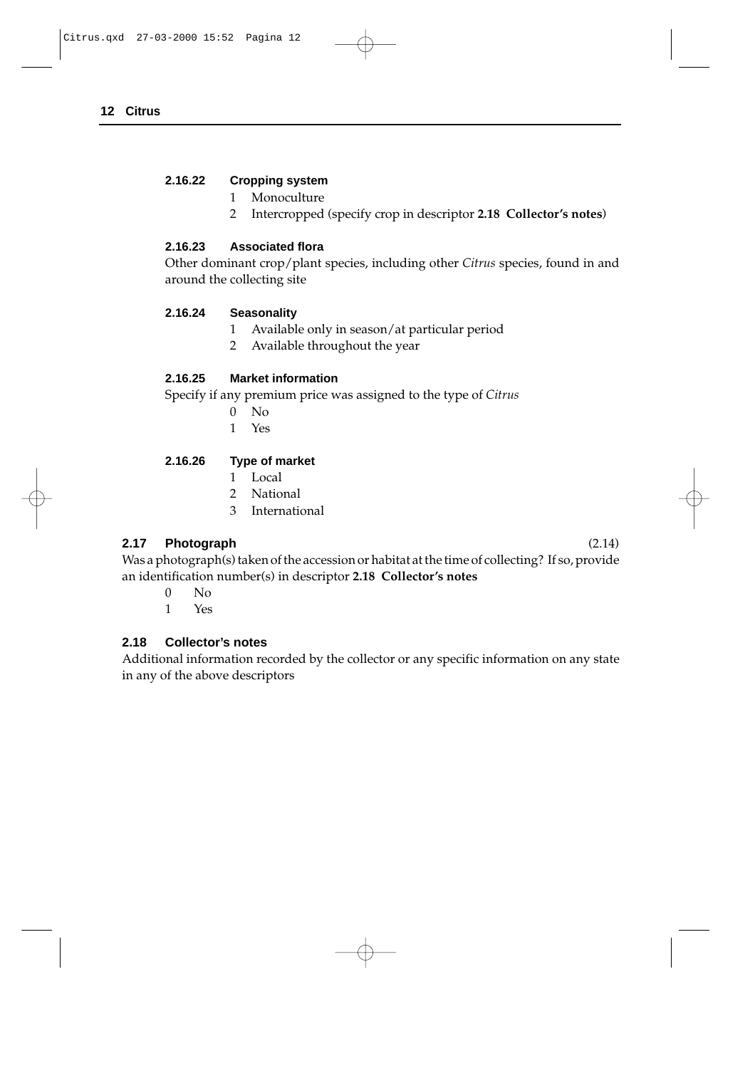#### 2.16.22 Cropping system

1 Monoculture
2 Intercropped (specify crop in descriptor **2.18 Collector's notes**)

#### 2.16.23 Associated flora

Other dominant crop/plant species, including other *Citrus* species, found in and around the collecting site

#### 2.16.24 Seasonality

1 Available only in season/at particular period
2 Available throughout the year

#### 2.16.25 Market information

Specify if any premium price was assigned to the type of *Citrus*

0 No
1 Yes

#### 2.16.26 Type of market

1 Local
2 National
3 International

### 2.17 Photograph (2.14)

Was a photograph(s) taken of the accession or habitat at the time of collecting? If so, provide an identification number(s) in descriptor **2.18 Collector's notes**

0 No
1 Yes

### 2.18 Collector's notes

Additional information recorded by the collector or any specific information on any state in any of the above descriptors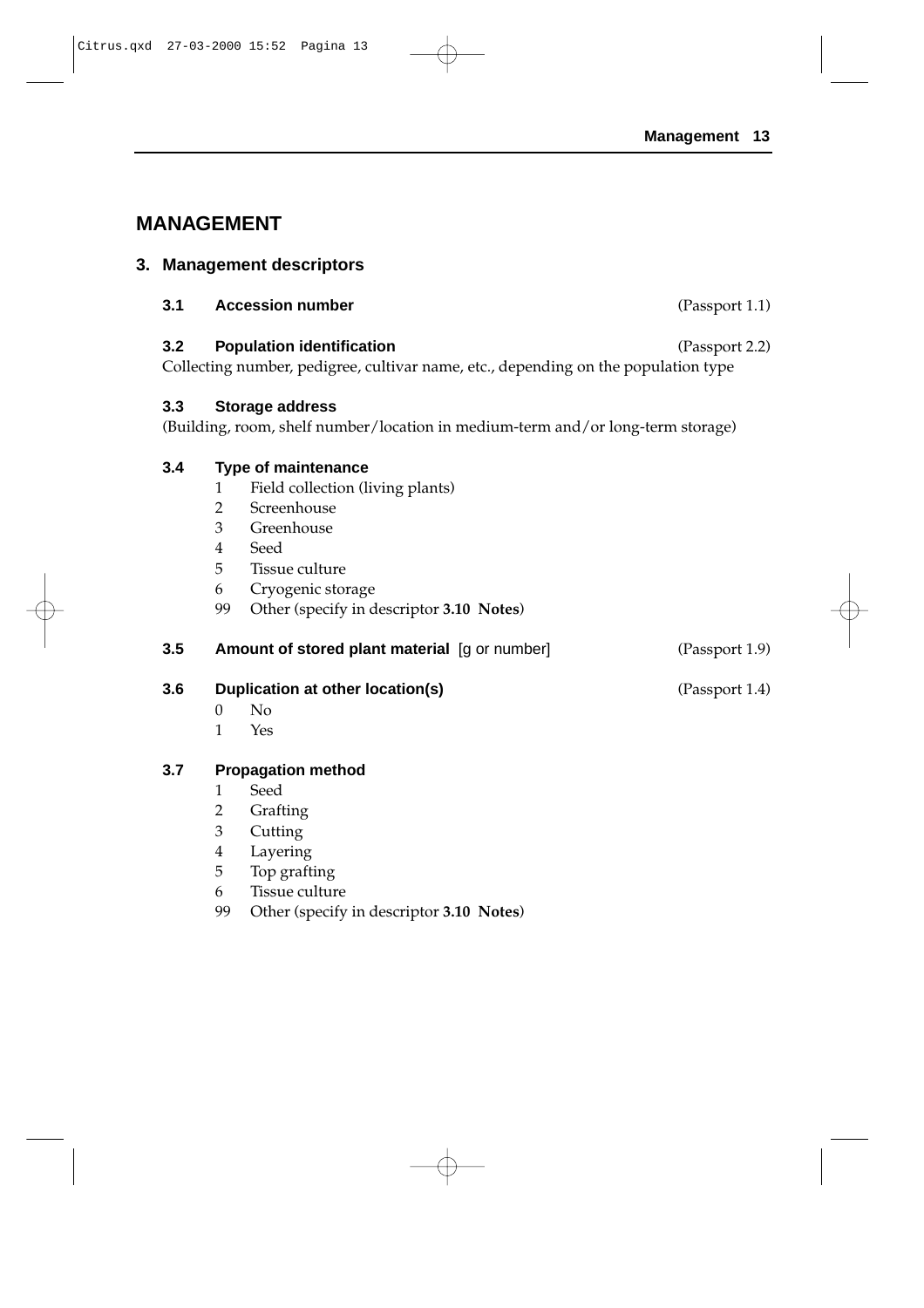# MANAGEMENT

## 3. Management descriptors

### 3.1 Accession number (Passport 1.1)

### 3.2 Population identification (Passport 2.2)

Collecting number, pedigree, cultivar name, etc., depending on the population type

### 3.3 Storage address

(Building, room, shelf number/location in medium-term and/or long-term storage)

### 3.4 Type of maintenance

1 Field collection (living plants)
2 Screenhouse
3 Greenhouse
4 Seed
5 Tissue culture
6 Cryogenic storage
99 Other (specify in descriptor **3.10 Notes**)

### 3.5 Amount of stored plant material [g or number] (Passport 1.9)

### 3.6 Duplication at other location(s) (Passport 1.4)

0 No
1 Yes

### 3.7 Propagation method

1 Seed
2 Grafting
3 Cutting
4 Layering
5 Top grafting
6 Tissue culture
99 Other (specify in descriptor **3.10 Notes**)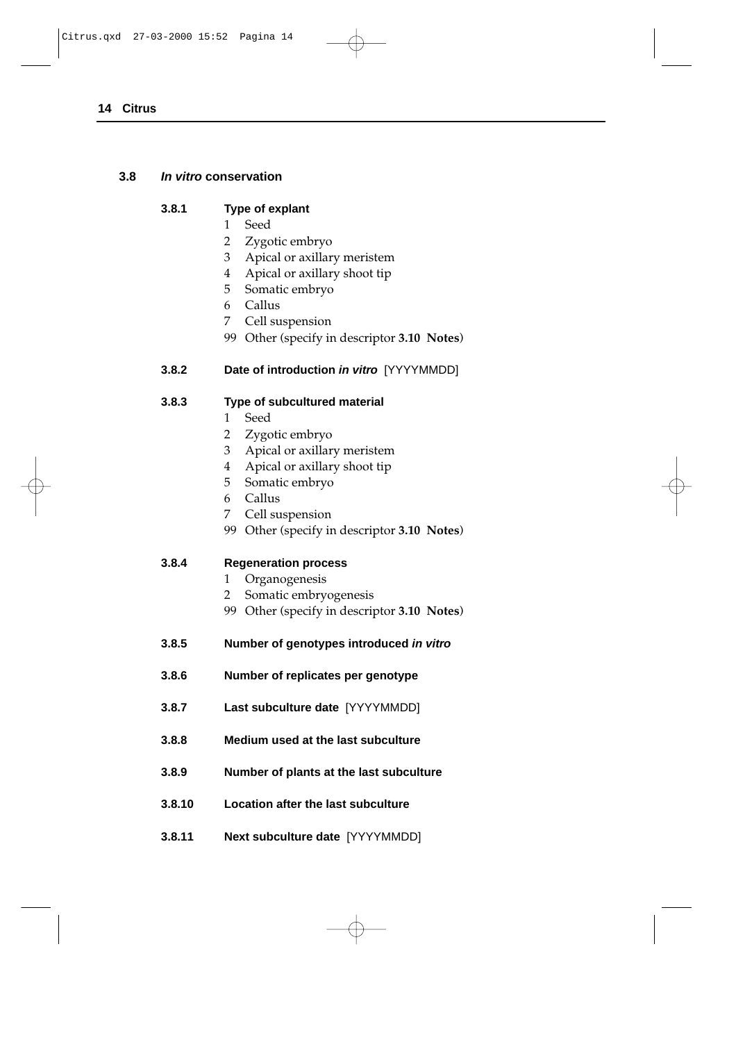## 3.8 *In vitro* conservation

**3.8.1 Type of explant**

1 Seed
2 Zygotic embryo
3 Apical or axillary meristem
4 Apical or axillary shoot tip
5 Somatic embryo
6 Callus
7 Cell suspension
99 Other (specify in descriptor **3.10 Notes**)

**3.8.2 Date of introduction *in vitro*** [YYYYMMDD]

**3.8.3 Type of subcultured material**

1 Seed
2 Zygotic embryo
3 Apical or axillary meristem
4 Apical or axillary shoot tip
5 Somatic embryo
6 Callus
7 Cell suspension
99 Other (specify in descriptor **3.10 Notes**)

**3.8.4 Regeneration process**

1 Organogenesis
2 Somatic embryogenesis
99 Other (specify in descriptor **3.10 Notes**)

**3.8.5 Number of genotypes introduced *in vitro***

**3.8.6 Number of replicates per genotype**

**3.8.7 Last subculture date** [YYYYMMDD]

**3.8.8 Medium used at the last subculture**

**3.8.9 Number of plants at the last subculture**

**3.8.10 Location after the last subculture**

**3.8.11 Next subculture date** [YYYYMMDD]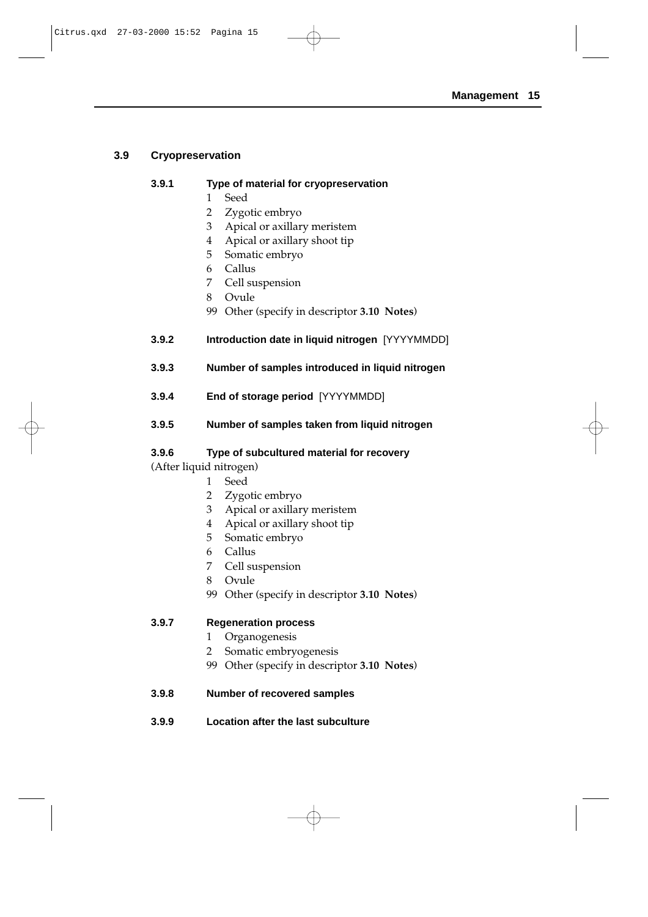## 3.9 Cryopreservation

### 3.9.1 Type of material for cryopreservation

1 Seed
2 Zygotic embryo
3 Apical or axillary meristem
4 Apical or axillary shoot tip
5 Somatic embryo
6 Callus
7 Cell suspension
8 Ovule
99 Other (specify in descriptor **3.10 Notes**)

### 3.9.2 Introduction date in liquid nitrogen [YYYYMMDD]

### 3.9.3 Number of samples introduced in liquid nitrogen

### 3.9.4 End of storage period [YYYYMMDD]

### 3.9.5 Number of samples taken from liquid nitrogen

### 3.9.6 Type of subcultured material for recovery

(After liquid nitrogen)

1 Seed
2 Zygotic embryo
3 Apical or axillary meristem
4 Apical or axillary shoot tip
5 Somatic embryo
6 Callus
7 Cell suspension
8 Ovule
99 Other (specify in descriptor **3.10 Notes**)

### 3.9.7 Regeneration process

1 Organogenesis
2 Somatic embryogenesis
99 Other (specify in descriptor **3.10 Notes**)

### 3.9.8 Number of recovered samples

### 3.9.9 Location after the last subculture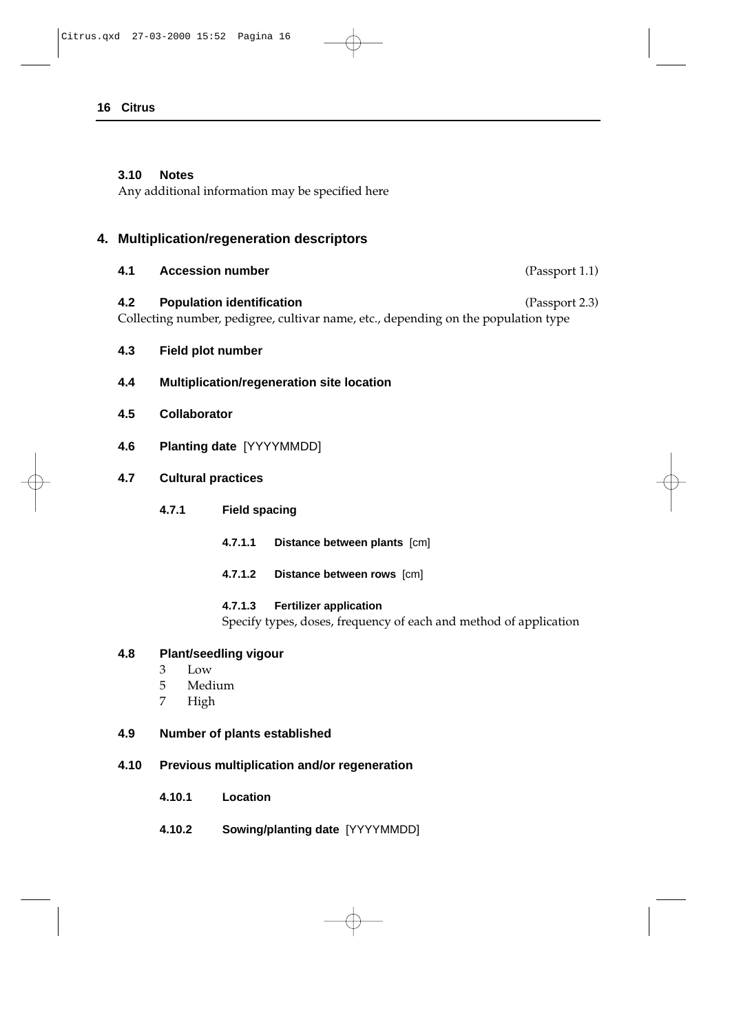### 3.10 Notes

Any additional information may be specified here

## 4. Multiplication/regeneration descriptors

**4.1 Accession number** (Passport 1.1)

**4.2 Population identification** (Passport 2.3)

Collecting number, pedigree, cultivar name, etc., depending on the population type

**4.3 Field plot number**

**4.4 Multiplication/regeneration site location**

**4.5 Collaborator**

**4.6 Planting date** [YYYYMMDD]

**4.7 Cultural practices**

**4.7.1 Field spacing**

**4.7.1.1 Distance between plants** [cm]

**4.7.1.2 Distance between rows** [cm]

**4.7.1.3 Fertilizer application**

Specify types, doses, frequency of each and method of application

**4.8 Plant/seedling vigour**

3 Low
5 Medium
7 High

**4.9 Number of plants established**

**4.10 Previous multiplication and/or regeneration**

**4.10.1 Location**

**4.10.2 Sowing/planting date** [YYYYMMDD]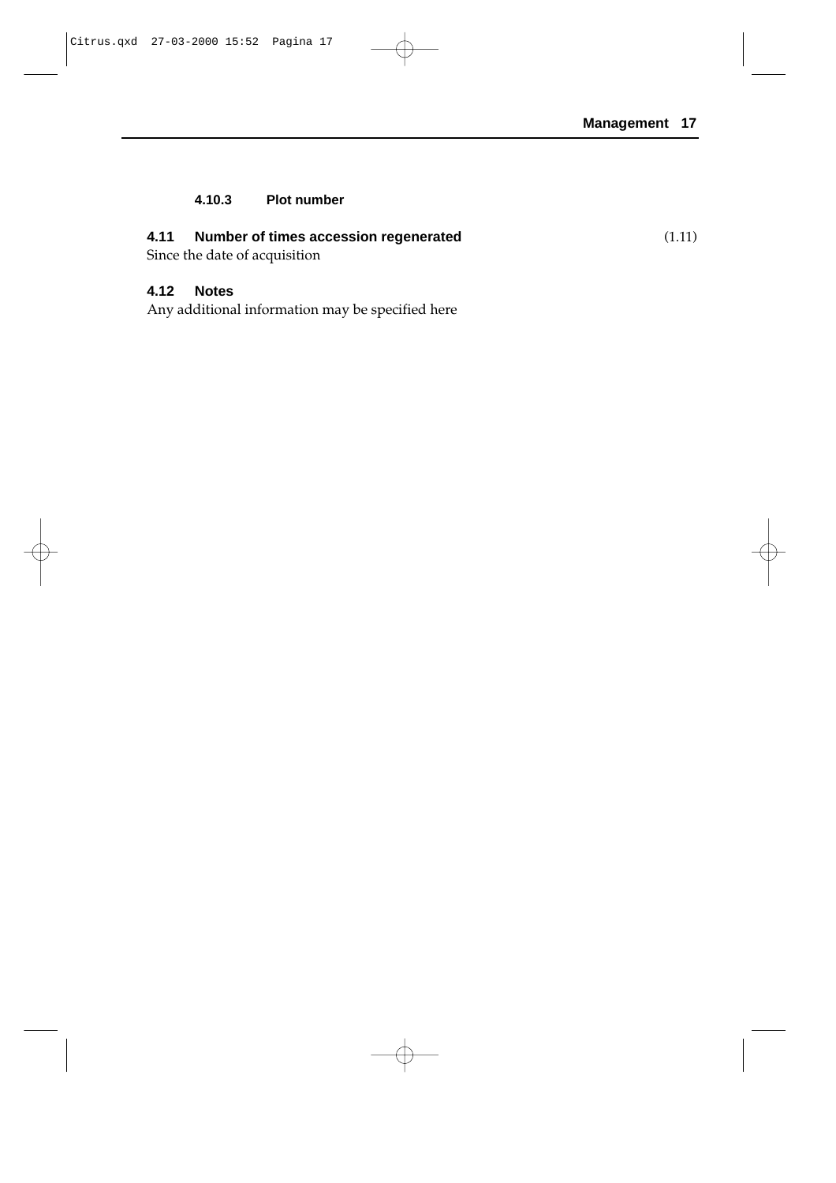#### 4.10.3 Plot number

### 4.11 Number of times accession regenerated (1.11)

Since the date of acquisition

### 4.12 Notes

Any additional information may be specified here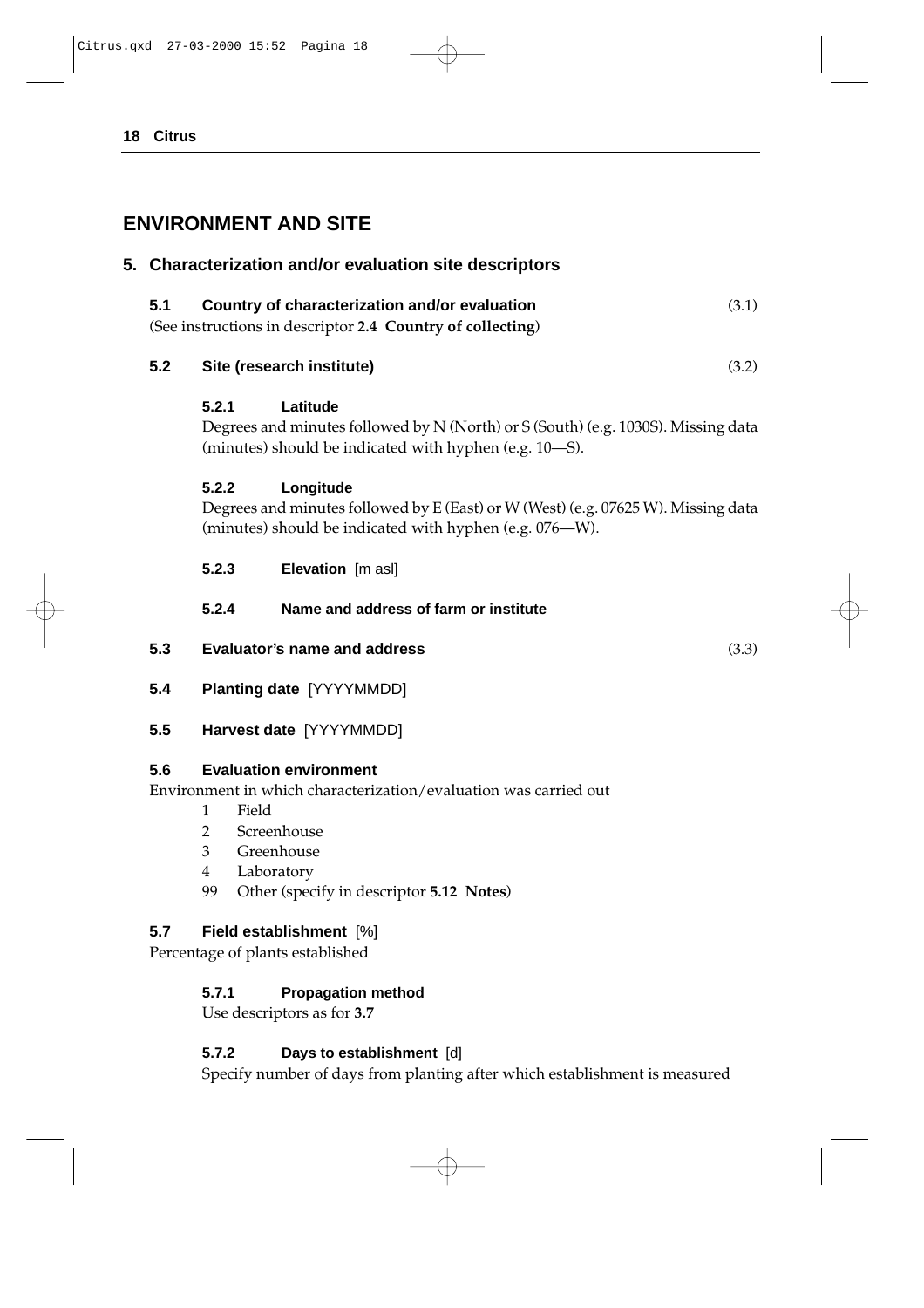# ENVIRONMENT AND SITE

## 5. Characterization and/or evaluation site descriptors

### 5.1 Country of characterization and/or evaluation (3.1)

(See instructions in descriptor **2.4 Country of collecting**)

### 5.2 Site (research institute) (3.2)

#### 5.2.1 Latitude

Degrees and minutes followed by N (North) or S (South) (e.g. 1030S). Missing data (minutes) should be indicated with hyphen (e.g. 10—S).

#### 5.2.2 Longitude

Degrees and minutes followed by E (East) or W (West) (e.g. 07625 W). Missing data (minutes) should be indicated with hyphen (e.g. 076—W).

#### 5.2.3 Elevation [m asl]

#### 5.2.4 Name and address of farm or institute

### 5.3 Evaluator's name and address (3.3)

### 5.4 Planting date [YYYYMMDD]

### 5.5 Harvest date [YYYYMMDD]

### 5.6 Evaluation environment

Environment in which characterization/evaluation was carried out

1 Field
2 Screenhouse
3 Greenhouse
4 Laboratory
99 Other (specify in descriptor **5.12 Notes**)

### 5.7 Field establishment [%]

Percentage of plants established

#### 5.7.1 Propagation method

Use descriptors as for **3.7**

#### 5.7.2 Days to establishment [d]

Specify number of days from planting after which establishment is measured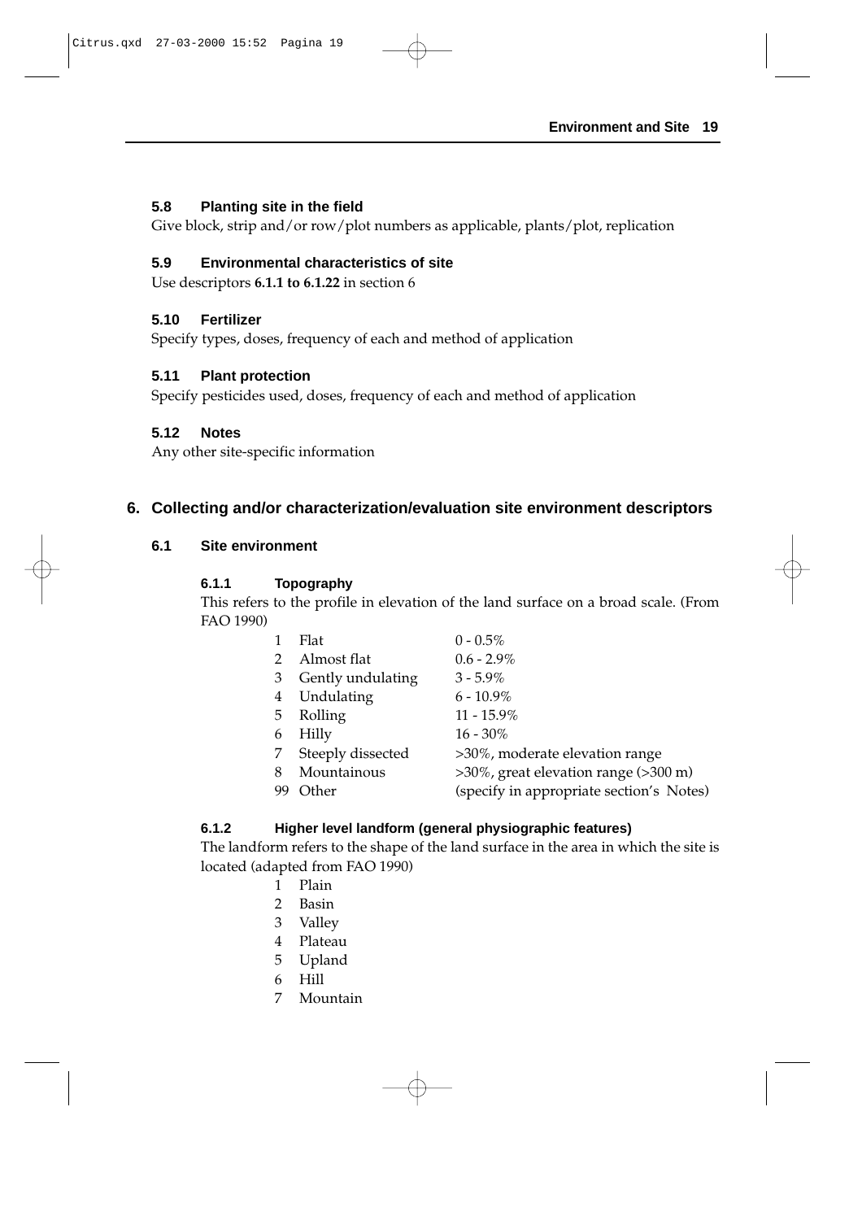### 5.8 Planting site in the field

Give block, strip and/or row/plot numbers as applicable, plants/plot, replication

### 5.9 Environmental characteristics of site

Use descriptors **6.1.1 to 6.1.22** in section 6

### 5.10 Fertilizer

Specify types, doses, frequency of each and method of application

### 5.11 Plant protection

Specify pesticides used, doses, frequency of each and method of application

### 5.12 Notes

Any other site-specific information

## 6. Collecting and/or characterization/evaluation site environment descriptors

### 6.1 Site environment

#### 6.1.1 Topography

This refers to the profile in elevation of the land surface on a broad scale. (From FAO 1990)

| | | |
|---|---|---|
| 1 | Flat | 0 - 0.5% |
| 2 | Almost flat | 0.6 - 2.9% |
| 3 | Gently undulating | 3 - 5.9% |
| 4 | Undulating | 6 - 10.9% |
| 5 | Rolling | 11 - 15.9% |
| 6 | Hilly | 16 - 30% |
| 7 | Steeply dissected | >30%, moderate elevation range |
| 8 | Mountainous | >30%, great elevation range (>300 m) |
| 99 | Other | (specify in appropriate section's Notes) |

#### 6.1.2 Higher level landform (general physiographic features)

The landform refers to the shape of the land surface in the area in which the site is located (adapted from FAO 1990)

1 Plain
2 Basin
3 Valley
4 Plateau
5 Upland
6 Hill
7 Mountain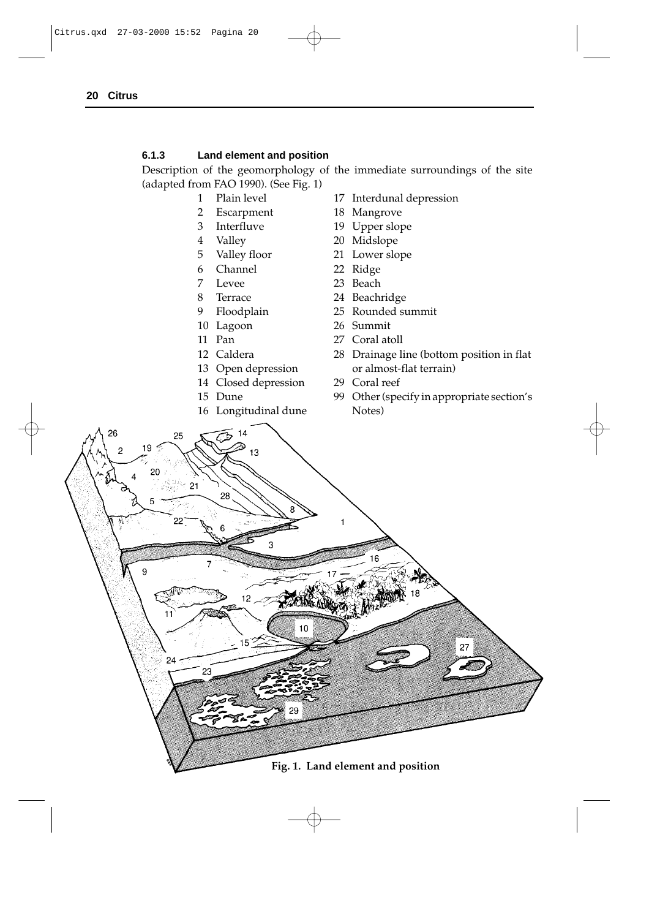### 6.1.3 Land element and position

Description of the geomorphology of the immediate surroundings of the site (adapted from FAO 1990). (See Fig. 1)

1 Plain level
2 Escarpment
3 Interfluve
4 Valley
5 Valley floor
6 Channel
7 Levee
8 Terrace
9 Floodplain
10 Lagoon
11 Pan
12 Caldera
13 Open depression
14 Closed depression
15 Dune
16 Longitudinal dune
17 Interdunal depression
18 Mangrove
19 Upper slope
20 Midslope
21 Lower slope
22 Ridge
23 Beach
24 Beachridge
25 Rounded summit
26 Summit
27 Coral atoll
28 Drainage line (bottom position in flat or almost-flat terrain)
29 Coral reef
99 Other (specify in appropriate section's Notes)

**Fig. 1. Land element and position**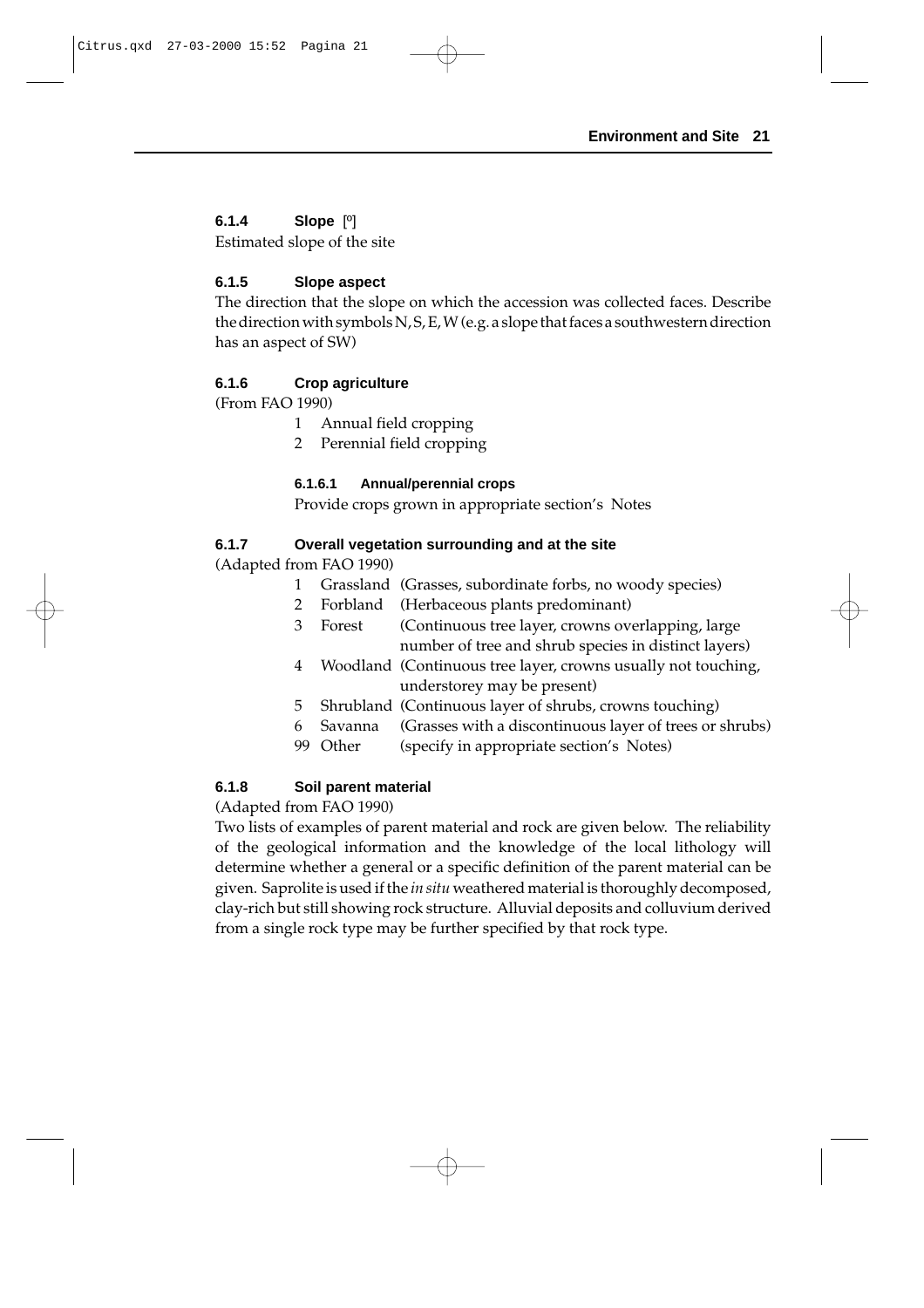### 6.1.4 Slope [º]

Estimated slope of the site

### 6.1.5 Slope aspect

The direction that the slope on which the accession was collected faces. Describe the direction with symbols N, S, E, W (e.g. a slope that faces a southwestern direction has an aspect of SW)

### 6.1.6 Crop agriculture

(From FAO 1990)

1 Annual field cropping
2 Perennial field cropping

#### 6.1.6.1 Annual/perennial crops

Provide crops grown in appropriate section's Notes

### 6.1.7 Overall vegetation surrounding and at the site

(Adapted from FAO 1990)

1 Grassland (Grasses, subordinate forbs, no woody species)
2 Forbland (Herbaceous plants predominant)
3 Forest (Continuous tree layer, crowns overlapping, large number of tree and shrub species in distinct layers)
4 Woodland (Continuous tree layer, crowns usually not touching, understorey may be present)
5 Shrubland (Continuous layer of shrubs, crowns touching)
6 Savanna (Grasses with a discontinuous layer of trees or shrubs)
99 Other (specify in appropriate section's Notes)

### 6.1.8 Soil parent material

(Adapted from FAO 1990)

Two lists of examples of parent material and rock are given below. The reliability of the geological information and the knowledge of the local lithology will determine whether a general or a specific definition of the parent material can be given. Saprolite is used if the *in situ* weathered material is thoroughly decomposed, clay-rich but still showing rock structure. Alluvial deposits and colluvium derived from a single rock type may be further specified by that rock type.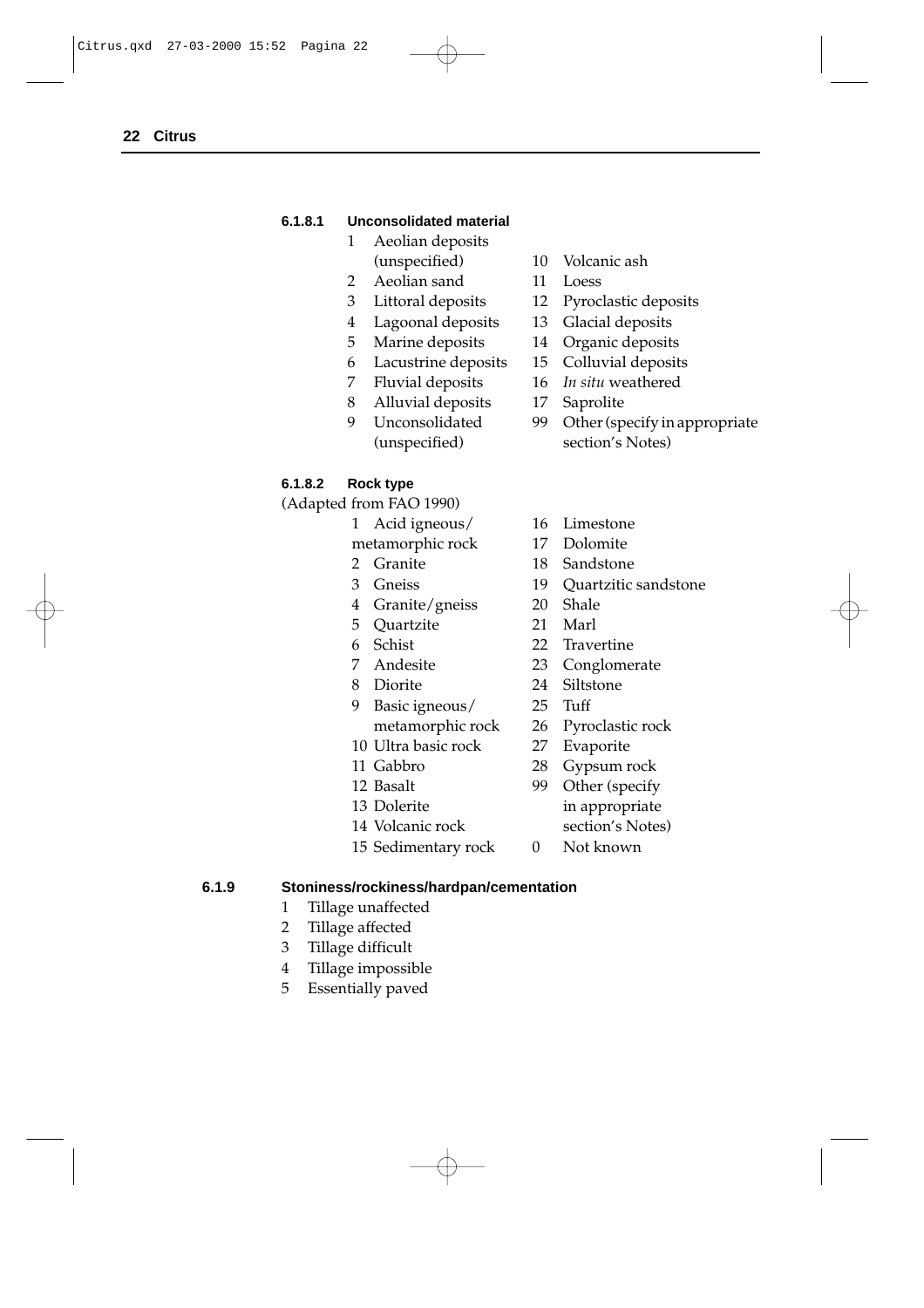#### 6.1.8.1 Unconsolidated material

1 Aeolian deposits (unspecified)
2 Aeolian sand
3 Littoral deposits
4 Lagoonal deposits
5 Marine deposits
6 Lacustrine deposits
7 Fluvial deposits
8 Alluvial deposits
9 Unconsolidated (unspecified)
10 Volcanic ash
11 Loess
12 Pyroclastic deposits
13 Glacial deposits
14 Organic deposits
15 Colluvial deposits
16 *In situ* weathered
17 Saprolite
99 Other (specify in appropriate section's Notes)

#### 6.1.8.2 Rock type

(Adapted from FAO 1990)

1 Acid igneous/metamorphic rock
2 Granite
3 Gneiss
4 Granite/gneiss
5 Quartzite
6 Schist
7 Andesite
8 Diorite
9 Basic igneous/metamorphic rock
10 Ultra basic rock
11 Gabbro
12 Basalt
13 Dolerite
14 Volcanic rock
15 Sedimentary rock
16 Limestone
17 Dolomite
18 Sandstone
19 Quartzitic sandstone
20 Shale
21 Marl
22 Travertine
23 Conglomerate
24 Siltstone
25 Tuff
26 Pyroclastic rock
27 Evaporite
28 Gypsum rock
99 Other (specify in appropriate section's Notes)
0 Not known

### 6.1.9 Stoniness/rockiness/hardpan/cementation

1 Tillage unaffected
2 Tillage affected
3 Tillage difficult
4 Tillage impossible
5 Essentially paved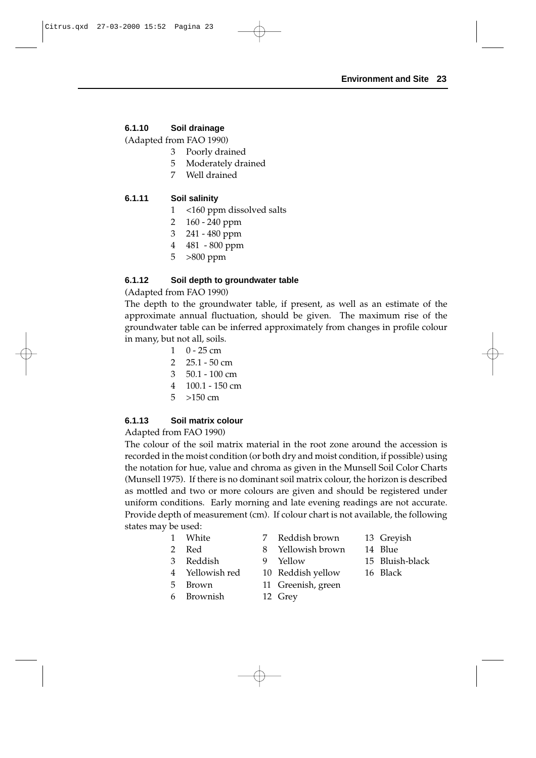### 6.1.10 Soil drainage

(Adapted from FAO 1990)

3 Poorly drained
5 Moderately drained
7 Well drained

### 6.1.11 Soil salinity

1 <160 ppm dissolved salts
2 160 - 240 ppm
3 241 - 480 ppm
4 481 - 800 ppm
5 >800 ppm

### 6.1.12 Soil depth to groundwater table

(Adapted from FAO 1990)

The depth to the groundwater table, if present, as well as an estimate of the approximate annual fluctuation, should be given. The maximum rise of the groundwater table can be inferred approximately from changes in profile colour in many, but not all, soils.

1 0 - 25 cm
2 25.1 - 50 cm
3 50.1 - 100 cm
4 100.1 - 150 cm
5 >150 cm

### 6.1.13 Soil matrix colour

Adapted from FAO 1990)

The colour of the soil matrix material in the root zone around the accession is recorded in the moist condition (or both dry and moist condition, if possible) using the notation for hue, value and chroma as given in the Munsell Soil Color Charts (Munsell 1975). If there is no dominant soil matrix colour, the horizon is described as mottled and two or more colours are given and should be registered under uniform conditions. Early morning and late evening readings are not accurate. Provide depth of measurement (cm). If colour chart is not available, the following states may be used:

1 White
2 Red
3 Reddish
4 Yellowish red
5 Brown
6 Brownish
7 Reddish brown
8 Yellowish brown
9 Yellow
10 Reddish yellow
11 Greenish, green
12 Grey
13 Greyish
14 Blue
15 Bluish-black
16 Black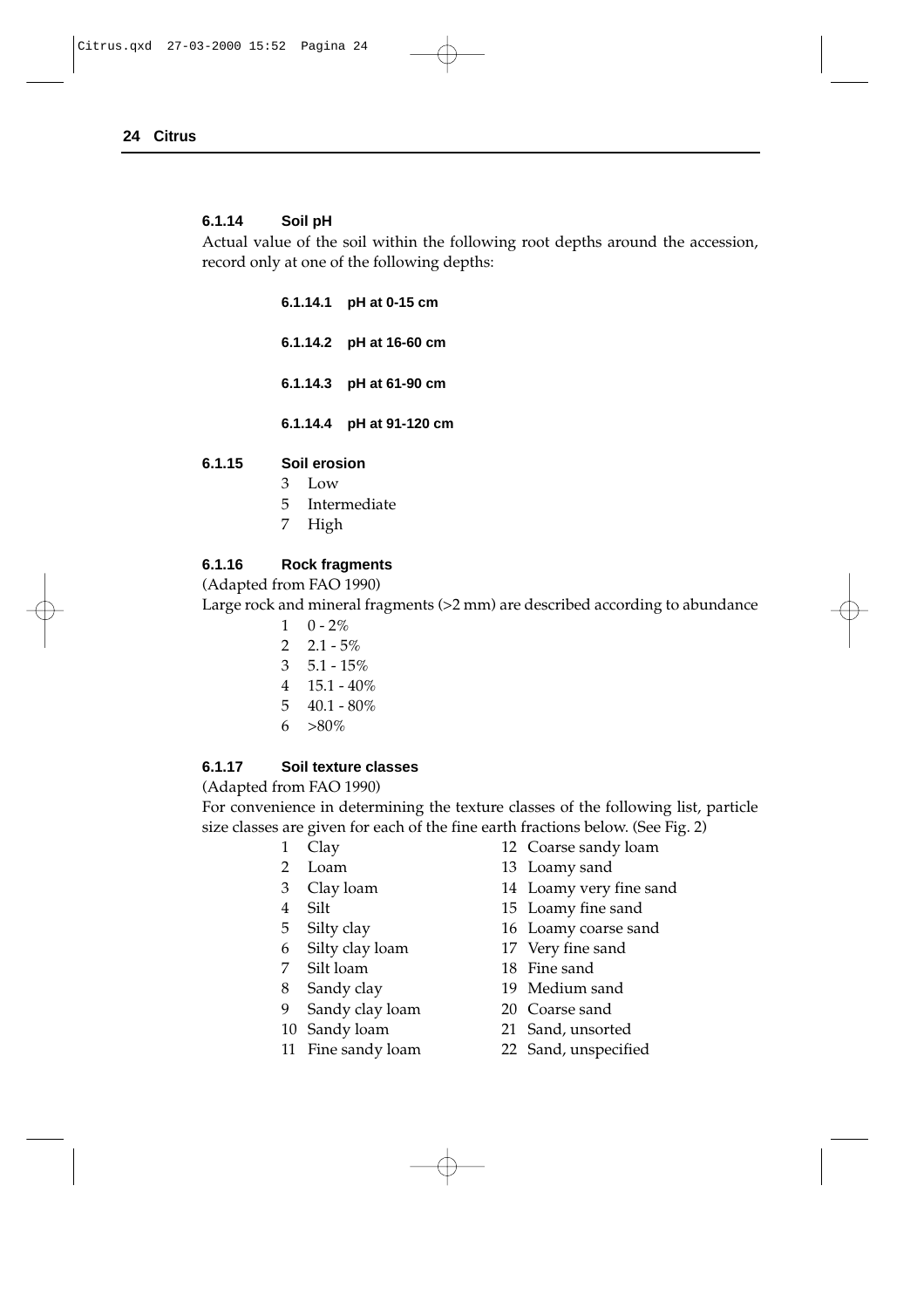#### 6.1.14 Soil pH

Actual value of the soil within the following root depths around the accession, record only at one of the following depths:

**6.1.14.1 pH at 0-15 cm**

**6.1.14.2 pH at 16-60 cm**

**6.1.14.3 pH at 61-90 cm**

**6.1.14.4 pH at 91-120 cm**

#### 6.1.15 Soil erosion

3 Low
5 Intermediate
7 High

#### 6.1.16 Rock fragments

(Adapted from FAO 1990)

Large rock and mineral fragments (>2 mm) are described according to abundance

1 0 - 2%
2 2.1 - 5%
3 5.1 - 15%
4 15.1 - 40%
5 40.1 - 80%
6 >80%

#### 6.1.17 Soil texture classes

(Adapted from FAO 1990)

For convenience in determining the texture classes of the following list, particle size classes are given for each of the fine earth fractions below. (See Fig. 2)

1 Clay
2 Loam
3 Clay loam
4 Silt
5 Silty clay
6 Silty clay loam
7 Silt loam
8 Sandy clay
9 Sandy clay loam
10 Sandy loam
11 Fine sandy loam
12 Coarse sandy loam
13 Loamy sand
14 Loamy very fine sand
15 Loamy fine sand
16 Loamy coarse sand
17 Very fine sand
18 Fine sand
19 Medium sand
20 Coarse sand
21 Sand, unsorted
22 Sand, unspecified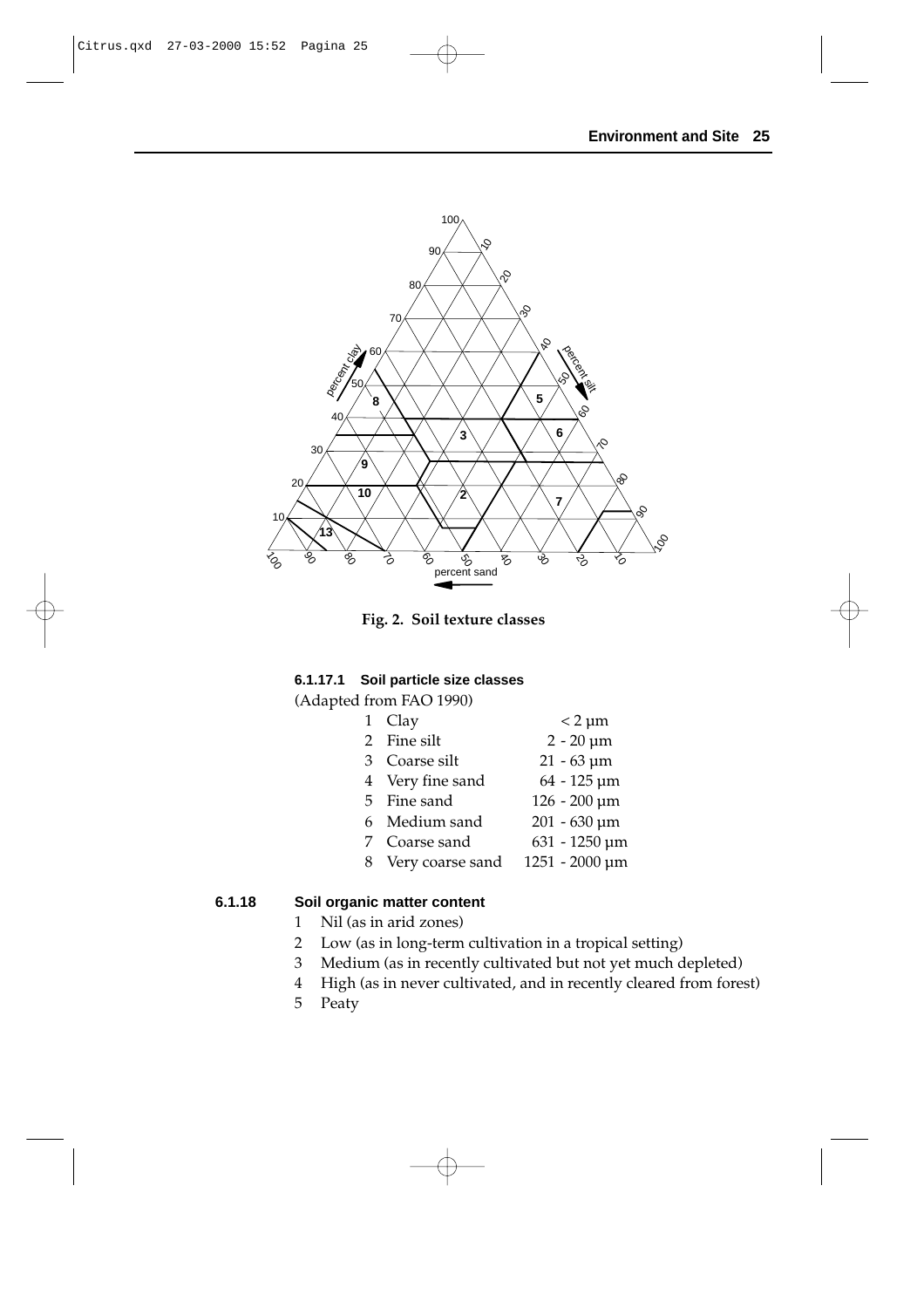Fig. 2. Soil texture classes

#### 6.1.17.1 Soil particle size classes

(Adapted from FAO 1990)

| | | |
|---|---|---|
| 1 | Clay | < 2 µm |
| 2 | Fine silt | 2 - 20 µm |
| 3 | Coarse silt | 21 - 63 µm |
| 4 | Very fine sand | 64 - 125 µm |
| 5 | Fine sand | 126 - 200 µm |
| 6 | Medium sand | 201 - 630 µm |
| 7 | Coarse sand | 631 - 1250 µm |
| 8 | Very coarse sand | 1251 - 2000 µm |

### 6.1.18 Soil organic matter content

1. Nil (as in arid zones)
2. Low (as in long-term cultivation in a tropical setting)
3. Medium (as in recently cultivated but not yet much depleted)
4. High (as in never cultivated, and in recently cleared from forest)
5. Peaty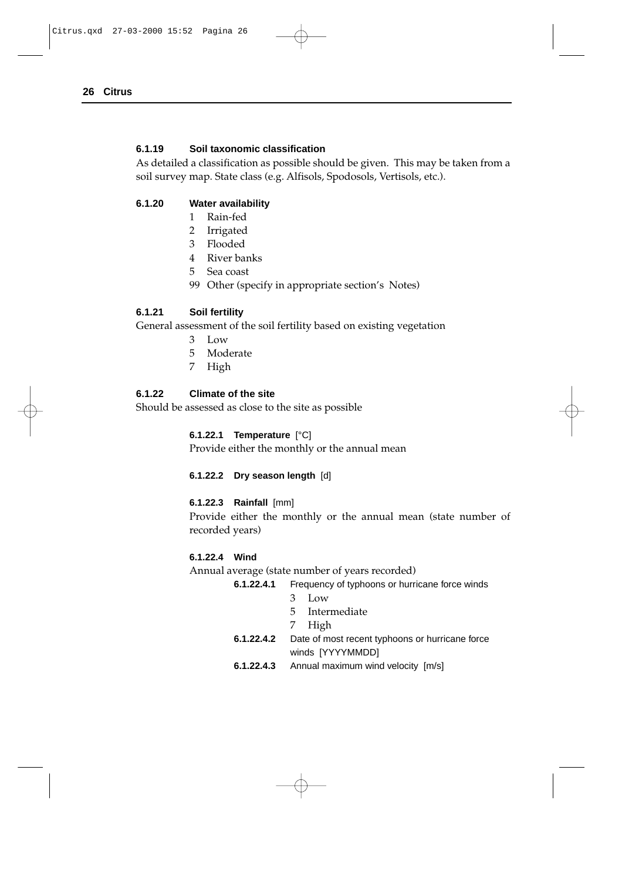#### 6.1.19 Soil taxonomic classification

As detailed a classification as possible should be given. This may be taken from a soil survey map. State class (e.g. Alfisols, Spodosols, Vertisols, etc.).

#### 6.1.20 Water availability

1 Rain-fed
2 Irrigated
3 Flooded
4 River banks
5 Sea coast
99 Other (specify in appropriate section's Notes)

#### 6.1.21 Soil fertility

General assessment of the soil fertility based on existing vegetation

3 Low
5 Moderate
7 High

#### 6.1.22 Climate of the site

Should be assessed as close to the site as possible

**6.1.22.1 Temperature** [°C]

Provide either the monthly or the annual mean

**6.1.22.2 Dry season length** [d]

**6.1.22.3 Rainfall** [mm]

Provide either the monthly or the annual mean (state number of recorded years)

**6.1.22.4 Wind**

Annual average (state number of years recorded)

**6.1.22.4.1** Frequency of typhoons or hurricane force winds

3 Low
5 Intermediate
7 High

**6.1.22.4.2** Date of most recent typhoons or hurricane force winds [YYYYMMDD]

**6.1.22.4.3** Annual maximum wind velocity [m/s]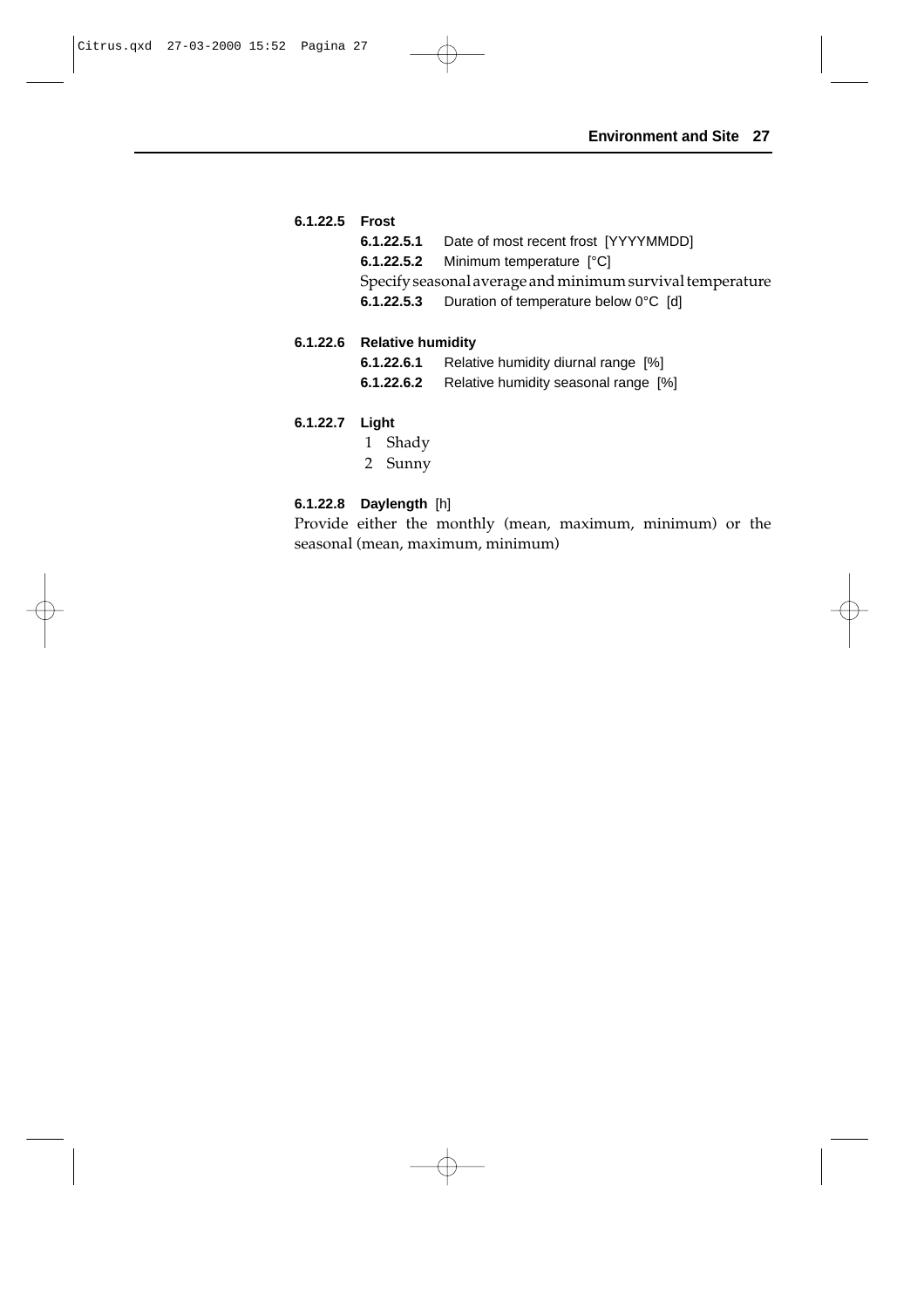**6.1.22.5 Frost**

**6.1.22.5.1** Date of most recent frost [YYYYMMDD]

**6.1.22.5.2** Minimum temperature [°C]

Specify seasonal average and minimum survival temperature

**6.1.22.5.3** Duration of temperature below 0°C [d]

**6.1.22.6 Relative humidity**

**6.1.22.6.1** Relative humidity diurnal range [%]

**6.1.22.6.2** Relative humidity seasonal range [%]

**6.1.22.7 Light**

1 Shady
2 Sunny

**6.1.22.8 Daylength** [h]

Provide either the monthly (mean, maximum, minimum) or the seasonal (mean, maximum, minimum)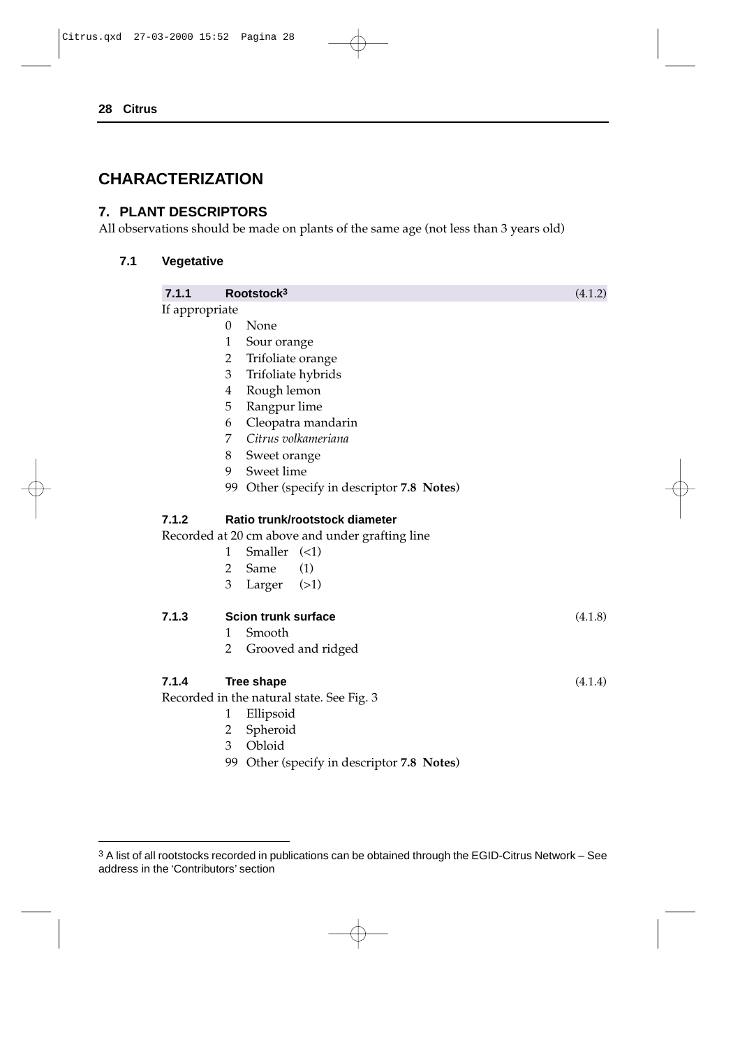# CHARACTERIZATION

## 7. PLANT DESCRIPTORS

All observations should be made on plants of the same age (not less than 3 years old)

### 7.1 Vegetative

**7.1.1 Rootstock**[3] (4.1.2)

If appropriate

- 0 None
- 1 Sour orange
- 2 Trifoliate orange
- 3 Trifoliate hybrids
- 4 Rough lemon
- 5 Rangpur lime
- 6 Cleopatra mandarin
- 7 *Citrus volkameriana*
- 8 Sweet orange
- 9 Sweet lime
- 99 Other (specify in descriptor **7.8 Notes**)

**7.1.2 Ratio trunk/rootstock diameter**

Recorded at 20 cm above and under grafting line

- 1 Smaller (<1)
- 2 Same (1)
- 3 Larger (>1)

**7.1.3 Scion trunk surface** (4.1.8)

- 1 Smooth
- 2 Grooved and ridged

**7.1.4 Tree shape** (4.1.4)

Recorded in the natural state. See Fig. 3

- 1 Ellipsoid
- 2 Spheroid
- 3 Obloid
- 99 Other (specify in descriptor **7.8 Notes**)

---

[3] A list of all rootstocks recorded in publications can be obtained through the EGID-Citrus Network – See address in the 'Contributors' section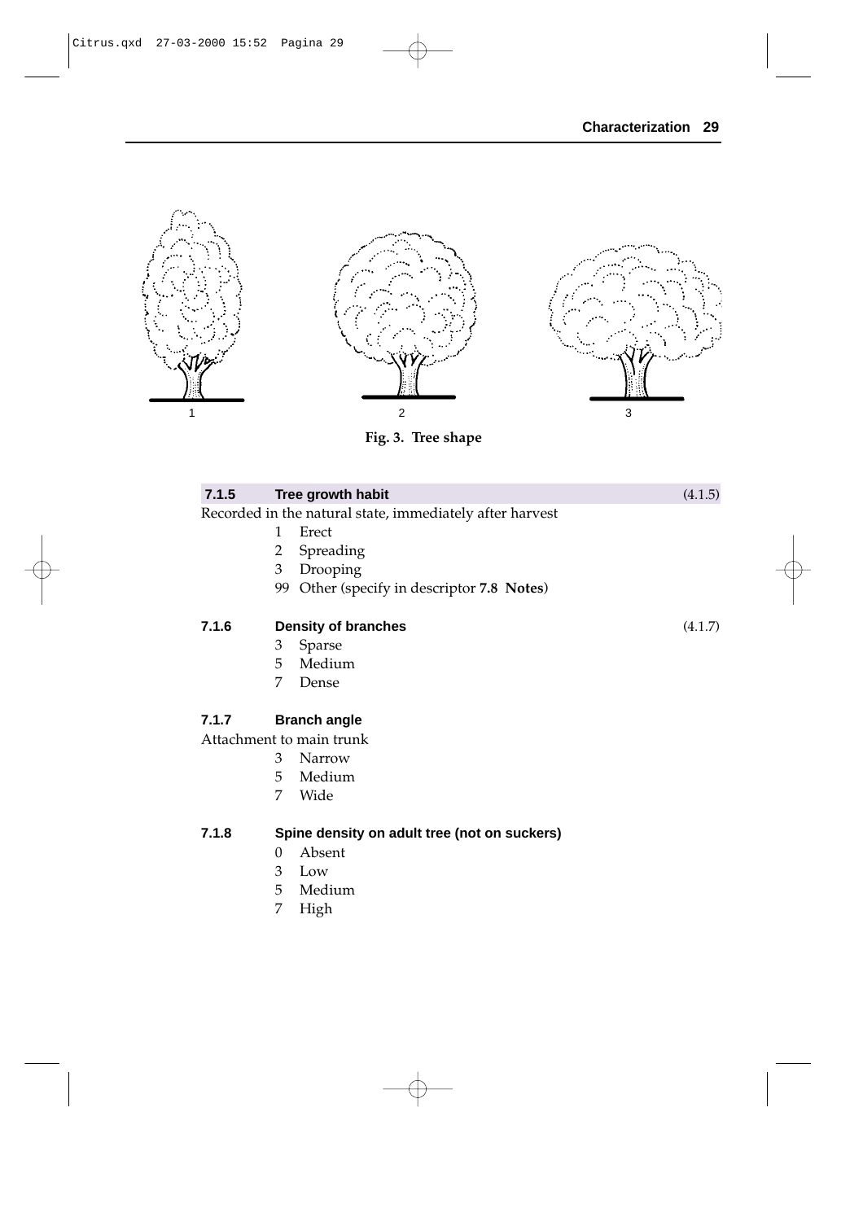1 2 3

**Fig. 3. Tree shape**

### 7.1.5 Tree growth habit (4.1.5)

Recorded in the natural state, immediately after harvest

1 Erect
2 Spreading
3 Drooping
99 Other (specify in descriptor **7.8 Notes**)

### 7.1.6 Density of branches (4.1.7)

3 Sparse
5 Medium
7 Dense

### 7.1.7 Branch angle

Attachment to main trunk

3 Narrow
5 Medium
7 Wide

### 7.1.8 Spine density on adult tree (not on suckers)

0 Absent
3 Low
5 Medium
7 High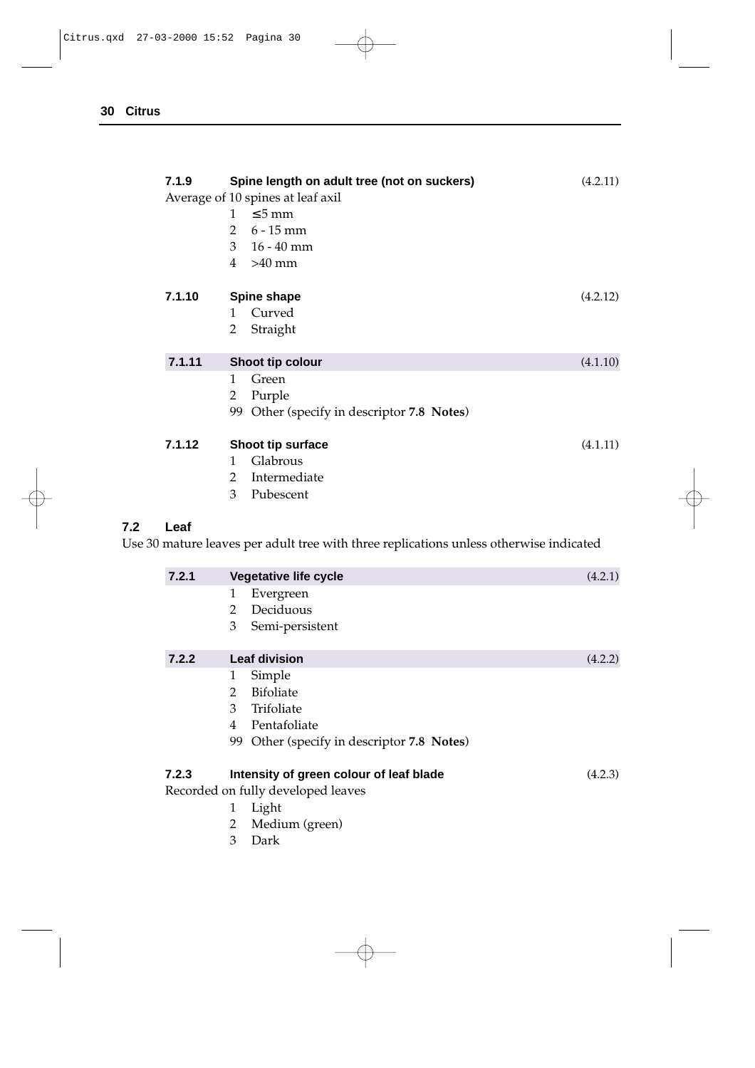#### 7.1.9 Spine length on adult tree (not on suckers) (4.2.11)

Average of 10 spines at leaf axil

1. ≤5 mm
2. 6 - 15 mm
3. 16 - 40 mm
4. >40 mm

#### 7.1.10 Spine shape (4.2.12)

1. Curved
2. Straight

#### 7.1.11 Shoot tip colour (4.1.10)

1 Green
2 Purple
99 Other (specify in descriptor **7.8 Notes**)

#### 7.1.12 Shoot tip surface (4.1.11)

1. Glabrous
2. Intermediate
3. Pubescent

### 7.2 Leaf

Use 30 mature leaves per adult tree with three replications unless otherwise indicated

#### 7.2.1 Vegetative life cycle (4.2.1)

1. Evergreen
2. Deciduous
3. Semi-persistent

#### 7.2.2 Leaf division (4.2.2)

1 Simple
2 Bifoliate
3 Trifoliate
4 Pentafoliate
99 Other (specify in descriptor **7.8 Notes**)

#### 7.2.3 Intensity of green colour of leaf blade (4.2.3)

Recorded on fully developed leaves

1. Light
2. Medium (green)
3. Dark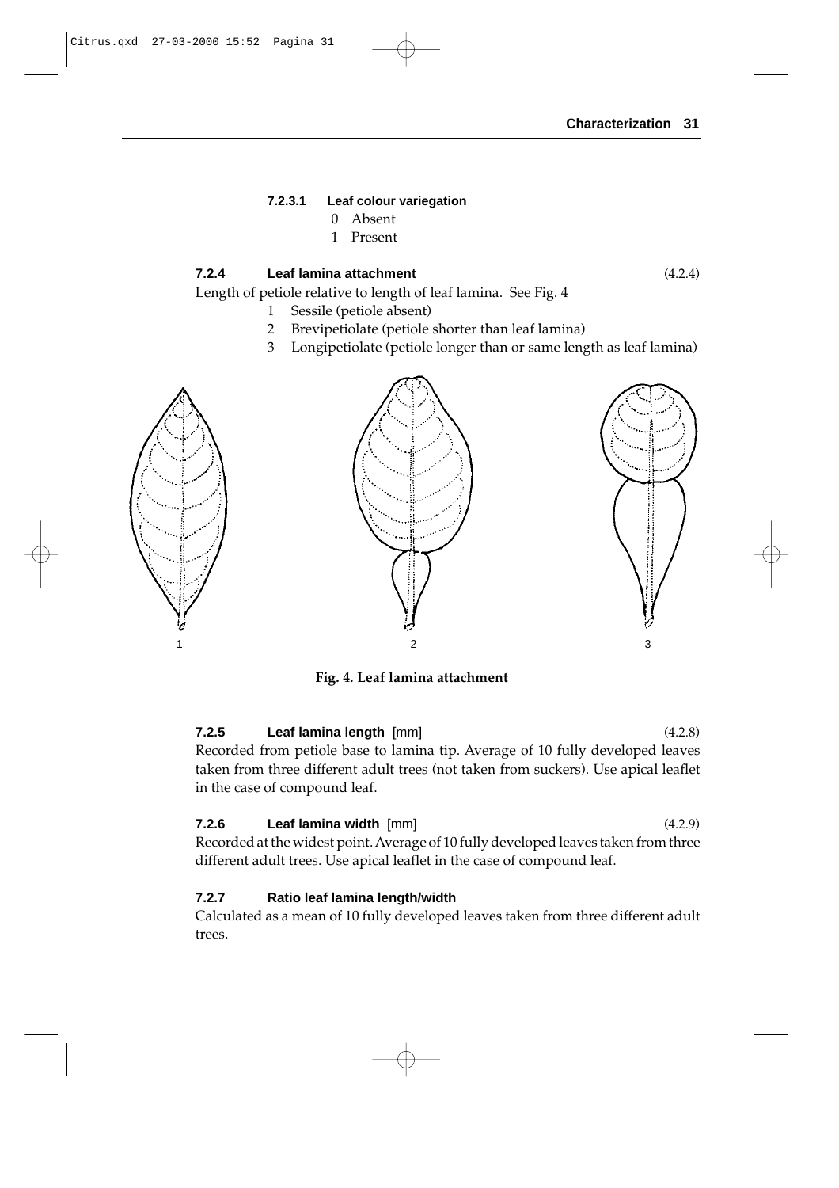#### 7.2.3.1 Leaf colour variegation

0 Absent
1 Present

### 7.2.4 Leaf lamina attachment (4.2.4)

Length of petiole relative to length of leaf lamina. See Fig. 4

1 Sessile (petiole absent)
2 Brevipetiolate (petiole shorter than leaf lamina)
3 Longipetiolate (petiole longer than or same length as leaf lamina)

1 2 3

**Fig. 4. Leaf lamina attachment**

### 7.2.5 Leaf lamina length [mm] (4.2.8)

Recorded from petiole base to lamina tip. Average of 10 fully developed leaves taken from three different adult trees (not taken from suckers). Use apical leaflet in the case of compound leaf.

### 7.2.6 Leaf lamina width [mm] (4.2.9)

Recorded at the widest point. Average of 10 fully developed leaves taken from three different adult trees. Use apical leaflet in the case of compound leaf.

### 7.2.7 Ratio leaf lamina length/width

Calculated as a mean of 10 fully developed leaves taken from three different adult trees.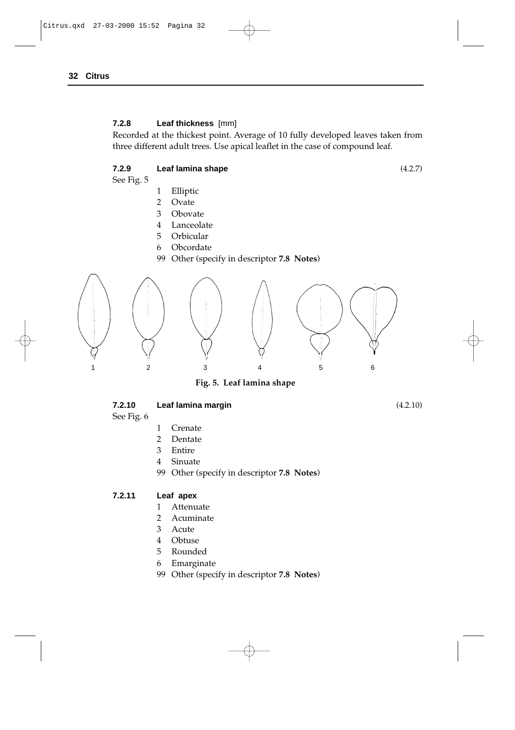#### 7.2.8 Leaf thickness [mm]

Recorded at the thickest point. Average of 10 fully developed leaves taken from three different adult trees. Use apical leaflet in the case of compound leaf.

#### 7.2.9 Leaf lamina shape (4.2.7)

See Fig. 5

1 Elliptic
2 Ovate
3 Obovate
4 Lanceolate
5 Orbicular
6 Obcordate
99 Other (specify in descriptor **7.8 Notes**)

1 2 3 4 5 6

**Fig. 5. Leaf lamina shape**

#### 7.2.10 Leaf lamina margin (4.2.10)

See Fig. 6

1 Crenate
2 Dentate
3 Entire
4 Sinuate
99 Other (specify in descriptor **7.8 Notes**)

#### 7.2.11 Leaf apex

1 Attenuate
2 Acuminate
3 Acute
4 Obtuse
5 Rounded
6 Emarginate
99 Other (specify in descriptor **7.8 Notes**)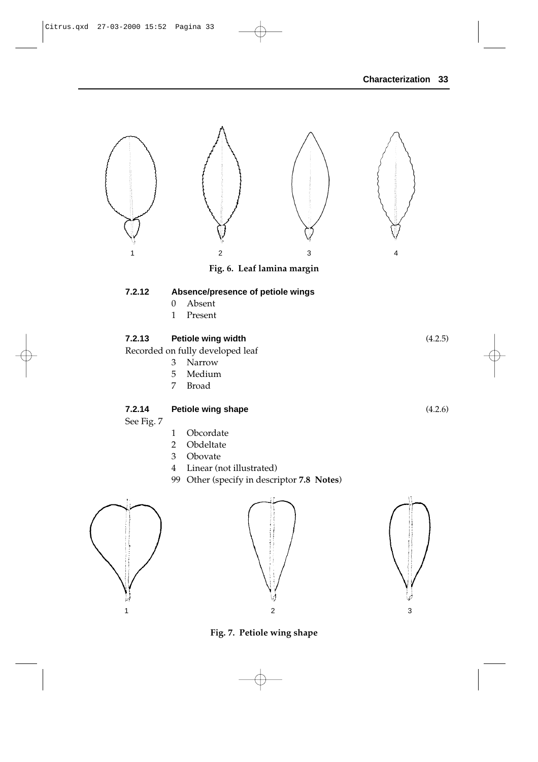1 2 3 4

**Fig. 6. Leaf lamina margin**

**7.2.12 Absence/presence of petiole wings**

- 0 Absent
- 1 Present

**7.2.13 Petiole wing width** (4.2.5)

Recorded on fully developed leaf

- 3 Narrow
- 5 Medium
- 7 Broad

**7.2.14 Petiole wing shape** (4.2.6)

See Fig. 7

- 1 Obcordate
- 2 Obdeltate
- 3 Obovate
- 4 Linear (not illustrated)
- 99 Other (specify in descriptor **7.8 Notes**)

1 2 3

**Fig. 7. Petiole wing shape**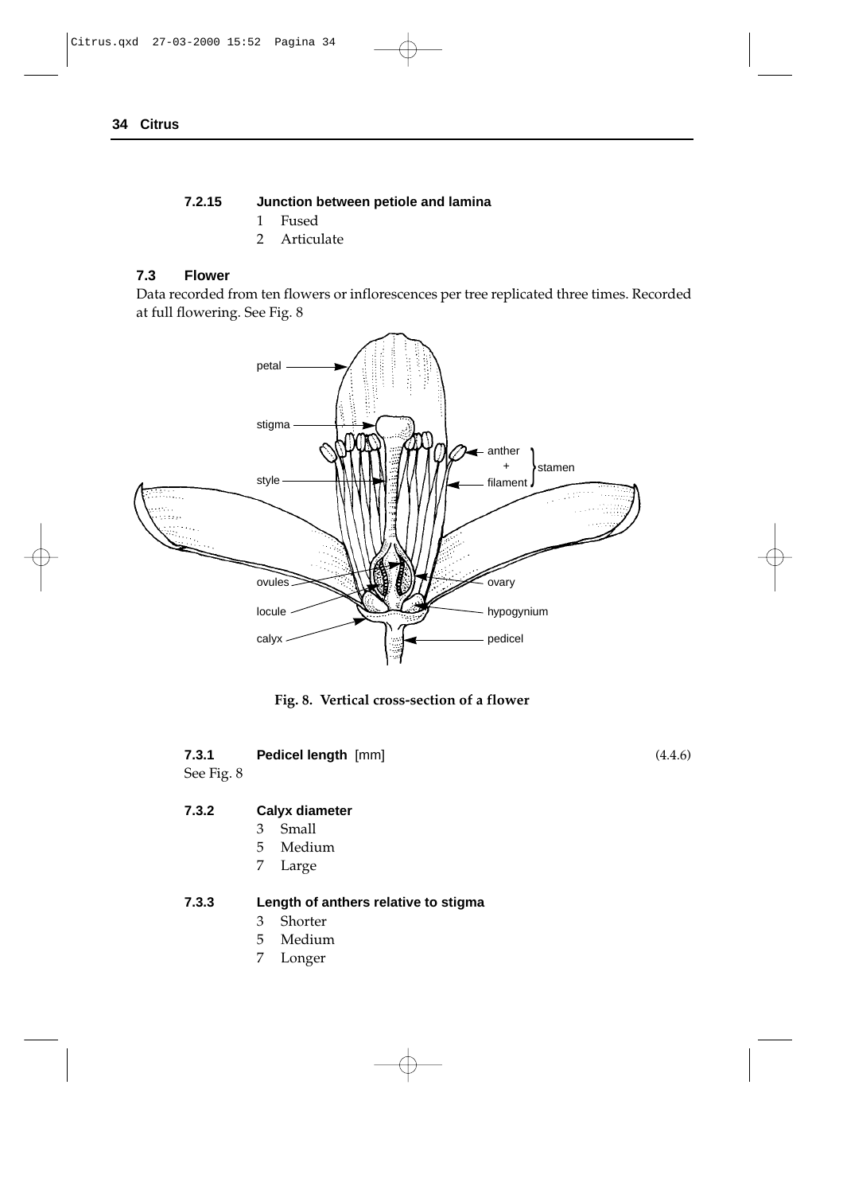### 7.2.15 Junction between petiole and lamina

1 Fused
2 Articulate

## 7.3 Flower

Data recorded from ten flowers or inflorescences per tree replicated three times. Recorded at full flowering. See Fig. 8

petal
stigma
style
ovules
locule
calyx
anther + filament } stamen
ovary
hypogynium
pedicel

**Fig. 8. Vertical cross-section of a flower**

### 7.3.1 Pedicel length [mm] (4.4.6)

See Fig. 8

### 7.3.2 Calyx diameter

3 Small
5 Medium
7 Large

### 7.3.3 Length of anthers relative to stigma

3 Shorter
5 Medium
7 Longer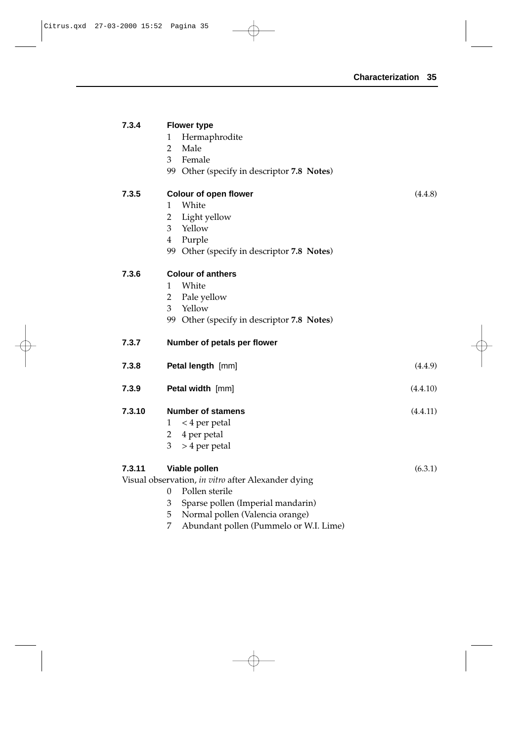**7.3.4 Flower type**

1 Hermaphrodite
2 Male
3 Female
99 Other (specify in descriptor **7.8 Notes**)

**7.3.5 Colour of open flower** (4.4.8)

1 White
2 Light yellow
3 Yellow
4 Purple
99 Other (specify in descriptor **7.8 Notes**)

**7.3.6 Colour of anthers**

1 White
2 Pale yellow
3 Yellow
99 Other (specify in descriptor **7.8 Notes**)

**7.3.7 Number of petals per flower**

**7.3.8 Petal length** [mm] (4.4.9)

**7.3.9 Petal width** [mm] (4.4.10)

**7.3.10 Number of stamens** (4.4.11)

1 < 4 per petal
2 4 per petal
3 > 4 per petal

**7.3.11 Viable pollen** (6.3.1)

Visual observation, *in vitro* after Alexander dying

0 Pollen sterile
3 Sparse pollen (Imperial mandarin)
5 Normal pollen (Valencia orange)
7 Abundant pollen (Pummelo or W.I. Lime)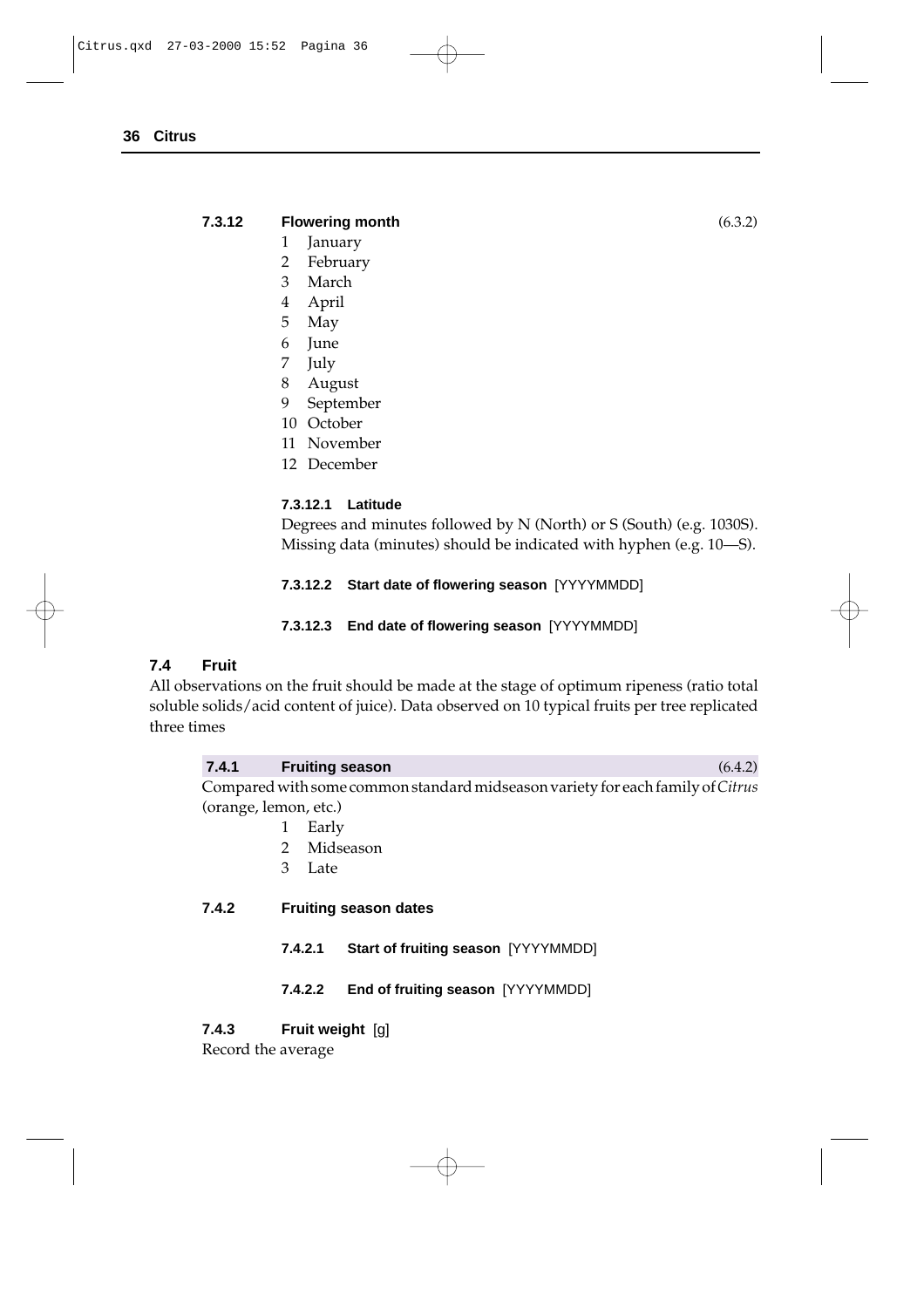**7.3.12 Flowering month** (6.3.2)

1 January
2 February
3 March
4 April
5 May
6 June
7 July
8 August
9 September
10 October
11 November
12 December

**7.3.12.1 Latitude**

Degrees and minutes followed by N (North) or S (South) (e.g. 1030S). Missing data (minutes) should be indicated with hyphen (e.g. 10—S).

**7.3.12.2 Start date of flowering season** [YYYYMMDD]

**7.3.12.3 End date of flowering season** [YYYYMMDD]

## 7.4 Fruit

All observations on the fruit should be made at the stage of optimum ripeness (ratio total soluble solids/acid content of juice). Data observed on 10 typical fruits per tree replicated three times

**7.4.1 Fruiting season** (6.4.2)

Compared with some common standard midseason variety for each family of *Citrus* (orange, lemon, etc.)

1 Early
2 Midseason
3 Late

**7.4.2 Fruiting season dates**

**7.4.2.1 Start of fruiting season** [YYYYMMDD]

**7.4.2.2 End of fruiting season** [YYYYMMDD]

**7.4.3 Fruit weight** [g]

Record the average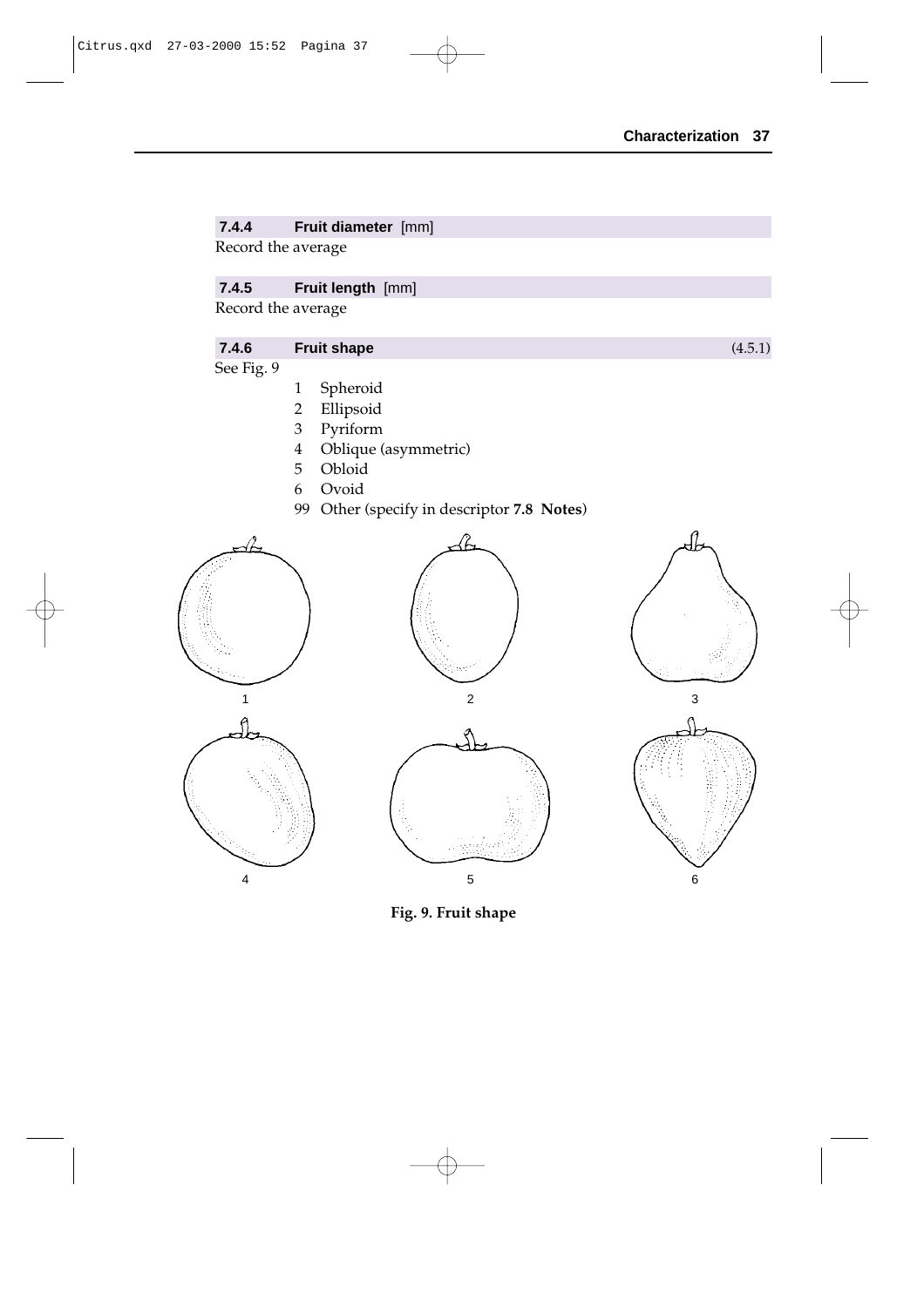**7.4.4 Fruit diameter** [mm]

Record the average

**7.4.5 Fruit length** [mm]

Record the average

**7.4.6 Fruit shape** (4.5.1)

See Fig. 9

1 Spheroid
2 Ellipsoid
3 Pyriform
4 Oblique (asymmetric)
5 Obloid
6 Ovoid
99 Other (specify in descriptor **7.8 Notes**)

1 2 3

4 5 6

**Fig. 9. Fruit shape**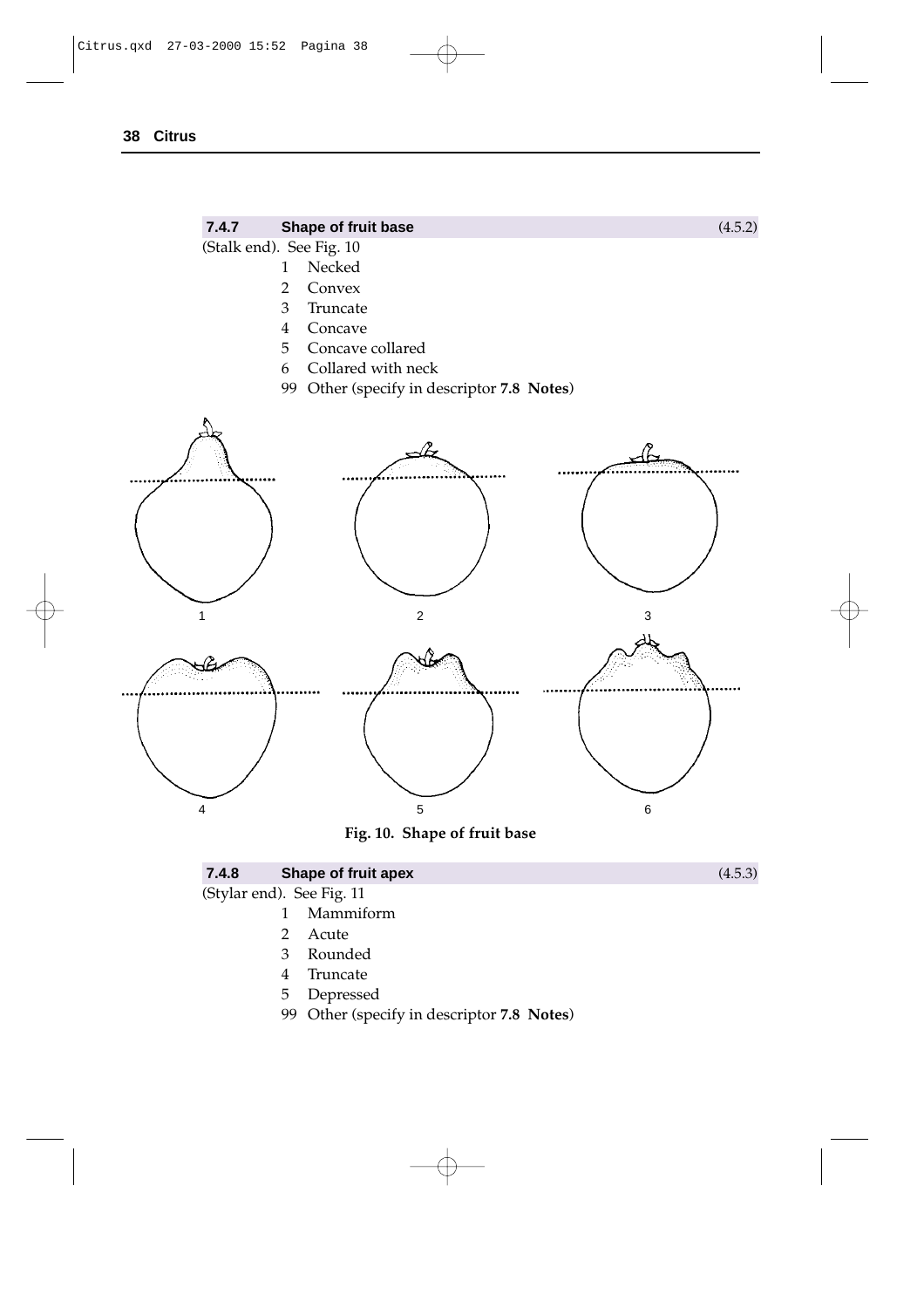### 7.4.7 Shape of fruit base (4.5.2)

(Stalk end). See Fig. 10

1 Necked
2 Convex
3 Truncate
4 Concave
5 Concave collared
6 Collared with neck
99 Other (specify in descriptor **7.8 Notes**)

**Fig. 10. Shape of fruit base**

### 7.4.8 Shape of fruit apex (4.5.3)

(Stylar end). See Fig. 11

1 Mammiform
2 Acute
3 Rounded
4 Truncate
5 Depressed
99 Other (specify in descriptor **7.8 Notes**)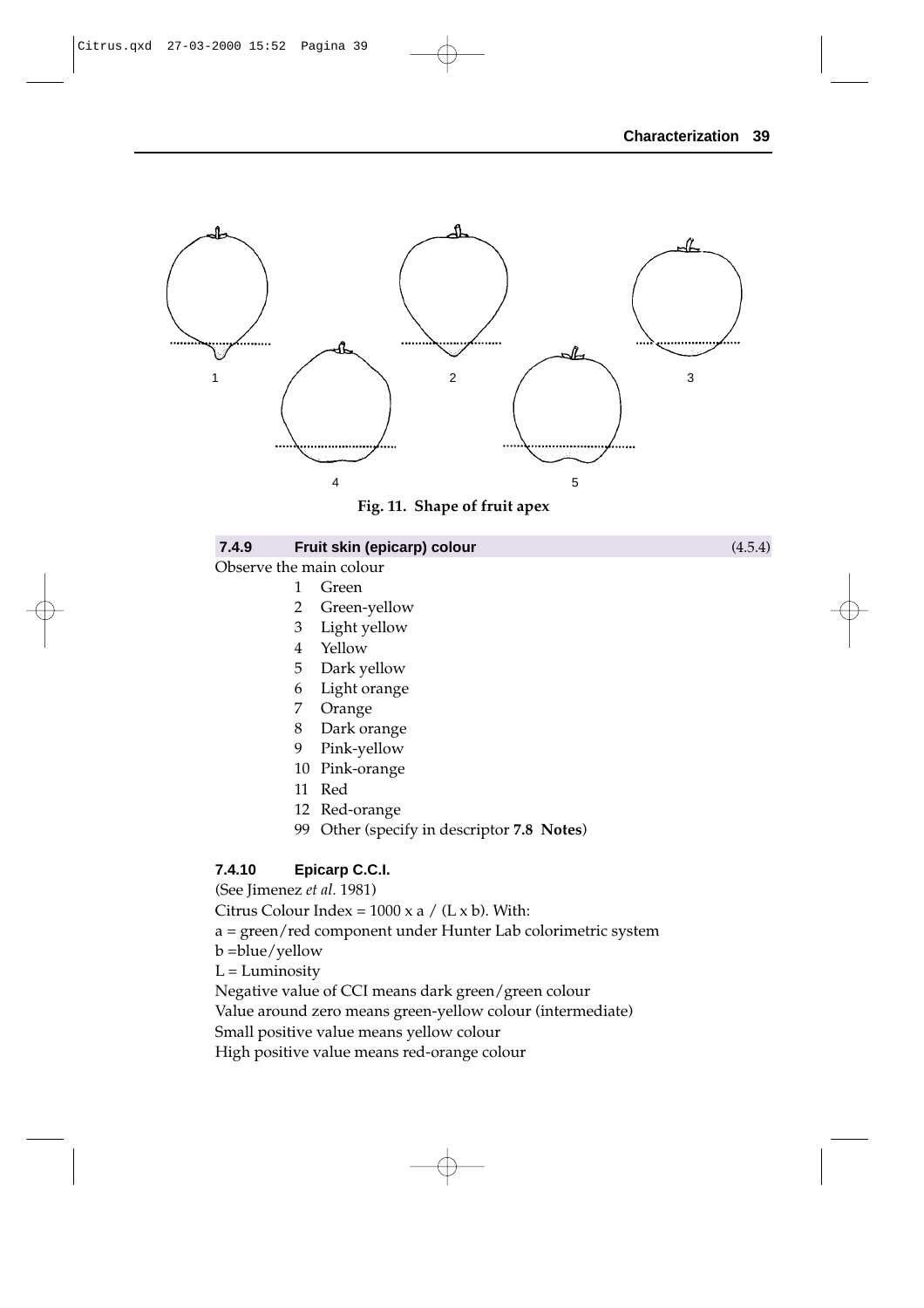1 2 3

4 5

**Fig. 11. Shape of fruit apex**

### 7.4.9 Fruit skin (epicarp) colour (4.5.4)

Observe the main colour

1 Green
2 Green-yellow
3 Light yellow
4 Yellow
5 Dark yellow
6 Light orange
7 Orange
8 Dark orange
9 Pink-yellow
10 Pink-orange
11 Red
12 Red-orange
99 Other (specify in descriptor **7.8 Notes**)

### 7.4.10 Epicarp C.C.I.

(See Jimenez *et al.* 1981)

Citrus Colour Index = 1000 x a / (L x b). With:

a = green/red component under Hunter Lab colorimetric system

b =blue/yellow

L = Luminosity

Negative value of CCI means dark green/green colour

Value around zero means green-yellow colour (intermediate)

Small positive value means yellow colour

High positive value means red-orange colour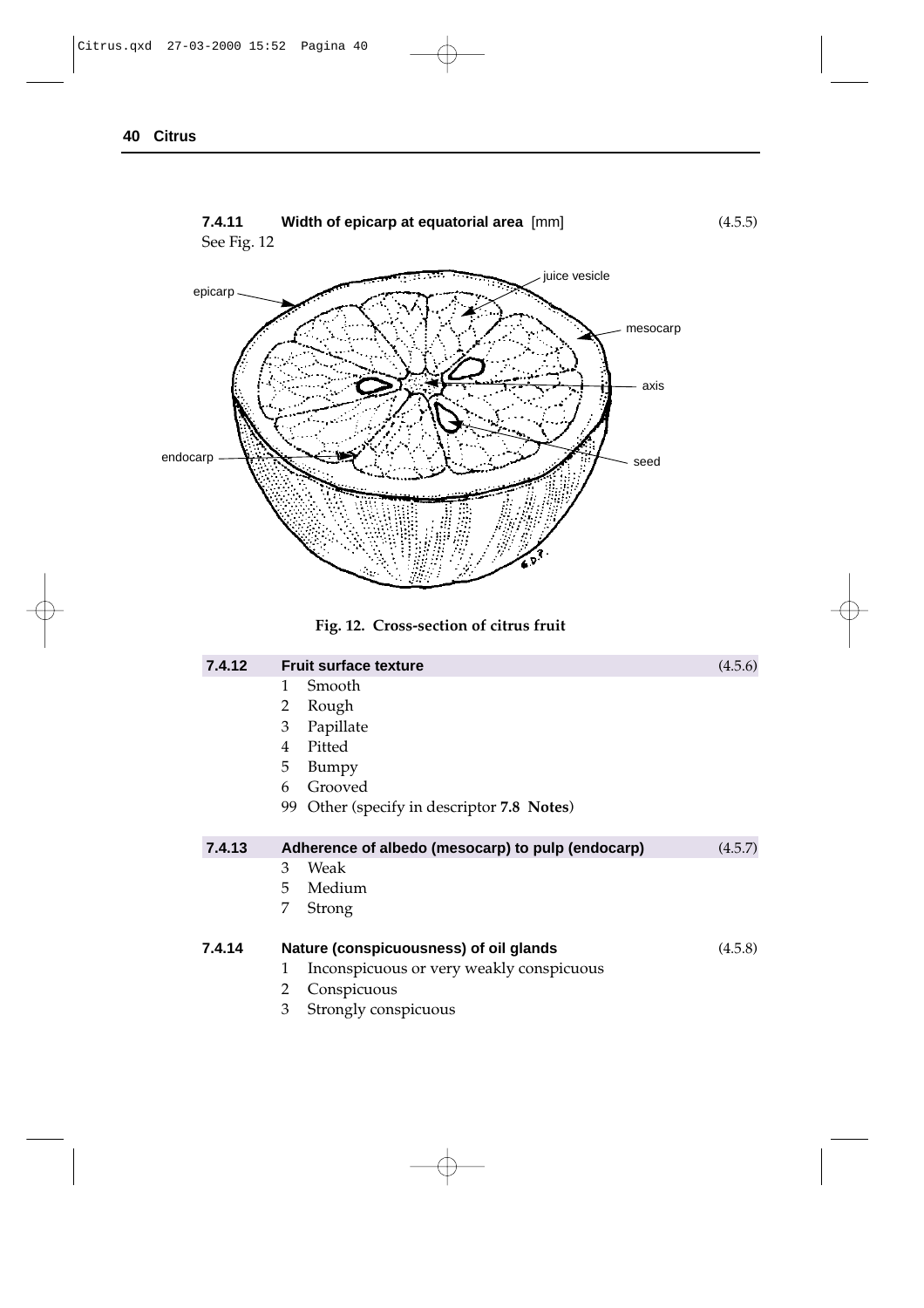**7.4.11 Width of epicarp at equatorial area** [mm] (4.5.5)

See Fig. 12

Fig. 12. Cross-section of citrus fruit

**7.4.12 Fruit surface texture** (4.5.6)

1 Smooth
2 Rough
3 Papillate
4 Pitted
5 Bumpy
6 Grooved
99 Other (specify in descriptor **7.8 Notes**)

**7.4.13 Adherence of albedo (mesocarp) to pulp (endocarp)** (4.5.7)

3 Weak
5 Medium
7 Strong

**7.4.14 Nature (conspicuousness) of oil glands** (4.5.8)

1 Inconspicuous or very weakly conspicuous
2 Conspicuous
3 Strongly conspicuous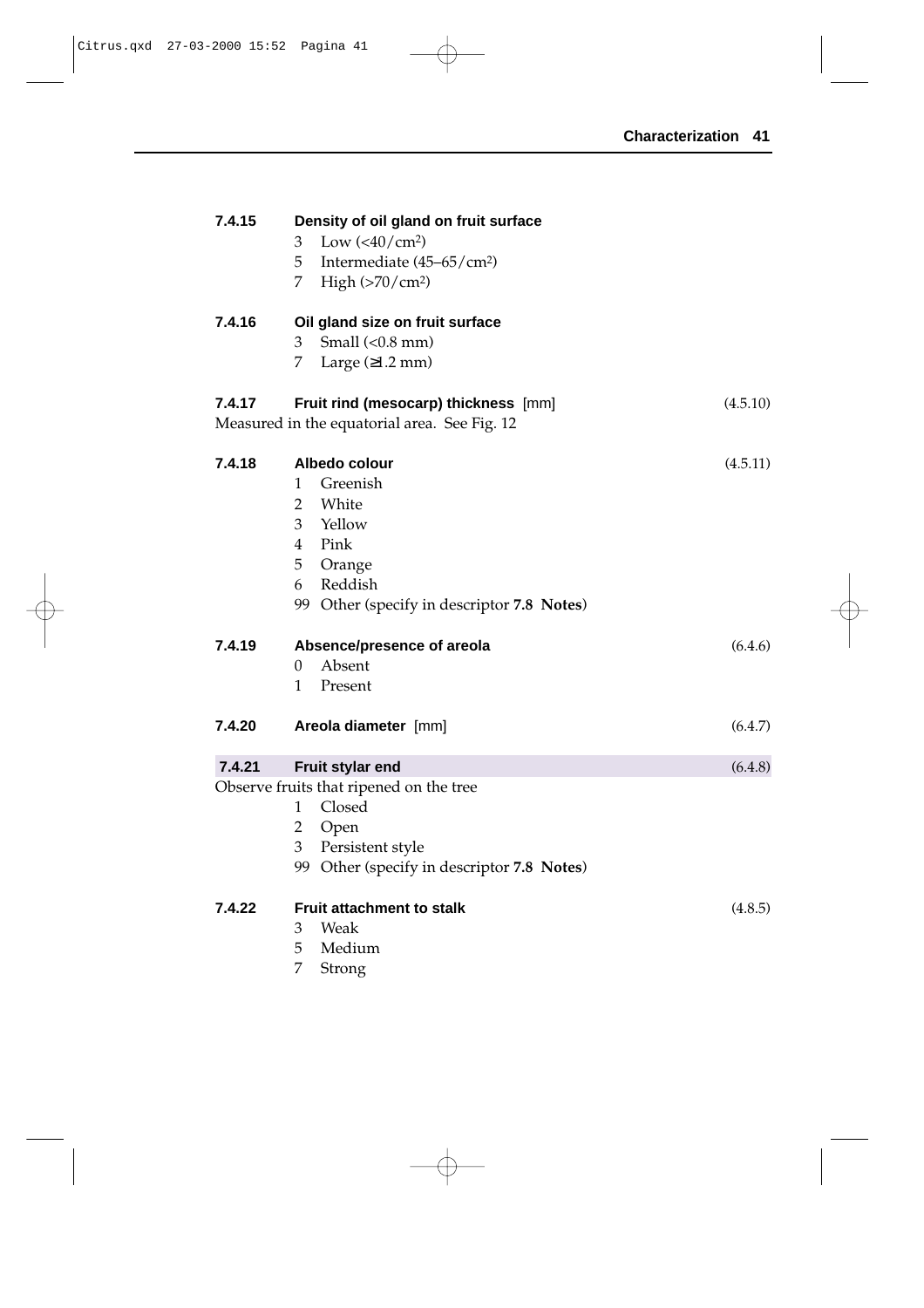**7.4.15 Density of oil gland on fruit surface**

3 Low (<40/cm²)
5 Intermediate (45–65/cm²)
7 High (>70/cm²)

**7.4.16 Oil gland size on fruit surface**

3 Small (<0.8 mm)
7 Large (≥1.2 mm)

**7.4.17 Fruit rind (mesocarp) thickness** [mm] (4.5.10)

Measured in the equatorial area. See Fig. 12

**7.4.18 Albedo colour** (4.5.11)

1 Greenish
2 White
3 Yellow
4 Pink
5 Orange
6 Reddish
99 Other (specify in descriptor **7.8 Notes**)

**7.4.19 Absence/presence of areola** (6.4.6)

0 Absent
1 Present

**7.4.20 Areola diameter** [mm] (6.4.7)

**7.4.21 Fruit stylar end** (6.4.8)

Observe fruits that ripened on the tree

1 Closed
2 Open
3 Persistent style
99 Other (specify in descriptor **7.8 Notes**)

**7.4.22 Fruit attachment to stalk** (4.8.5)

3 Weak
5 Medium
7 Strong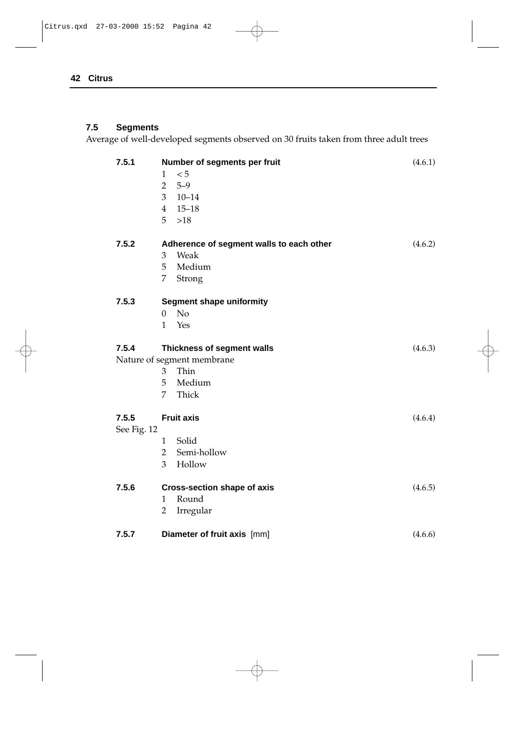### 7.5 Segments

Average of well-developed segments observed on 30 fruits taken from three adult trees

**7.5.1 Number of segments per fruit** (4.6.1)

1 < 5
2 5–9
3 10–14
4 15–18
5 >18

**7.5.2 Adherence of segment walls to each other** (4.6.2)

3 Weak
5 Medium
7 Strong

**7.5.3 Segment shape uniformity**

0 No
1 Yes

**7.5.4 Thickness of segment walls** (4.6.3)

Nature of segment membrane

3 Thin
5 Medium
7 Thick

**7.5.5 Fruit axis** (4.6.4)

See Fig. 12

1 Solid
2 Semi-hollow
3 Hollow

**7.5.6 Cross-section shape of axis** (4.6.5)

1 Round
2 Irregular

**7.5.7 Diameter of fruit axis** [mm] (4.6.6)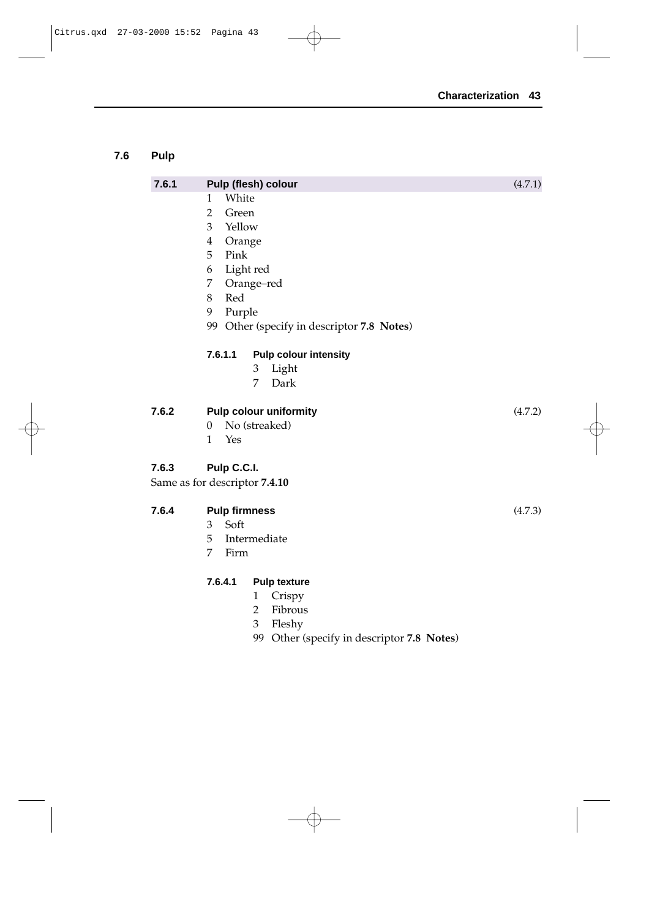## 7.6 Pulp

### 7.6.1 Pulp (flesh) colour (4.7.1)

1 White
2 Green
3 Yellow
4 Orange
5 Pink
6 Light red
7 Orange–red
8 Red
9 Purple
99 Other (specify in descriptor **7.8 Notes**)

#### 7.6.1.1 Pulp colour intensity

3 Light
7 Dark

### 7.6.2 Pulp colour uniformity (4.7.2)

0 No (streaked)
1 Yes

### 7.6.3 Pulp C.C.I.

Same as for descriptor **7.4.10**

### 7.6.4 Pulp firmness (4.7.3)

3 Soft
5 Intermediate
7 Firm

#### 7.6.4.1 Pulp texture

1 Crispy
2 Fibrous
3 Fleshy
99 Other (specify in descriptor **7.8 Notes**)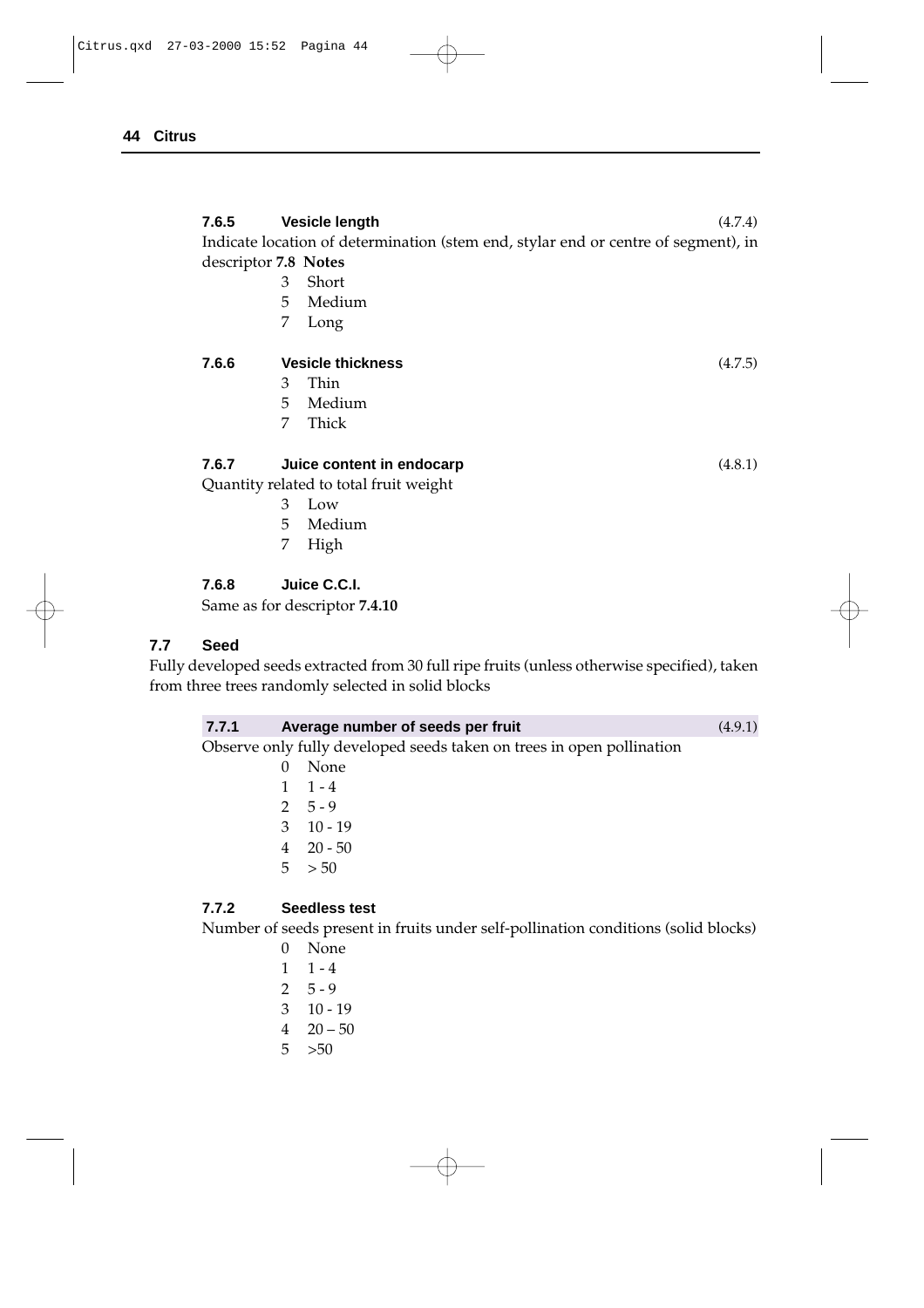#### 7.6.5 Vesicle length (4.7.4)

Indicate location of determination (stem end, stylar end or centre of segment), in descriptor **7.8 Notes**

3 Short
5 Medium
7 Long

#### 7.6.6 Vesicle thickness (4.7.5)

3 Thin
5 Medium
7 Thick

#### 7.6.7 Juice content in endocarp (4.8.1)

Quantity related to total fruit weight

3 Low
5 Medium
7 High

#### 7.6.8 Juice C.C.I.

Same as for descriptor **7.4.10**

### 7.7 Seed

Fully developed seeds extracted from 30 full ripe fruits (unless otherwise specified), taken from three trees randomly selected in solid blocks

#### 7.7.1 Average number of seeds per fruit (4.9.1)

Observe only fully developed seeds taken on trees in open pollination

0 None
1 1 - 4
2 5 - 9
3 10 - 19
4 20 - 50
5 > 50

#### 7.7.2 Seedless test

Number of seeds present in fruits under self-pollination conditions (solid blocks)

0 None
1 1 - 4
2 5 - 9
3 10 - 19
4 20 – 50
5 >50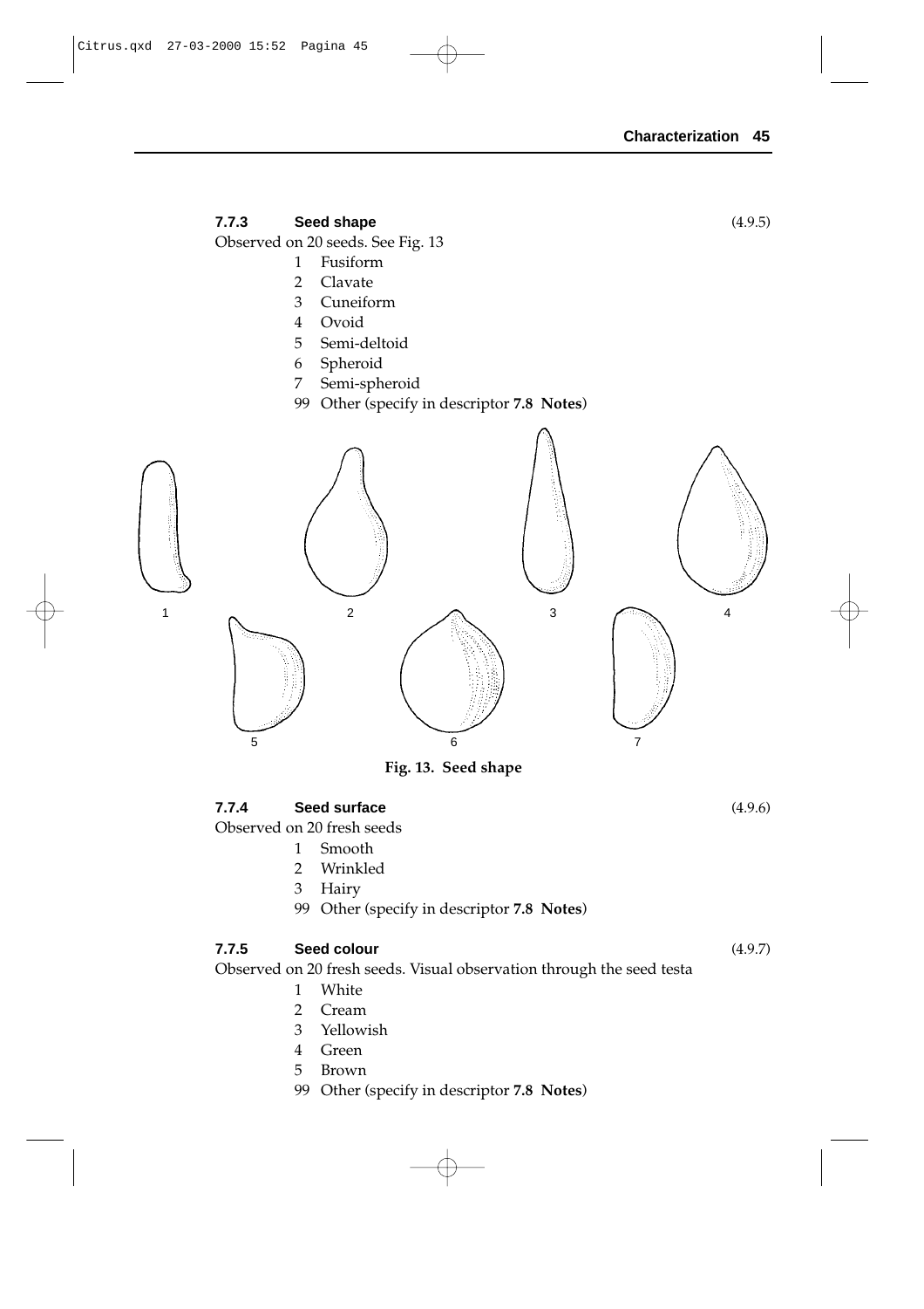### 7.7.3 Seed shape (4.9.5)

Observed on 20 seeds. See Fig. 13

1 Fusiform
2 Clavate
3 Cuneiform
4 Ovoid
5 Semi-deltoid
6 Spheroid
7 Semi-spheroid
99 Other (specify in descriptor **7.8 Notes**)

**Fig. 13. Seed shape**

### 7.7.4 Seed surface (4.9.6)

Observed on 20 fresh seeds

1 Smooth
2 Wrinkled
3 Hairy
99 Other (specify in descriptor **7.8 Notes**)

### 7.7.5 Seed colour (4.9.7)

Observed on 20 fresh seeds. Visual observation through the seed testa

1 White
2 Cream
3 Yellowish
4 Green
5 Brown
99 Other (specify in descriptor **7.8 Notes**)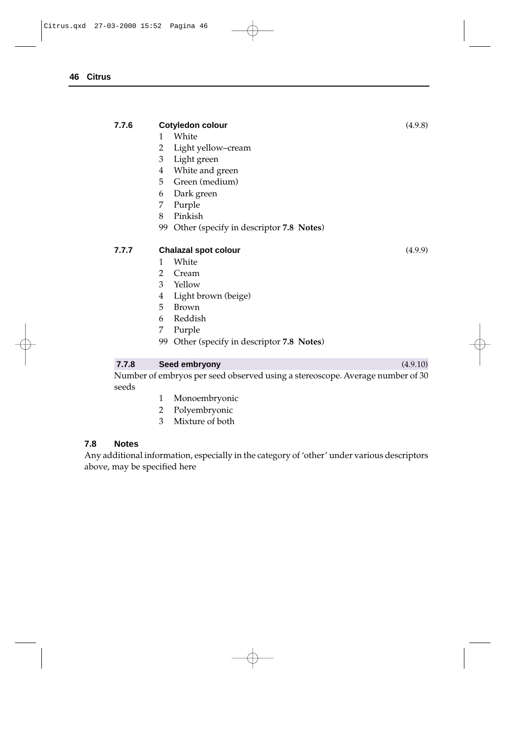**7.7.6 Cotyledon colour** (4.9.8)

1 White
2 Light yellow–cream
3 Light green
4 White and green
5 Green (medium)
6 Dark green
7 Purple
8 Pinkish
99 Other (specify in descriptor **7.8 Notes**)

**7.7.7 Chalazal spot colour** (4.9.9)

1 White
2 Cream
3 Yellow
4 Light brown (beige)
5 Brown
6 Reddish
7 Purple
99 Other (specify in descriptor **7.8 Notes**)

**7.7.8 Seed embryony** (4.9.10)

Number of embryos per seed observed using a stereoscope. Average number of 30 seeds

1 Monoembryonic
2 Polyembryonic
3 Mixture of both

### 7.8 Notes

Any additional information, especially in the category of 'other' under various descriptors above, may be specified here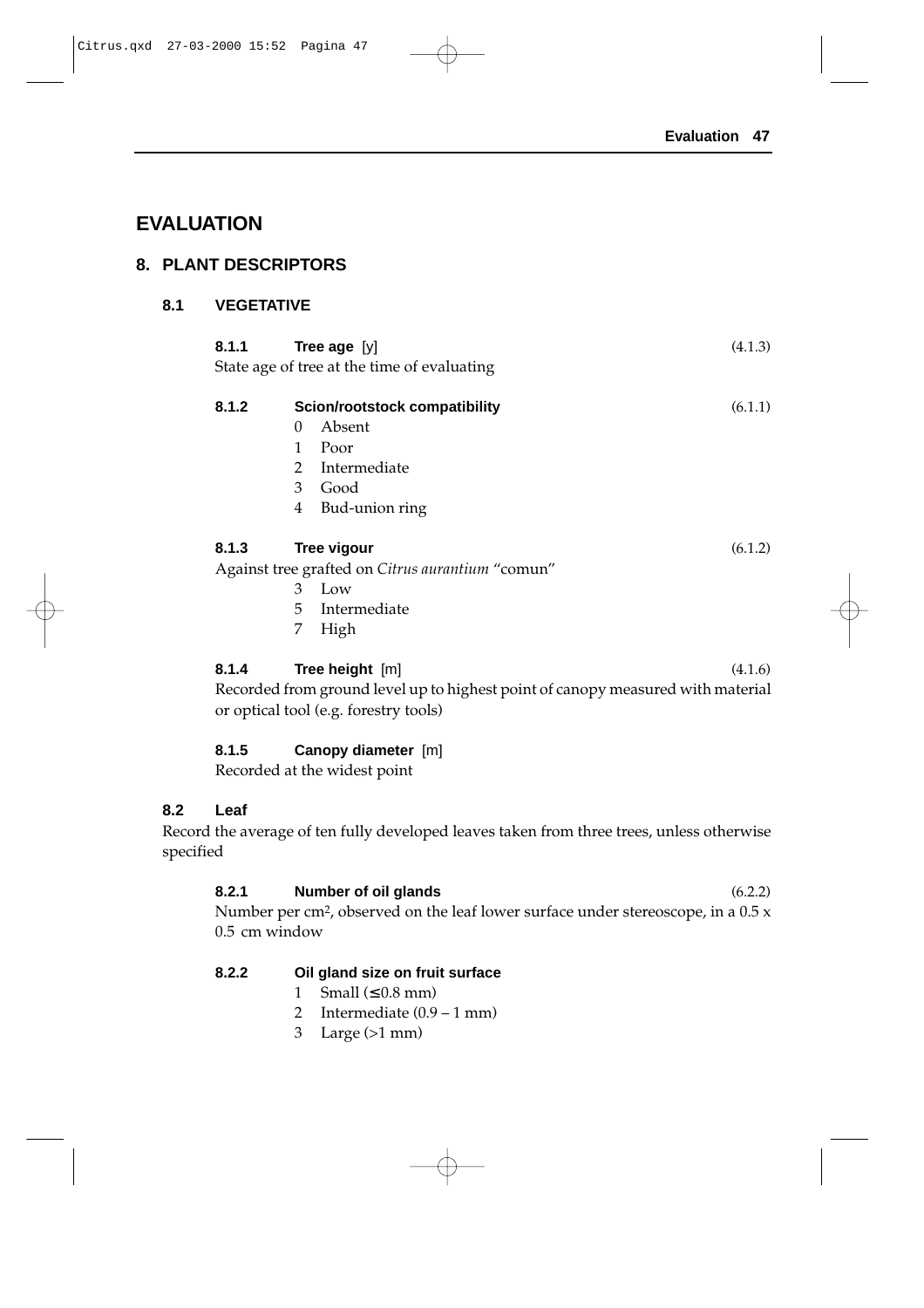# EVALUATION

## 8. PLANT DESCRIPTORS

### 8.1 VEGETATIVE

**8.1.1 Tree age** [y] (4.1.3)

State age of tree at the time of evaluating

**8.1.2 Scion/rootstock compatibility** (6.1.1)

- 0 Absent
- 1 Poor
- 2 Intermediate
- 3 Good
- 4 Bud-union ring

**8.1.3 Tree vigour** (6.1.2)

Against tree grafted on *Citrus aurantium* "comun"

- 3 Low
- 5 Intermediate
- 7 High

**8.1.4 Tree height** [m] (4.1.6)

Recorded from ground level up to highest point of canopy measured with material or optical tool (e.g. forestry tools)

**8.1.5 Canopy diameter** [m]

Recorded at the widest point

### 8.2 Leaf

Record the average of ten fully developed leaves taken from three trees, unless otherwise specified

**8.2.1 Number of oil glands** (6.2.2)

Number per cm², observed on the leaf lower surface under stereoscope, in a 0.5 x 0.5 cm window

**8.2.2 Oil gland size on fruit surface**

- 1 Small (≤0.8 mm)
- 2 Intermediate (0.9 – 1 mm)
- 3 Large (>1 mm)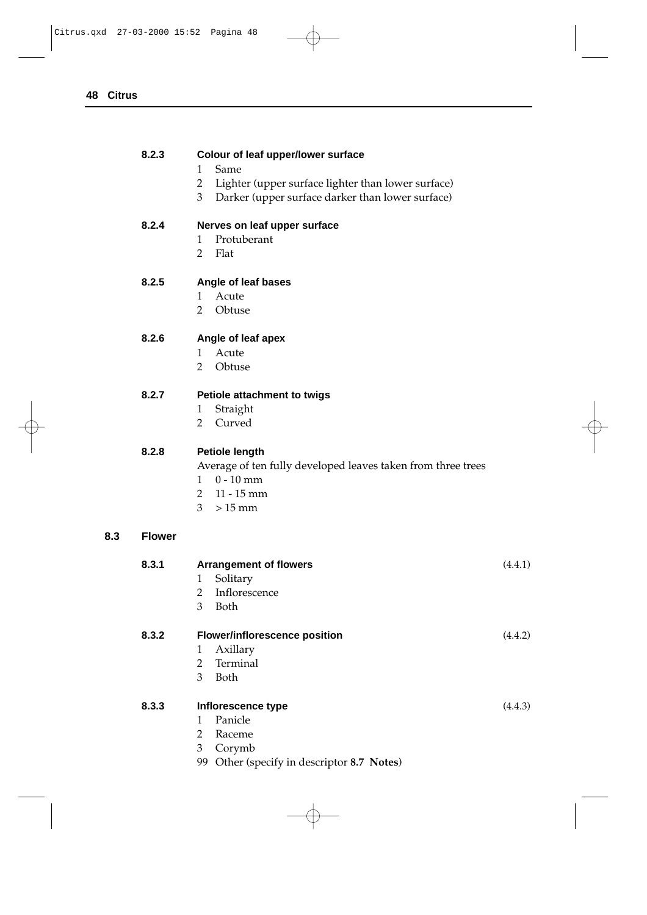**8.2.3 Colour of leaf upper/lower surface**

1 Same
2 Lighter (upper surface lighter than lower surface)
3 Darker (upper surface darker than lower surface)

**8.2.4 Nerves on leaf upper surface**

1 Protuberant
2 Flat

**8.2.5 Angle of leaf bases**

1 Acute
2 Obtuse

**8.2.6 Angle of leaf apex**

1 Acute
2 Obtuse

**8.2.7 Petiole attachment to twigs**

1 Straight
2 Curved

**8.2.8 Petiole length**

Average of ten fully developed leaves taken from three trees

1 0 - 10 mm
2 11 - 15 mm
3 > 15 mm

## 8.3 Flower

**8.3.1 Arrangement of flowers** (4.4.1)

1 Solitary
2 Inflorescence
3 Both

**8.3.2 Flower/inflorescence position** (4.4.2)

1 Axillary
2 Terminal
3 Both

**8.3.3 Inflorescence type** (4.4.3)

1 Panicle
2 Raceme
3 Corymb
99 Other (specify in descriptor **8.7 Notes**)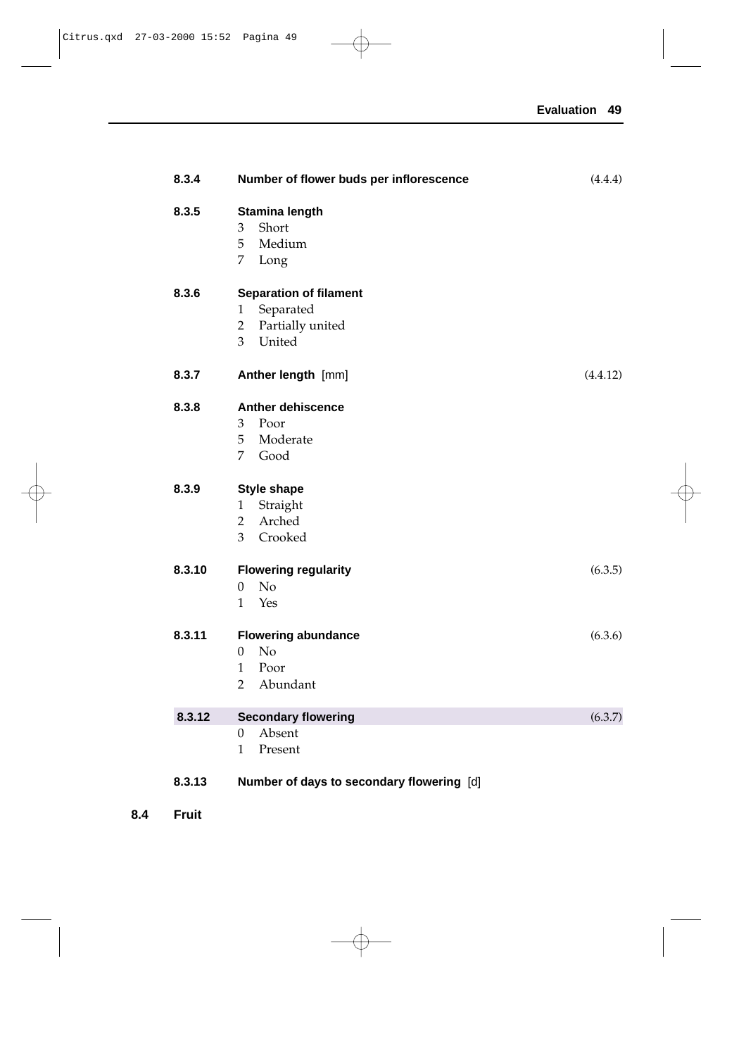**8.3.4** **Number of flower buds per inflorescence** (4.4.4)

**8.3.5** **Stamina length**
- 3 Short
- 5 Medium
- 7 Long

**8.3.6** **Separation of filament**
- 1 Separated
- 2 Partially united
- 3 United

**8.3.7** **Anther length** [mm] (4.4.12)

**8.3.8** **Anther dehiscence**
- 3 Poor
- 5 Moderate
- 7 Good

**8.3.9** **Style shape**
- 1 Straight
- 2 Arched
- 3 Crooked

**8.3.10** **Flowering regularity** (6.3.5)
- 0 No
- 1 Yes

**8.3.11** **Flowering abundance** (6.3.6)
- 0 No
- 1 Poor
- 2 Abundant

**8.3.12** **Secondary flowering** (6.3.7)
- 0 Absent
- 1 Present

**8.3.13** **Number of days to secondary flowering** [d]

## 8.4 Fruit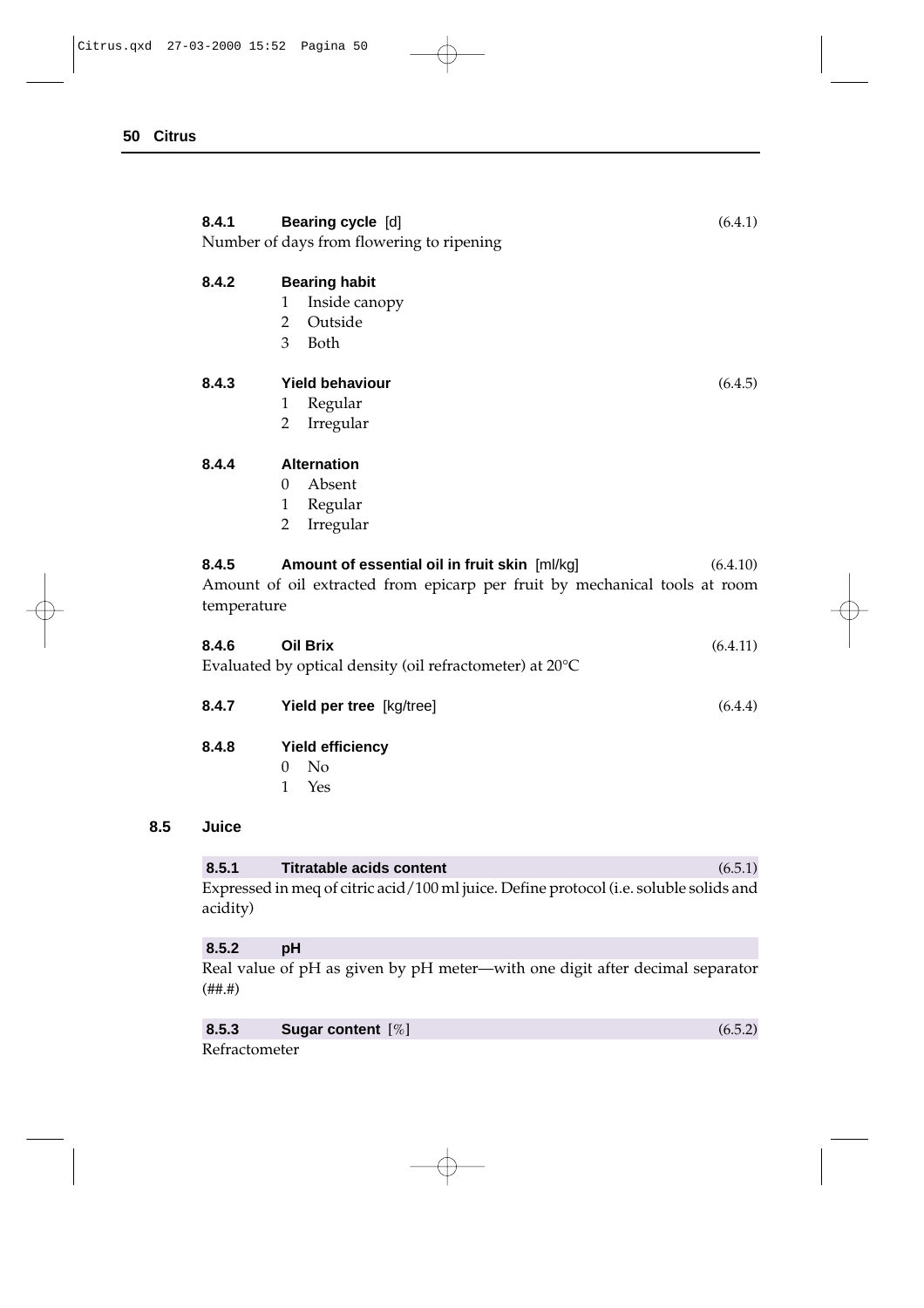**8.4.1 Bearing cycle** [d] (6.4.1)

Number of days from flowering to ripening

**8.4.2 Bearing habit**

1 Inside canopy
2 Outside
3 Both

**8.4.3 Yield behaviour** (6.4.5)

1 Regular
2 Irregular

**8.4.4 Alternation**

0 Absent
1 Regular
2 Irregular

**8.4.5 Amount of essential oil in fruit skin** [ml/kg] (6.4.10)

Amount of oil extracted from epicarp per fruit by mechanical tools at room temperature

**8.4.6 Oil Brix** (6.4.11)

Evaluated by optical density (oil refractometer) at 20°C

**8.4.7 Yield per tree** [kg/tree] (6.4.4)

**8.4.8 Yield efficiency**

0 No
1 Yes

### 8.5 Juice

**8.5.1 Titratable acids content** (6.5.1)

Expressed in meq of citric acid/100 ml juice. Define protocol (i.e. soluble solids and acidity)

**8.5.2 pH**

Real value of pH as given by pH meter—with one digit after decimal separator (##.#)

**8.5.3 Sugar content** [%] (6.5.2)

Refractometer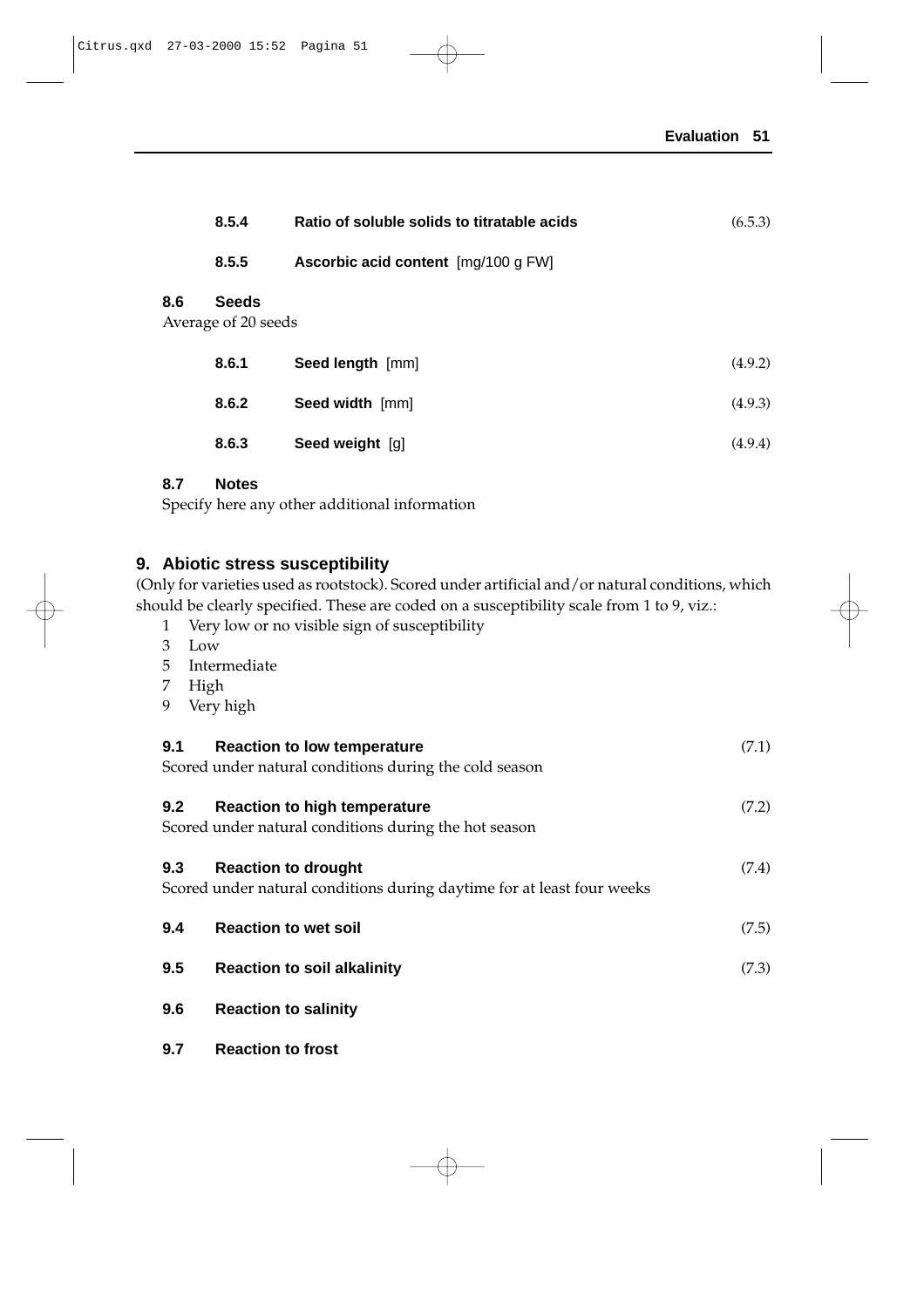**8.5.4 Ratio of soluble solids to titratable acids** (6.5.3)

**8.5.5 Ascorbic acid content** [mg/100 g FW]

### 8.6 Seeds

Average of 20 seeds

**8.6.1 Seed length** [mm] (4.9.2)

**8.6.2 Seed width** [mm] (4.9.3)

**8.6.3 Seed weight** [g] (4.9.4)

### 8.7 Notes

Specify here any other additional information

## 9. Abiotic stress susceptibility

(Only for varieties used as rootstock). Scored under artificial and/or natural conditions, which should be clearly specified. These are coded on a susceptibility scale from 1 to 9, viz.:

1 Very low or no visible sign of susceptibility
3 Low
5 Intermediate
7 High
9 Very high

### 9.1 Reaction to low temperature (7.1)

Scored under natural conditions during the cold season

### 9.2 Reaction to high temperature (7.2)

Scored under natural conditions during the hot season

### 9.3 Reaction to drought (7.4)

Scored under natural conditions during daytime for at least four weeks

### 9.4 Reaction to wet soil (7.5)

### 9.5 Reaction to soil alkalinity (7.3)

### 9.6 Reaction to salinity

### 9.7 Reaction to frost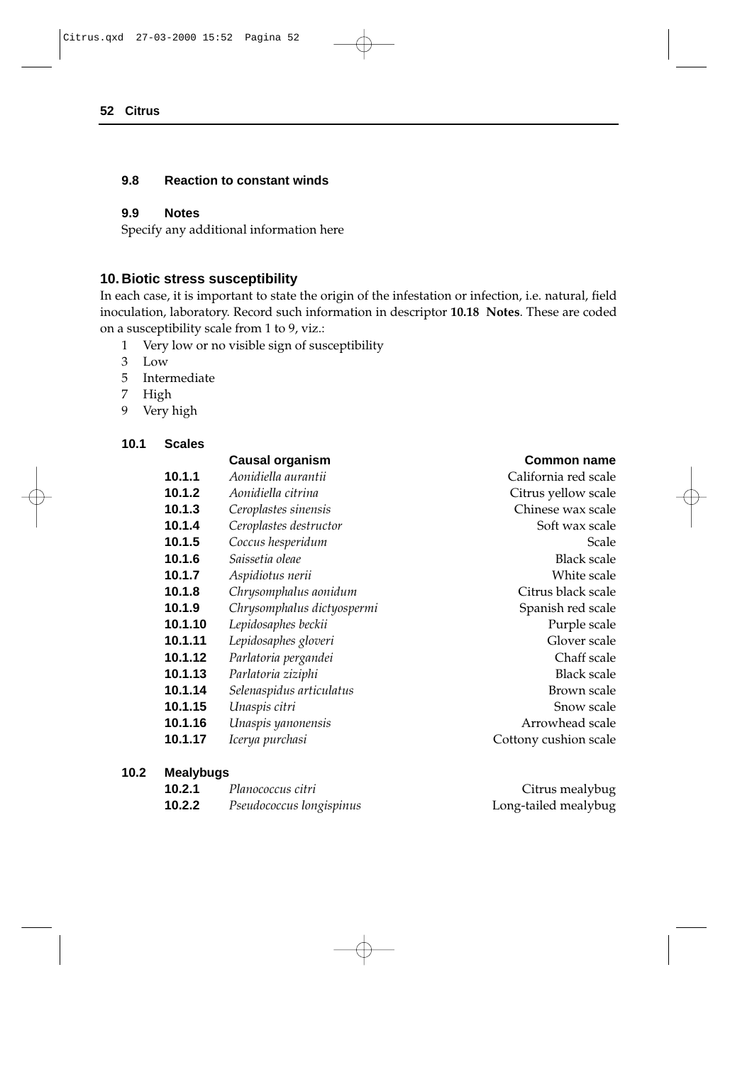#### 9.8 Reaction to constant winds

#### 9.9 Notes

Specify any additional information here

## 10. Biotic stress susceptibility

In each case, it is important to state the origin of the infestation or infection, i.e. natural, field inoculation, laboratory. Record such information in descriptor **10.18 Notes**. These are coded on a susceptibility scale from 1 to 9, viz.:

1 Very low or no visible sign of susceptibility
3 Low
5 Intermediate
7 High
9 Very high

#### 10.1 Scales

| | Causal organism | Common name |
|---|---|---|
| **10.1.1** | *Aonidiella aurantii* | California red scale |
| **10.1.2** | *Aonidiella citrina* | Citrus yellow scale |
| **10.1.3** | *Ceroplastes sinensis* | Chinese wax scale |
| **10.1.4** | *Ceroplastes destructor* | Soft wax scale |
| **10.1.5** | *Coccus hesperidum* | Scale |
| **10.1.6** | *Saissetia oleae* | Black scale |
| **10.1.7** | *Aspidiotus nerii* | White scale |
| **10.1.8** | *Chrysomphalus aonidum* | Citrus black scale |
| **10.1.9** | *Chrysomphalus dictyospermi* | Spanish red scale |
| **10.1.10** | *Lepidosaphes beckii* | Purple scale |
| **10.1.11** | *Lepidosaphes gloveri* | Glover scale |
| **10.1.12** | *Parlatoria pergandei* | Chaff scale |
| **10.1.13** | *Parlatoria ziziphi* | Black scale |
| **10.1.14** | *Selenaspidus articulatus* | Brown scale |
| **10.1.15** | *Unaspis citri* | Snow scale |
| **10.1.16** | *Unaspis yanonensis* | Arrowhead scale |
| **10.1.17** | *Icerya purchasi* | Cottony cushion scale |

#### 10.2 Mealybugs

| | | |
|---|---|---|
| **10.2.1** | *Planococcus citri* | Citrus mealybug |
| **10.2.2** | *Pseudococcus longispinus* | Long-tailed mealybug |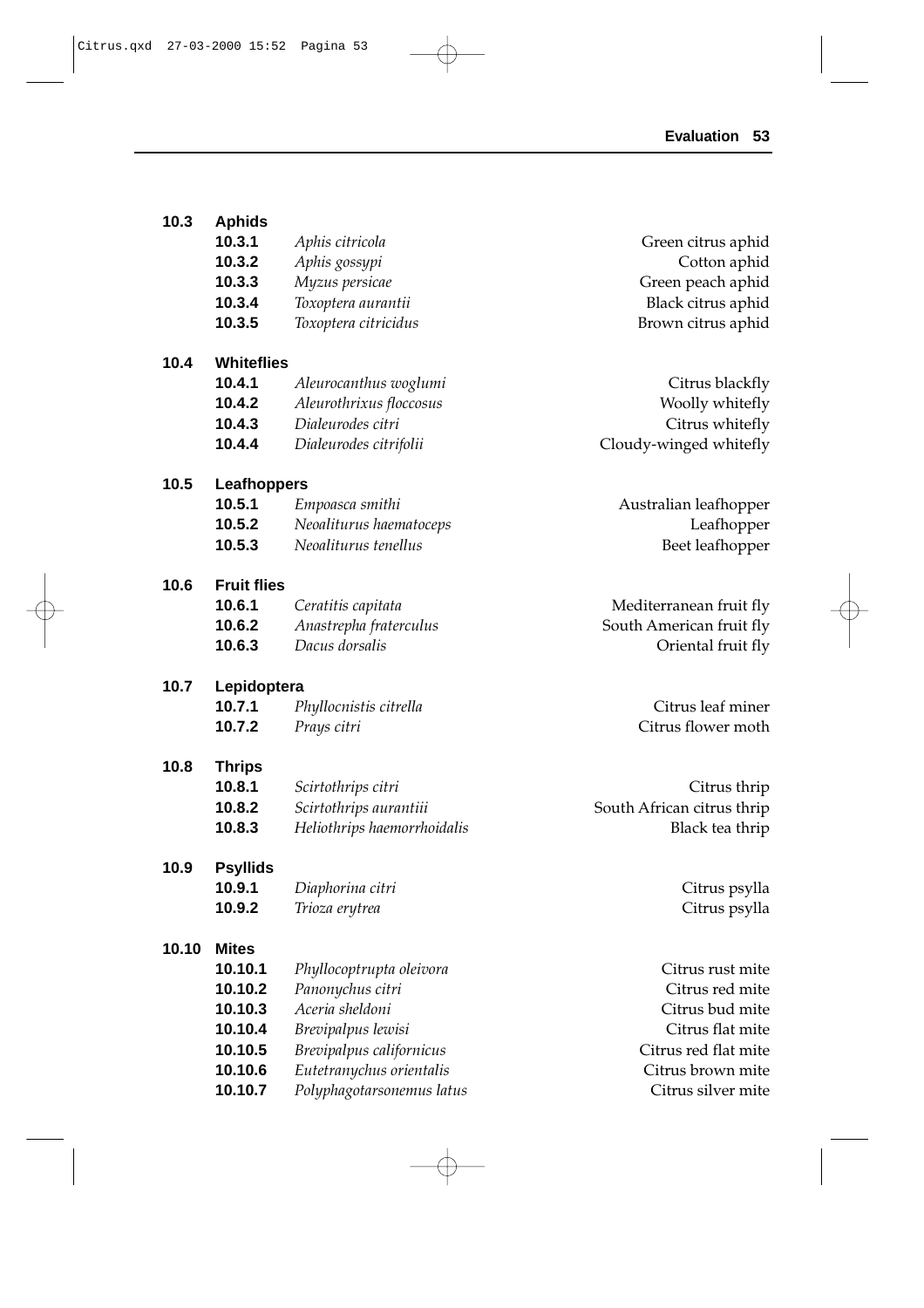**10.3 Aphids**

| | | |
|---|---|---|
| **10.3.1** | *Aphis citricola* | Green citrus aphid |
| **10.3.2** | *Aphis gossypi* | Cotton aphid |
| **10.3.3** | *Myzus persicae* | Green peach aphid |
| **10.3.4** | *Toxoptera aurantii* | Black citrus aphid |
| **10.3.5** | *Toxoptera citricidus* | Brown citrus aphid |

**10.4 Whiteflies**

| | | |
|---|---|---|
| **10.4.1** | *Aleurocanthus woglumi* | Citrus blackfly |
| **10.4.2** | *Aleurothrixus floccosus* | Woolly whitefly |
| **10.4.3** | *Dialeurodes citri* | Citrus whitefly |
| **10.4.4** | *Dialeurodes citrifolii* | Cloudy-winged whitefly |

**10.5 Leafhoppers**

| | | |
|---|---|---|
| **10.5.1** | *Empoasca smithi* | Australian leafhopper |
| **10.5.2** | *Neoaliturus haematoceps* | Leafhopper |
| **10.5.3** | *Neoaliturus tenellus* | Beet leafhopper |

**10.6 Fruit flies**

| | | |
|---|---|---|
| **10.6.1** | *Ceratitis capitata* | Mediterranean fruit fly |
| **10.6.2** | *Anastrepha fraterculus* | South American fruit fly |
| **10.6.3** | *Dacus dorsalis* | Oriental fruit fly |

**10.7 Lepidoptera**

| | | |
|---|---|---|
| **10.7.1** | *Phyllocnistis citrella* | Citrus leaf miner |
| **10.7.2** | *Prays citri* | Citrus flower moth |

**10.8 Thrips**

| | | |
|---|---|---|
| **10.8.1** | *Scirtothrips citri* | Citrus thrip |
| **10.8.2** | *Scirtothrips aurantiii* | South African citrus thrip |
| **10.8.3** | *Heliothrips haemorrhoidalis* | Black tea thrip |

**10.9 Psyllids**

| | | |
|---|---|---|
| **10.9.1** | *Diaphorina citri* | Citrus psylla |
| **10.9.2** | *Trioza erytrea* | Citrus psylla |

**10.10 Mites**

| | | |
|---|---|---|
| **10.10.1** | *Phyllocoptrupta oleivora* | Citrus rust mite |
| **10.10.2** | *Panonychus citri* | Citrus red mite |
| **10.10.3** | *Aceria sheldoni* | Citrus bud mite |
| **10.10.4** | *Brevipalpus lewisi* | Citrus flat mite |
| **10.10.5** | *Brevipalpus californicus* | Citrus red flat mite |
| **10.10.6** | *Eutetranychus orientalis* | Citrus brown mite |
| **10.10.7** | *Polyphagotarsonemus latus* | Citrus silver mite |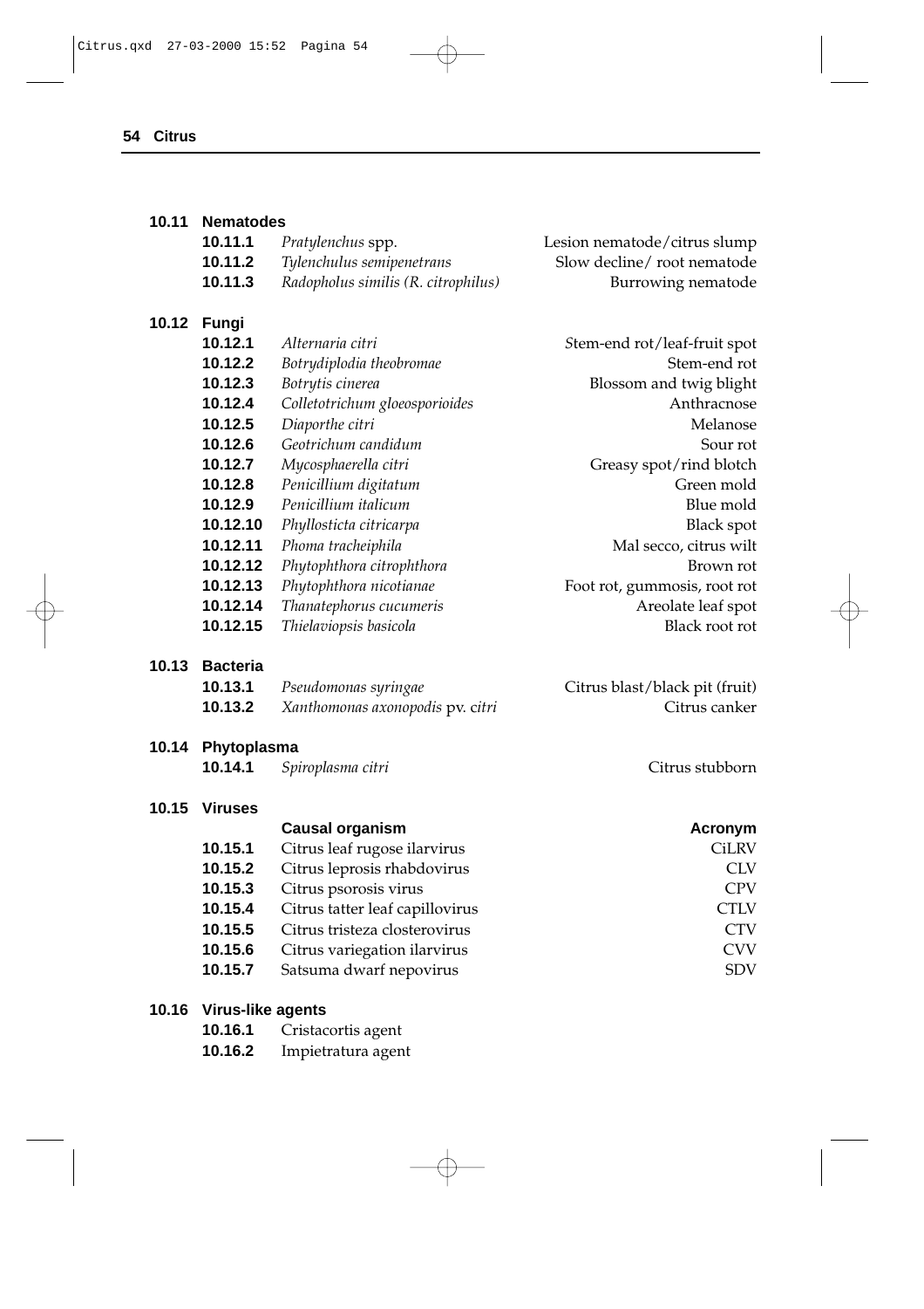## 10.11 Nematodes

| | | |
|---|---|---|
| **10.11.1** | *Pratylenchus* spp. | Lesion nematode/citrus slump |
| **10.11.2** | *Tylenchulus semipenetrans* | Slow decline/ root nematode |
| **10.11.3** | *Radopholus similis (R. citrophilus)* | Burrowing nematode |

## 10.12 Fungi

| | | |
|---|---|---|
| **10.12.1** | *Alternaria citri* | Stem-end rot/leaf-fruit spot |
| **10.12.2** | *Botrydiplodia theobromae* | Stem-end rot |
| **10.12.3** | *Botrytis cinerea* | Blossom and twig blight |
| **10.12.4** | *Colletotrichum gloeosporioides* | Anthracnose |
| **10.12.5** | *Diaporthe citri* | Melanose |
| **10.12.6** | *Geotrichum candidum* | Sour rot |
| **10.12.7** | *Mycosphaerella citri* | Greasy spot/rind blotch |
| **10.12.8** | *Penicillium digitatum* | Green mold |
| **10.12.9** | *Penicillium italicum* | Blue mold |
| **10.12.10** | *Phyllosticta citricarpa* | Black spot |
| **10.12.11** | *Phoma tracheiphila* | Mal secco, citrus wilt |
| **10.12.12** | *Phytophthora citrophthora* | Brown rot |
| **10.12.13** | *Phytophthora nicotianae* | Foot rot, gummosis, root rot |
| **10.12.14** | *Thanatephorus cucumeris* | Areolate leaf spot |
| **10.12.15** | *Thielaviopsis basicola* | Black root rot |

## 10.13 Bacteria

| | | |
|---|---|---|
| **10.13.1** | *Pseudomonas syringae* | Citrus blast/black pit (fruit) |
| **10.13.2** | *Xanthomonas axonopodis* pv. *citri* | Citrus canker |

## 10.14 Phytoplasma

| | | |
|---|---|---|
| **10.14.1** | *Spiroplasma citri* | Citrus stubborn |

## 10.15 Viruses

| | **Causal organism** | **Acronym** |
|---|---|---|
| **10.15.1** | Citrus leaf rugose ilarvirus | CiLRV |
| **10.15.2** | Citrus leprosis rhabdovirus | CLV |
| **10.15.3** | Citrus psorosis virus | CPV |
| **10.15.4** | Citrus tatter leaf capillovirus | CTLV |
| **10.15.5** | Citrus tristeza closterovirus | CTV |
| **10.15.6** | Citrus variegation ilarvirus | CVV |
| **10.15.7** | Satsuma dwarf nepovirus | SDV |

## 10.16 Virus-like agents

| | |
|---|---|
| **10.16.1** | Cristacortis agent |
| **10.16.2** | Impietratura agent |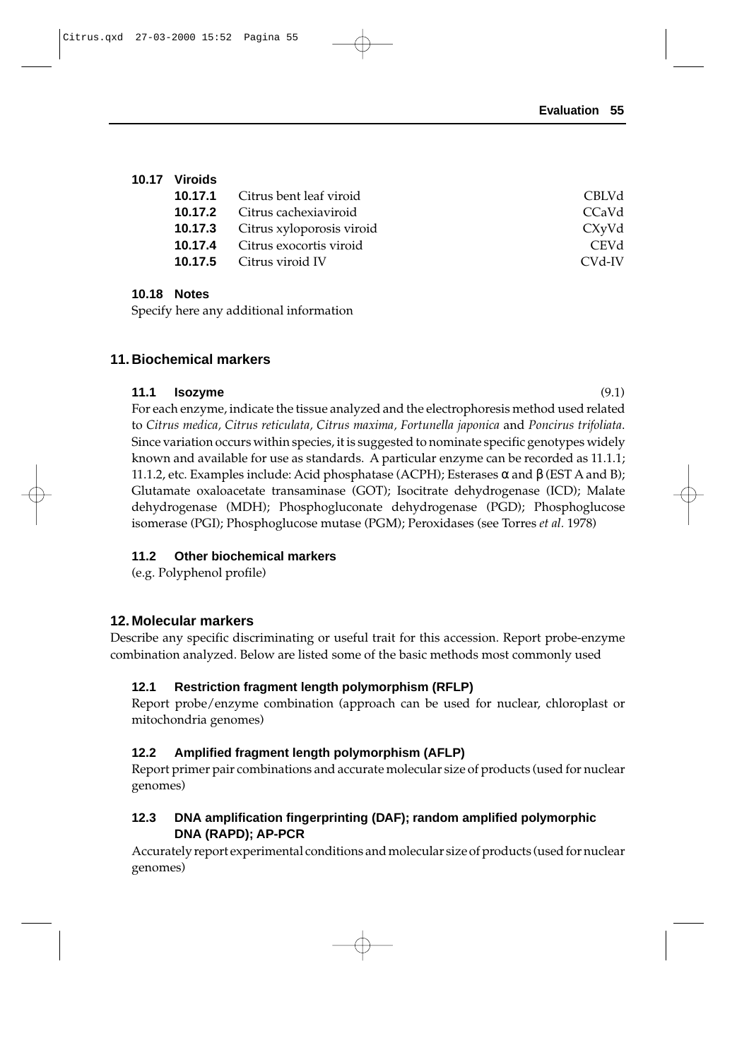### 10.17 Viroids

**10.17.1** Citrus bent leaf viroid CBLVd
**10.17.2** Citrus cachexiaviroid CCaVd
**10.17.3** Citrus xyloporosis viroid CXyVd
**10.17.4** Citrus exocortis viroid CEVd
**10.17.5** Citrus viroid IV CVd-IV

### 10.18 Notes

Specify here any additional information

## 11. Biochemical markers

### 11.1 Isozyme (9.1)

For each enzyme, indicate the tissue analyzed and the electrophoresis method used related to *Citrus medica, Citrus reticulata, Citrus maxima, Fortunella japonica* and *Poncirus trifoliata*. Since variation occurs within species, it is suggested to nominate specific genotypes widely known and available for use as standards. A particular enzyme can be recorded as 11.1.1; 11.1.2, etc. Examples include: Acid phosphatase (ACPH); Esterases α and β (EST A and B); Glutamate oxaloacetate transaminase (GOT); Isocitrate dehydrogenase (ICD); Malate dehydrogenase (MDH); Phosphogluconate dehydrogenase (PGD); Phosphoglucose isomerase (PGI); Phosphoglucose mutase (PGM); Peroxidases (see Torres *et al*. 1978)

### 11.2 Other biochemical markers

(e.g. Polyphenol profile)

## 12. Molecular markers

Describe any specific discriminating or useful trait for this accession. Report probe-enzyme combination analyzed. Below are listed some of the basic methods most commonly used

### 12.1 Restriction fragment length polymorphism (RFLP)

Report probe/enzyme combination (approach can be used for nuclear, chloroplast or mitochondria genomes)

### 12.2 Amplified fragment length polymorphism (AFLP)

Report primer pair combinations and accurate molecular size of products (used for nuclear genomes)

### 12.3 DNA amplification fingerprinting (DAF); random amplified polymorphic DNA (RAPD); AP-PCR

Accurately report experimental conditions and molecular size of products (used for nuclear genomes)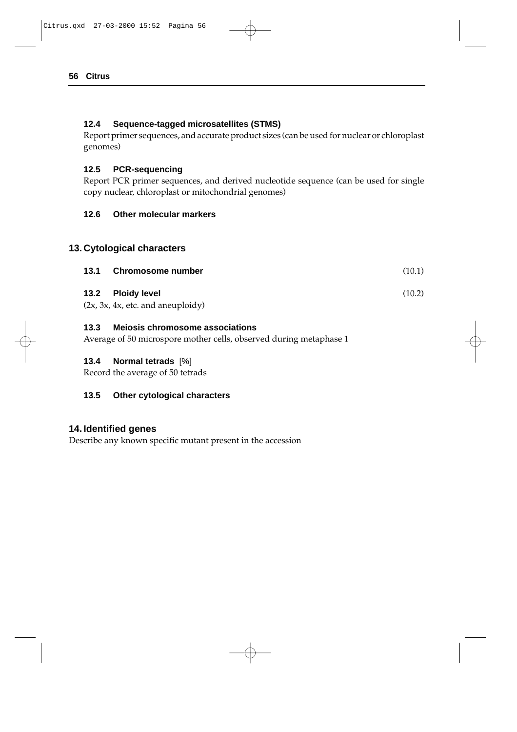#### 12.4 Sequence-tagged microsatellites (STMS)

Report primer sequences, and accurate product sizes (can be used for nuclear or chloroplast genomes)

#### 12.5 PCR-sequencing

Report PCR primer sequences, and derived nucleotide sequence (can be used for single copy nuclear, chloroplast or mitochondrial genomes)

#### 12.6 Other molecular markers

### 13. Cytological characters

#### 13.1 Chromosome number (10.1)

#### 13.2 Ploidy level (10.2)

(2x, 3x, 4x, etc. and aneuploidy)

#### 13.3 Meiosis chromosome associations

Average of 50 microspore mother cells, observed during metaphase 1

#### 13.4 Normal tetrads [%]

Record the average of 50 tetrads

#### 13.5 Other cytological characters

### 14. Identified genes

Describe any known specific mutant present in the accession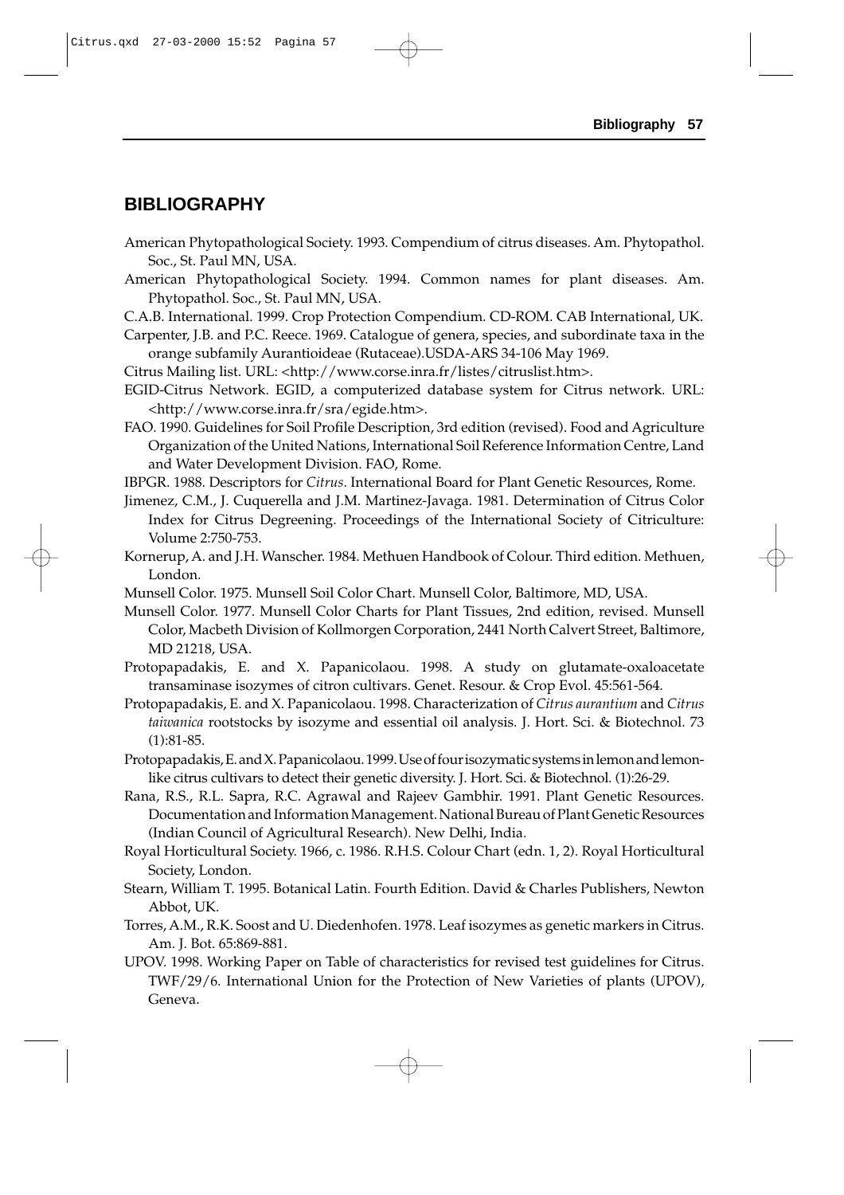## BIBLIOGRAPHY

American Phytopathological Society. 1993. Compendium of citrus diseases. Am. Phytopathol. Soc., St. Paul MN, USA.

American Phytopathological Society. 1994. Common names for plant diseases. Am. Phytopathol. Soc., St. Paul MN, USA.

C.A.B. International. 1999. Crop Protection Compendium. CD-ROM. CAB International, UK.

Carpenter, J.B. and P.C. Reece. 1969. Catalogue of genera, species, and subordinate taxa in the orange subfamily Aurantioideae (Rutaceae).USDA-ARS 34-106 May 1969.

Citrus Mailing list. URL: <http://www.corse.inra.fr/listes/citruslist.htm>.

EGID-Citrus Network. EGID, a computerized database system for Citrus network. URL: <http://www.corse.inra.fr/sra/egide.htm>.

FAO. 1990. Guidelines for Soil Profile Description, 3rd edition (revised). Food and Agriculture Organization of the United Nations, International Soil Reference Information Centre, Land and Water Development Division. FAO, Rome.

IBPGR. 1988. Descriptors for *Citrus*. International Board for Plant Genetic Resources, Rome.

Jimenez, C.M., J. Cuquerella and J.M. Martinez-Javaga. 1981. Determination of Citrus Color Index for Citrus Degreening. Proceedings of the International Society of Citriculture: Volume 2:750-753.

Kornerup, A. and J.H. Wanscher. 1984. Methuen Handbook of Colour. Third edition. Methuen, London.

Munsell Color. 1975. Munsell Soil Color Chart. Munsell Color, Baltimore, MD, USA.

Munsell Color. 1977. Munsell Color Charts for Plant Tissues, 2nd edition, revised. Munsell Color, Macbeth Division of Kollmorgen Corporation, 2441 North Calvert Street, Baltimore, MD 21218, USA.

Protopapadakis, E. and X. Papanicolaou. 1998. A study on glutamate-oxaloacetate transaminase isozymes of citron cultivars. Genet. Resour. & Crop Evol. 45:561-564.

Protopapadakis, E. and X. Papanicolaou. 1998. Characterization of *Citrus aurantium* and *Citrus taiwanica* rootstocks by isozyme and essential oil analysis. J. Hort. Sci. & Biotechnol. 73 (1):81-85.

Protopapadakis, E. and X. Papanicolaou. 1999. Use of four isozymatic systems in lemon and lemon-like citrus cultivars to detect their genetic diversity. J. Hort. Sci. & Biotechnol. (1):26-29.

Rana, R.S., R.L. Sapra, R.C. Agrawal and Rajeev Gambhir. 1991. Plant Genetic Resources. Documentation and Information Management. National Bureau of Plant Genetic Resources (Indian Council of Agricultural Research). New Delhi, India.

Royal Horticultural Society. 1966, c. 1986. R.H.S. Colour Chart (edn. 1, 2). Royal Horticultural Society, London.

Stearn, William T. 1995. Botanical Latin. Fourth Edition. David & Charles Publishers, Newton Abbot, UK.

Torres, A.M., R.K. Soost and U. Diedenhofen. 1978. Leaf isozymes as genetic markers in Citrus. Am. J. Bot. 65:869-881.

UPOV. 1998. Working Paper on Table of characteristics for revised test guidelines for Citrus. TWF/29/6. International Union for the Protection of New Varieties of plants (UPOV), Geneva.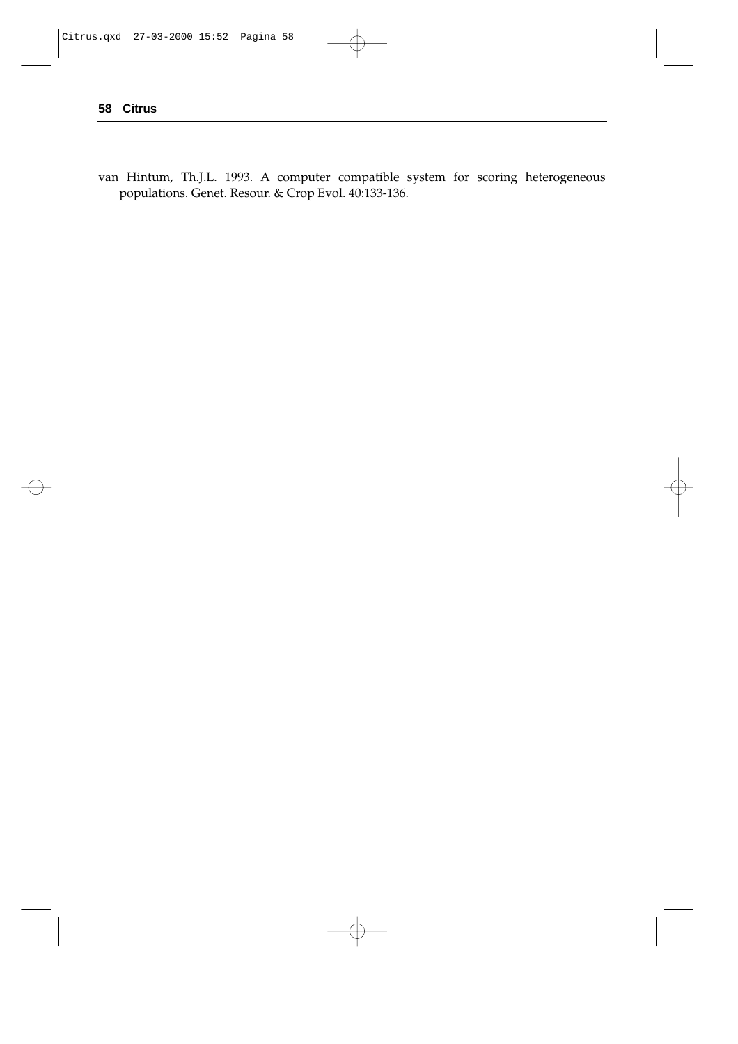van Hintum, Th.J.L. 1993. A computer compatible system for scoring heterogeneous populations. Genet. Resour. & Crop Evol. 40:133-136.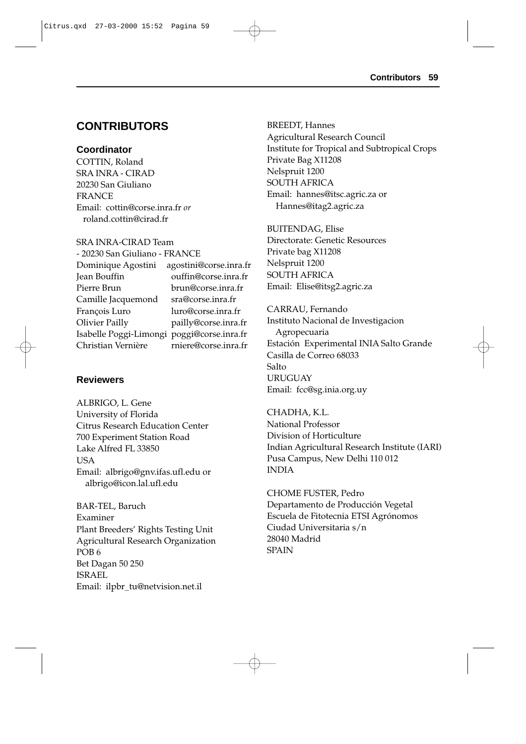## CONTRIBUTORS

### Coordinator

COTTIN, Roland
SRA INRA - CIRAD
20230 San Giuliano
FRANCE
Email: cottin@corse.inra.fr *or* roland.cottin@cirad.fr

SRA INRA-CIRAD Team
- 20230 San Giuliano - FRANCE

| | |
|---|---|
| Dominique Agostini | agostini@corse.inra.fr |
| Jean Bouffin | ouffin@corse.inra.fr |
| Pierre Brun | brun@corse.inra.fr |
| Camille Jacquemond | sra@corse.inra.fr |
| François Luro | luro@corse.inra.fr |
| Olivier Pailly | pailly@corse.inra.fr |
| Isabelle Poggi-Limongi | poggi@corse.inra.fr |
| Christian Vernière | rniere@corse.inra.fr |

### Reviewers

ALBRIGO, L. Gene
University of Florida
Citrus Research Education Center
700 Experiment Station Road
Lake Alfred FL 33850
USA
Email: albrigo@gnv.ifas.ufl.edu or albrigo@icon.lal.ufl.edu

BAR-TEL, Baruch
Examiner
Plant Breeders' Rights Testing Unit
Agricultural Research Organization
POB 6
Bet Dagan 50 250
ISRAEL
Email: ilpbr_tu@netvision.net.il

BREEDT, Hannes
Agricultural Research Council
Institute for Tropical and Subtropical Crops
Private Bag X11208
Nelspruit 1200
SOUTH AFRICA
Email: hannes@itsc.agric.za or Hannes@itag2.agric.za

BUITENDAG, Elise
Directorate: Genetic Resources
Private bag X11208
Nelspruit 1200
SOUTH AFRICA
Email: Elise@itsg2.agric.za

CARRAU, Fernando
Instituto Nacional de Investigacion Agropecuaria
Estación Experimental INIA Salto Grande
Casilla de Correo 68033
Salto
URUGUAY
Email: fcc@sg.inia.org.uy

CHADHA, K.L.
National Professor
Division of Horticulture
Indian Agricultural Research Institute (IARI)
Pusa Campus, New Delhi 110 012
INDIA

CHOME FUSTER, Pedro
Departamento de Producción Vegetal
Escuela de Fitotecnia ETSI Agrónomos
Ciudad Universitaria s/n
28040 Madrid
SPAIN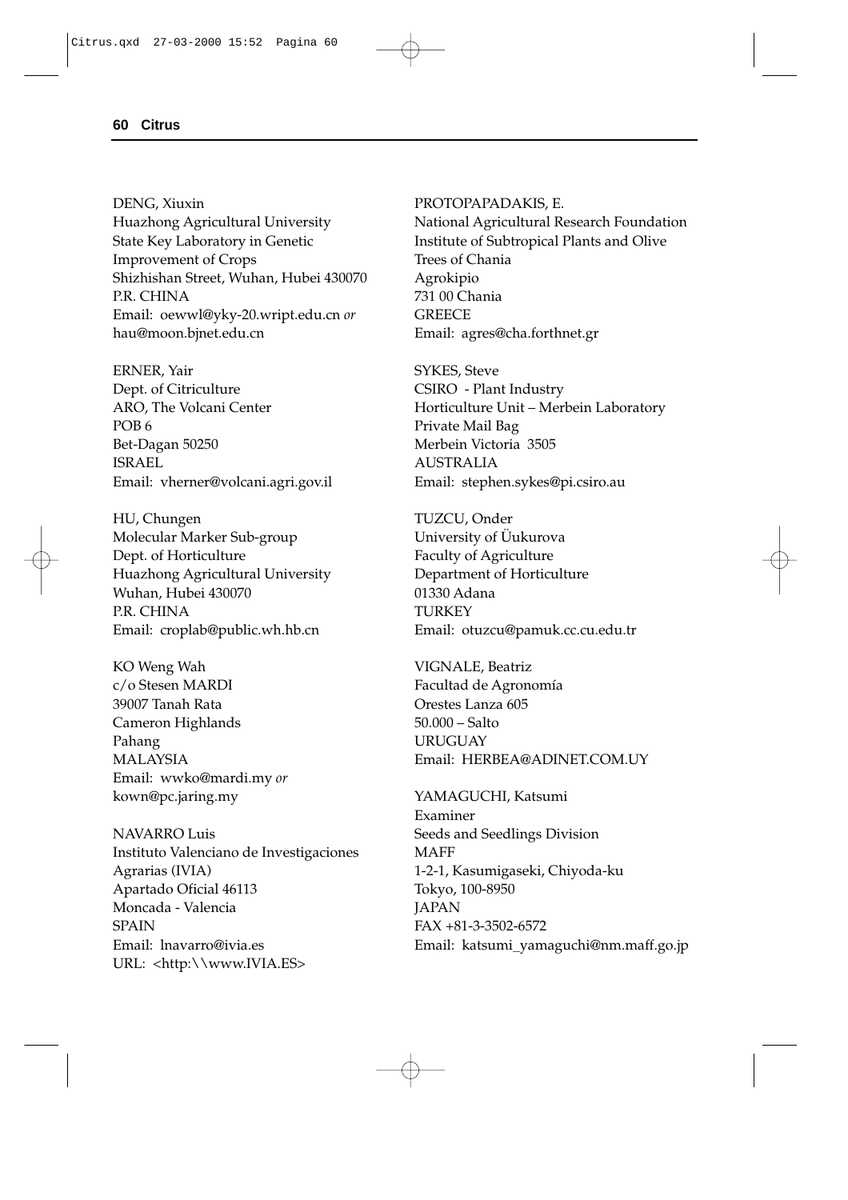DENG, Xiuxin
Huazhong Agricultural University
State Key Laboratory in Genetic Improvement of Crops
Shizhishan Street, Wuhan, Hubei 430070
P.R. CHINA
Email: oewwl@yky-20.wript.edu.cn *or* hau@moon.bjnet.edu.cn

ERNER, Yair
Dept. of Citriculture
ARO, The Volcani Center
POB 6
Bet-Dagan 50250
ISRAEL
Email: vherner@volcani.agri.gov.il

HU, Chungen
Molecular Marker Sub-group
Dept. of Horticulture
Huazhong Agricultural University
Wuhan, Hubei 430070
P.R. CHINA
Email: croplab@public.wh.hb.cn

KO Weng Wah
c/o Stesen MARDI
39007 Tanah Rata
Cameron Highlands
Pahang
MALAYSIA
Email: wwko@mardi.my *or* kown@pc.jaring.my

NAVARRO Luis
Instituto Valenciano de Investigaciones Agrarias (IVIA)
Apartado Oficial 46113
Moncada - Valencia
SPAIN
Email: lnavarro@ivia.es
URL: <http:\\www.IVIA.ES>

PROTOPAPADAKIS, E.
National Agricultural Research Foundation
Institute of Subtropical Plants and Olive Trees of Chania
Agrokipio
731 00 Chania
GREECE
Email: agres@cha.forthnet.gr

SYKES, Steve
CSIRO - Plant Industry
Horticulture Unit – Merbein Laboratory
Private Mail Bag
Merbein Victoria 3505
AUSTRALIA
Email: stephen.sykes@pi.csiro.au

TUZCU, Onder
University of Üukurova
Faculty of Agriculture
Department of Horticulture
01330 Adana
TURKEY
Email: otuzcu@pamuk.cc.cu.edu.tr

VIGNALE, Beatriz
Facultad de Agronomía
Orestes Lanza 605
50.000 – Salto
URUGUAY
Email: HERBEA@ADINET.COM.UY

YAMAGUCHI, Katsumi
Examiner
Seeds and Seedlings Division
MAFF
1-2-1, Kasumigaseki, Chiyoda-ku
Tokyo, 100-8950
JAPAN
FAX +81-3-3502-6572
Email: katsumi_yamaguchi@nm.maff.go.jp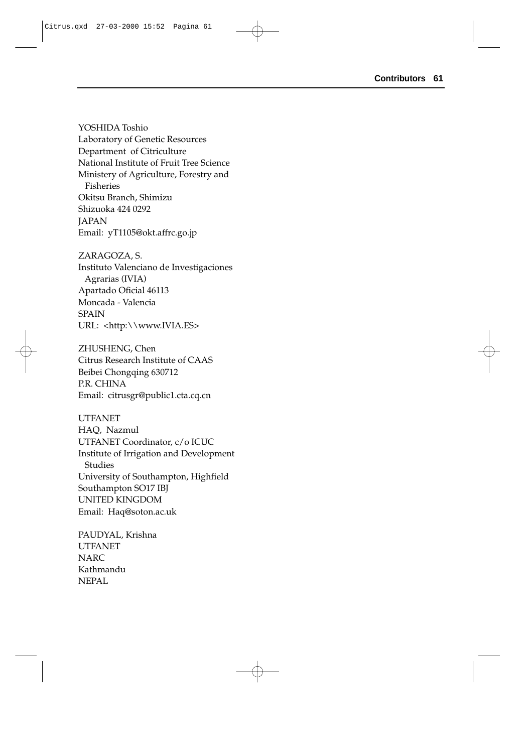YOSHIDA Toshio
Laboratory of Genetic Resources
Department of Citriculture
National Institute of Fruit Tree Science
Ministery of Agriculture, Forestry and Fisheries
Okitsu Branch, Shimizu
Shizuoka 424 0292
JAPAN
Email: yT1105@okt.affrc.go.jp

ZARAGOZA, S.
Instituto Valenciano de Investigaciones Agrarias (IVIA)
Apartado Oficial 46113
Moncada - Valencia
SPAIN
URL: <http:\\www.IVIA.ES>

ZHUSHENG, Chen
Citrus Research Institute of CAAS
Beibei Chongqing 630712
P.R. CHINA
Email: citrusgr@public1.cta.cq.cn

UTFANET
HAQ, Nazmul
UTFANET Coordinator, c/o ICUC
Institute of Irrigation and Development Studies
University of Southampton, Highfield
Southampton SO17 IBJ
UNITED KINGDOM
Email: Haq@soton.ac.uk

PAUDYAL, Krishna
UTFANET
NARC
Kathmandu
NEPAL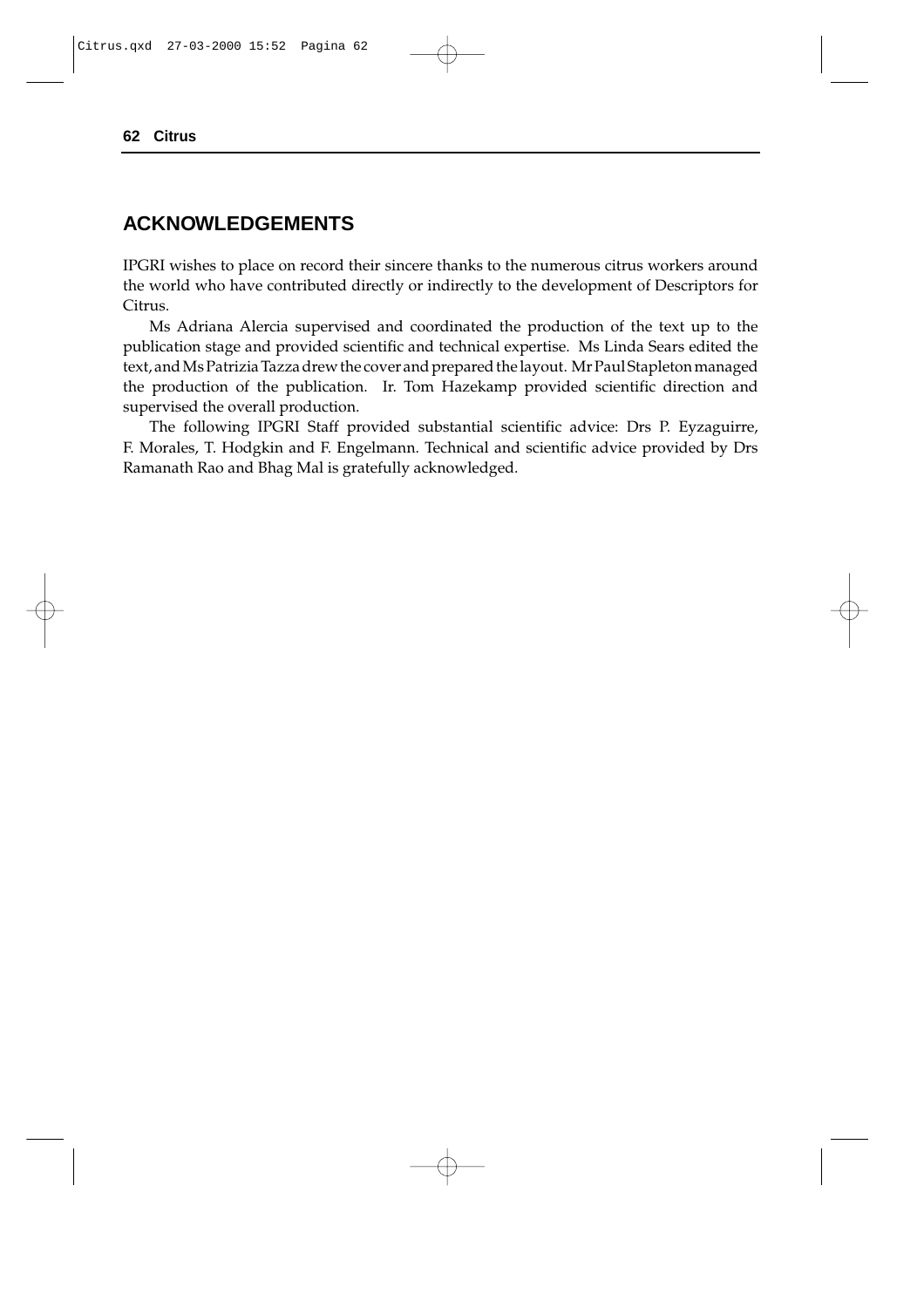## ACKNOWLEDGEMENTS

IPGRI wishes to place on record their sincere thanks to the numerous citrus workers around the world who have contributed directly or indirectly to the development of Descriptors for Citrus.

Ms Adriana Alercia supervised and coordinated the production of the text up to the publication stage and provided scientific and technical expertise. Ms Linda Sears edited the text, and Ms Patrizia Tazza drew the cover and prepared the layout. Mr Paul Stapleton managed the production of the publication. Ir. Tom Hazekamp provided scientific direction and supervised the overall production.

The following IPGRI Staff provided substantial scientific advice: Drs P. Eyzaguirre, F. Morales, T. Hodgkin and F. Engelmann. Technical and scientific advice provided by Drs Ramanath Rao and Bhag Mal is gratefully acknowledged.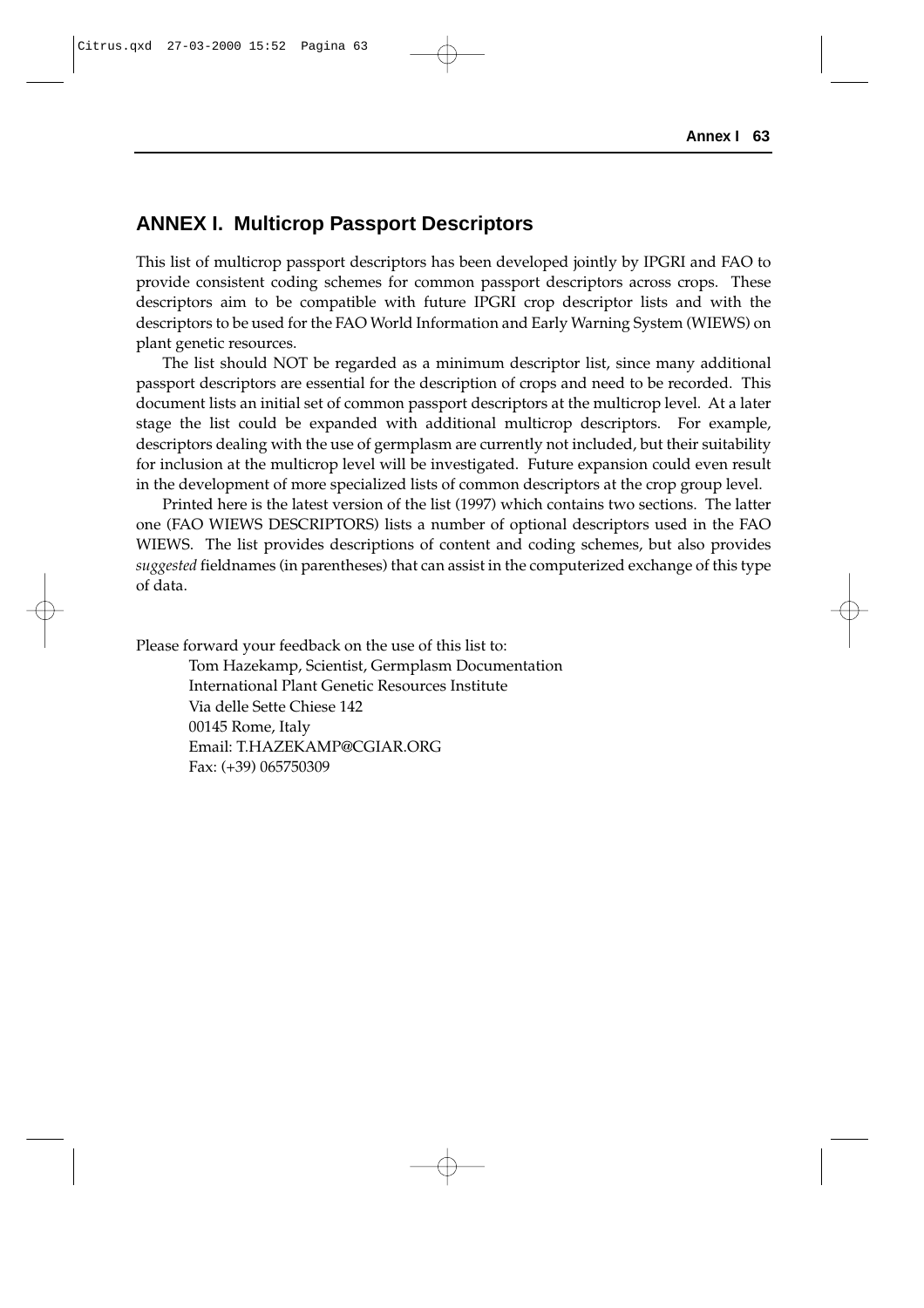## ANNEX I. Multicrop Passport Descriptors

This list of multicrop passport descriptors has been developed jointly by IPGRI and FAO to provide consistent coding schemes for common passport descriptors across crops. These descriptors aim to be compatible with future IPGRI crop descriptor lists and with the descriptors to be used for the FAO World Information and Early Warning System (WIEWS) on plant genetic resources.

The list should NOT be regarded as a minimum descriptor list, since many additional passport descriptors are essential for the description of crops and need to be recorded. This document lists an initial set of common passport descriptors at the multicrop level. At a later stage the list could be expanded with additional multicrop descriptors. For example, descriptors dealing with the use of germplasm are currently not included, but their suitability for inclusion at the multicrop level will be investigated. Future expansion could even result in the development of more specialized lists of common descriptors at the crop group level.

Printed here is the latest version of the list (1997) which contains two sections. The latter one (FAO WIEWS DESCRIPTORS) lists a number of optional descriptors used in the FAO WIEWS. The list provides descriptions of content and coding schemes, but also provides *suggested* fieldnames (in parentheses) that can assist in the computerized exchange of this type of data.

Please forward your feedback on the use of this list to:

Tom Hazekamp, Scientist, Germplasm Documentation
International Plant Genetic Resources Institute
Via delle Sette Chiese 142
00145 Rome, Italy
Email: T.HAZEKAMP@CGIAR.ORG
Fax: (+39) 065750309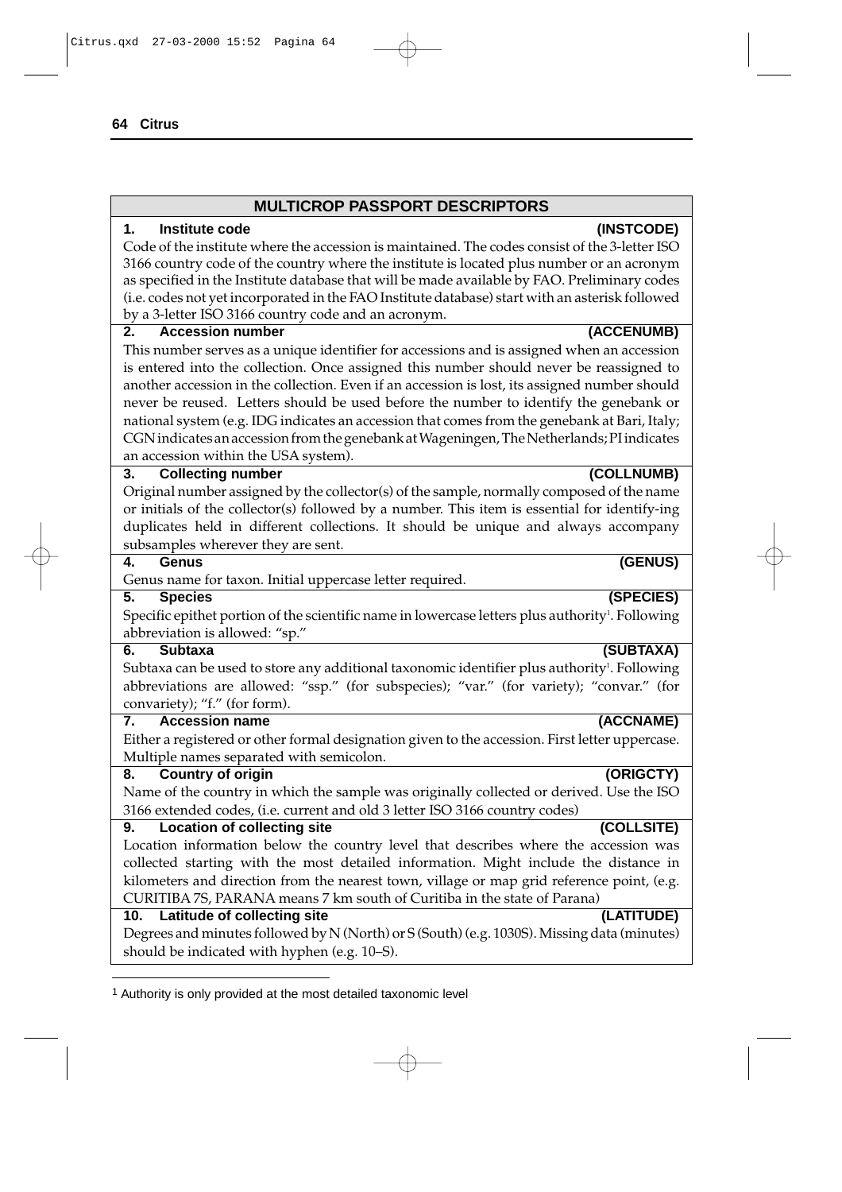## MULTICROP PASSPORT DESCRIPTORS

**1. Institute code (INSTCODE)**

Code of the institute where the accession is maintained. The codes consist of the 3-letter ISO 3166 country code of the country where the institute is located plus number or an acronym as specified in the Institute database that will be made available by FAO. Preliminary codes (i.e. codes not yet incorporated in the FAO Institute database) start with an asterisk followed by a 3-letter ISO 3166 country code and an acronym.

**2. Accession number (ACCENUMB)**

This number serves as a unique identifier for accessions and is assigned when an accession is entered into the collection. Once assigned this number should never be reassigned to another accession in the collection. Even if an accession is lost, its assigned number should never be reused. Letters should be used before the number to identify the genebank or national system (e.g. IDG indicates an accession that comes from the genebank at Bari, Italy; CGN indicates an accession from the genebank at Wageningen, The Netherlands; PI indicates an accession within the USA system).

**3. Collecting number (COLLNUMB)**

Original number assigned by the collector(s) of the sample, normally composed of the name or initials of the collector(s) followed by a number. This item is essential for identify-ing duplicates held in different collections. It should be unique and always accompany subsamples wherever they are sent.

**4. Genus (GENUS)**

Genus name for taxon. Initial uppercase letter required.

**5. Species (SPECIES)**

Specific epithet portion of the scientific name in lowercase letters plus authority[1]. Following abbreviation is allowed: "sp."

**6. Subtaxa (SUBTAXA)**

Subtaxa can be used to store any additional taxonomic identifier plus authority[1]. Following abbreviations are allowed: "ssp." (for subspecies); "var." (for variety); "convar." (for convariety); "f." (for form).

**7. Accession name (ACCNAME)**

Either a registered or other formal designation given to the accession. First letter uppercase. Multiple names separated with semicolon.

**8. Country of origin (ORIGCTY)**

Name of the country in which the sample was originally collected or derived. Use the ISO 3166 extended codes, (i.e. current and old 3 letter ISO 3166 country codes)

**9. Location of collecting site (COLLSITE)**

Location information below the country level that describes where the accession was collected starting with the most detailed information. Might include the distance in kilometers and direction from the nearest town, village or map grid reference point, (e.g. CURITIBA 7S, PARANA means 7 km south of Curitiba in the state of Parana)

**10. Latitude of collecting site (LATITUDE)**

Degrees and minutes followed by N (North) or S (South) (e.g. 1030S). Missing data (minutes) should be indicated with hyphen (e.g. 10–S).

---

[1] Authority is only provided at the most detailed taxonomic level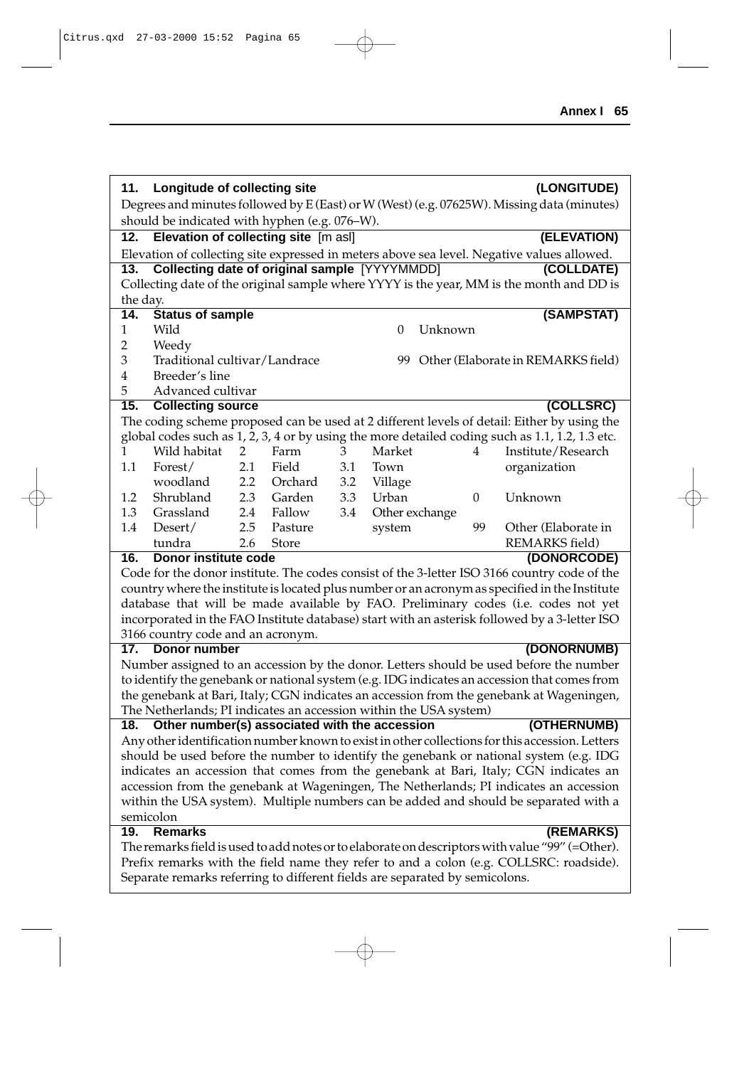**11. Longitude of collecting site** **(LONGITUDE)**

Degrees and minutes followed by E (East) or W (West) (e.g. 07625W). Missing data (minutes) should be indicated with hyphen (e.g. 076–W).

**12. Elevation of collecting site** [m asl] **(ELEVATION)**

Elevation of collecting site expressed in meters above sea level. Negative values allowed.

**13. Collecting date of original sample** [YYYYMMDD] **(COLLDATE)**

Collecting date of the original sample where YYYY is the year, MM is the month and DD is the day.

**14. Status of sample** **(SAMPSTAT)**

| | | | |
|---|---|---|---|
| 1 | Wild | 0 | Unknown |
| 2 | Weedy | | |
| 3 | Traditional cultivar/Landrace | 99 | Other (Elaborate in REMARKS field) |
| 4 | Breeder's line | | |
| 5 | Advanced cultivar | | |

**15. Collecting source** **(COLLSRC)**

The coding scheme proposed can be used at 2 different levels of detail: Either by using the global codes such as 1, 2, 3, 4 or by using the more detailed coding such as 1.1, 1.2, 1.3 etc.

| | | | | | | | |
|---|---|---|---|---|---|---|---|
| 1 | Wild habitat | 2 | Farm | 3 | Market | 4 | Institute/Research organization |
| 1.1 | Forest/woodland | 2.1 | Field | 3.1 | Town | | |
| | | 2.2 | Orchard | 3.2 | Village | | |
| 1.2 | Shrubland | 2.3 | Garden | 3.3 | Urban | 0 | Unknown |
| 1.3 | Grassland | 2.4 | Fallow | 3.4 | Other exchange system | | |
| 1.4 | Desert/tundra | 2.5 | Pasture | | | 99 | Other (Elaborate in REMARKS field) |
| | | 2.6 | Store | | | | |

**16. Donor institute code** **(DONORCODE)**

Code for the donor institute. The codes consist of the 3-letter ISO 3166 country code of the country where the institute is located plus number or an acronym as specified in the Institute database that will be made available by FAO. Preliminary codes (i.e. codes not yet incorporated in the FAO Institute database) start with an asterisk followed by a 3-letter ISO 3166 country code and an acronym.

**17. Donor number** **(DONORNUMB)**

Number assigned to an accession by the donor. Letters should be used before the number to identify the genebank or national system (e.g. IDG indicates an accession that comes from the genebank at Bari, Italy; CGN indicates an accession from the genebank at Wageningen, The Netherlands; PI indicates an accession within the USA system)

**18. Other number(s) associated with the accession** **(OTHERNUMB)**

Any other identification number known to exist in other collections for this accession. Letters should be used before the number to identify the genebank or national system (e.g. IDG indicates an accession that comes from the genebank at Bari, Italy; CGN indicates an accession from the genebank at Wageningen, The Netherlands; PI indicates an accession within the USA system). Multiple numbers can be added and should be separated with a semicolon

**19. Remarks** **(REMARKS)**

The remarks field is used to add notes or to elaborate on descriptors with value "99" (=Other). Prefix remarks with the field name they refer to and a colon (e.g. COLLSRC: roadside). Separate remarks referring to different fields are separated by semicolons.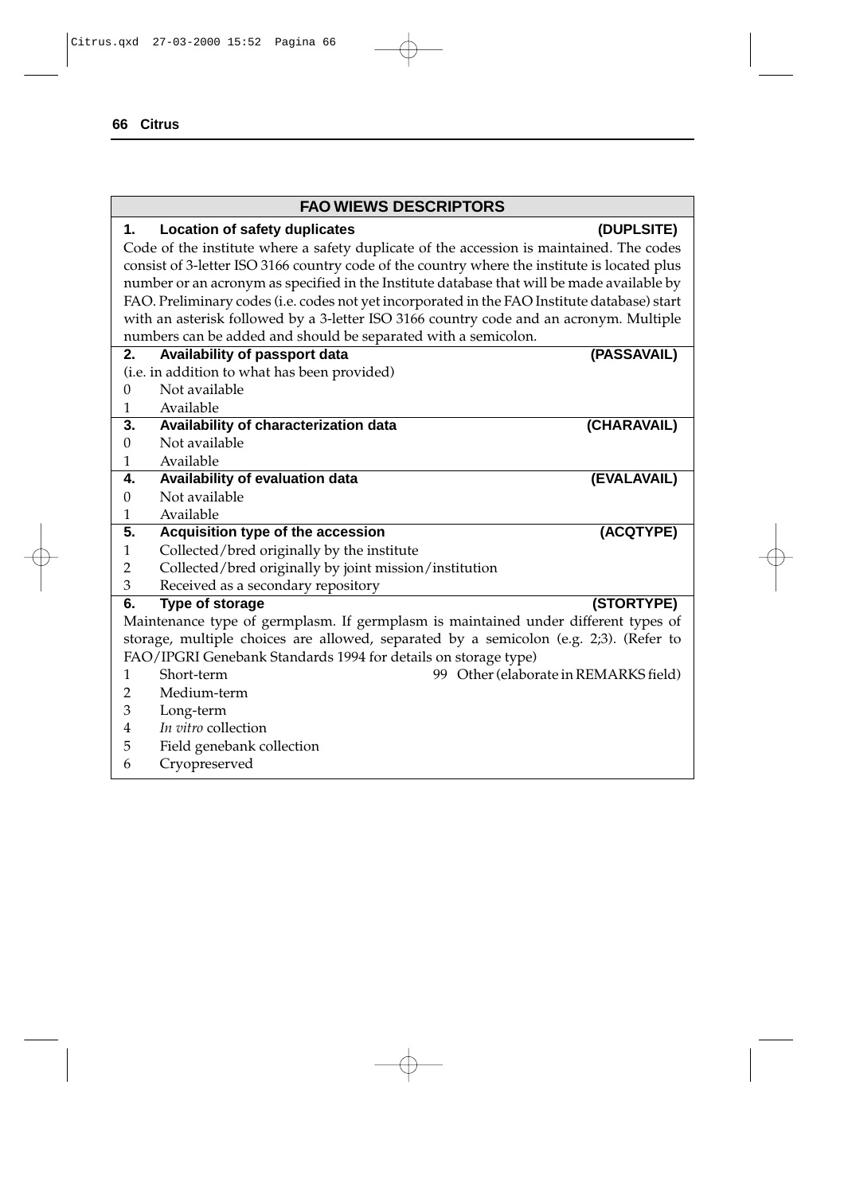## FAO WIEWS DESCRIPTORS

**1. Location of safety duplicates (DUPLSITE)**

Code of the institute where a safety duplicate of the accession is maintained. The codes consist of 3-letter ISO 3166 country code of the country where the institute is located plus number or an acronym as specified in the Institute database that will be made available by FAO. Preliminary codes (i.e. codes not yet incorporated in the FAO Institute database) start with an asterisk followed by a 3-letter ISO 3166 country code and an acronym. Multiple numbers can be added and should be separated with a semicolon.

**2. Availability of passport data (PASSAVAIL)**

(i.e. in addition to what has been provided)

0 Not available
1 Available

**3. Availability of characterization data (CHARAVAIL)**

0 Not available
1 Available

**4. Availability of evaluation data (EVALAVAIL)**

0 Not available
1 Available

**5. Acquisition type of the accession (ACQTYPE)**

1 Collected/bred originally by the institute
2 Collected/bred originally by joint mission/institution
3 Received as a secondary repository

**6. Type of storage (STORTYPE)**

Maintenance type of germplasm. If germplasm is maintained under different types of storage, multiple choices are allowed, separated by a semicolon (e.g. 2;3). (Refer to FAO/IPGRI Genebank Standards 1994 for details on storage type)

1 Short-term
2 Medium-term
3 Long-term
4 *In vitro* collection
5 Field genebank collection
6 Cryopreserved
99 Other (elaborate in REMARKS field)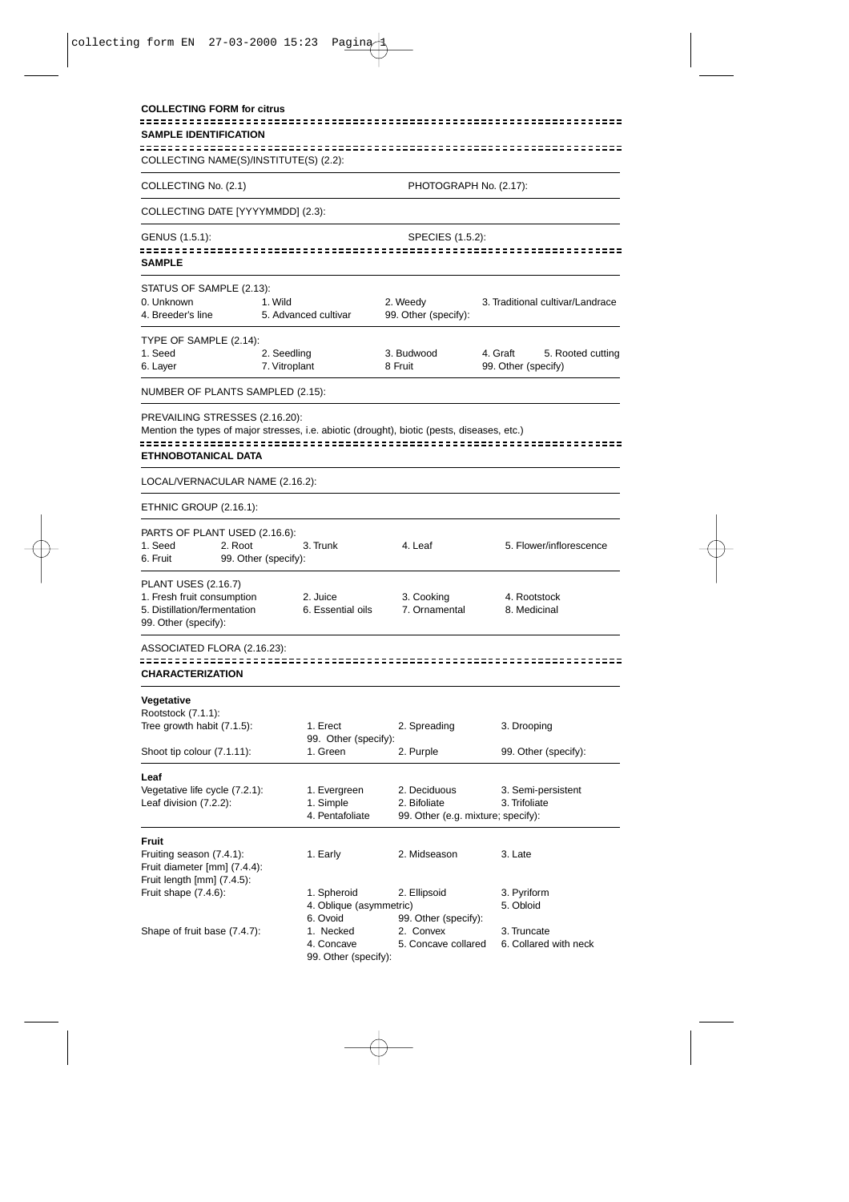**COLLECTING FORM for citrus**

## SAMPLE IDENTIFICATION

COLLECTING NAME(S)/INSTITUTE(S) (2.2):

COLLECTING No. (2.1) PHOTOGRAPH No. (2.17):

COLLECTING DATE [YYYYMMDD] (2.3):

GENUS (1.5.1): SPECIES (1.5.2):

## SAMPLE

STATUS OF SAMPLE (2.13):
0. Unknown 1. Wild 2. Weedy 3. Traditional cultivar/Landrace
4. Breeder's line 5. Advanced cultivar 99. Other (specify):

TYPE OF SAMPLE (2.14):
1. Seed 2. Seedling 3. Budwood 4. Graft 5. Rooted cutting
6. Layer 7. Vitroplant 8 Fruit 99. Other (specify)

NUMBER OF PLANTS SAMPLED (2.15):

PREVAILING STRESSES (2.16.20):
Mention the types of major stresses, i.e. abiotic (drought), biotic (pests, diseases, etc.)

## ETHNOBOTANICAL DATA

LOCAL/VERNACULAR NAME (2.16.2):

ETHNIC GROUP (2.16.1):

PARTS OF PLANT USED (2.16.6):
1. Seed 2. Root 3. Trunk 4. Leaf 5. Flower/inflorescence
6. Fruit 99. Other (specify):

PLANT USES (2.16.7)
1. Fresh fruit consumption 2. Juice 3. Cooking 4. Rootstock
5. Distillation/fermentation 6. Essential oils 7. Ornamental 8. Medicinal
99. Other (specify):

ASSOCIATED FLORA (2.16.23):

## CHARACTERIZATION

**Vegetative**
Rootstock (7.1.1):
Tree growth habit (7.1.5): 1. Erect 2. Spreading 3. Drooping
99. Other (specify):
Shoot tip colour (7.1.11): 1. Green 2. Purple 99. Other (specify):

**Leaf**
Vegetative life cycle (7.2.1): 1. Evergreen 2. Deciduous 3. Semi-persistent
Leaf division (7.2.2): 1. Simple 2. Bifoliate 3. Trifoliate
4. Pentafoliate 99. Other (e.g. mixture; specify):

**Fruit**
Fruiting season (7.4.1): 1. Early 2. Midseason 3. Late
Fruit diameter [mm] (7.4.4):
Fruit length [mm] (7.4.5):
Fruit shape (7.4.6): 1. Spheroid 2. Ellipsoid 3. Pyriform
4. Oblique (asymmetric) 5. Obloid
6. Ovoid 99. Other (specify):
Shape of fruit base (7.4.7): 1. Necked 2. Convex 3. Truncate
4. Concave 5. Concave collared 6. Collared with neck
99. Other (specify):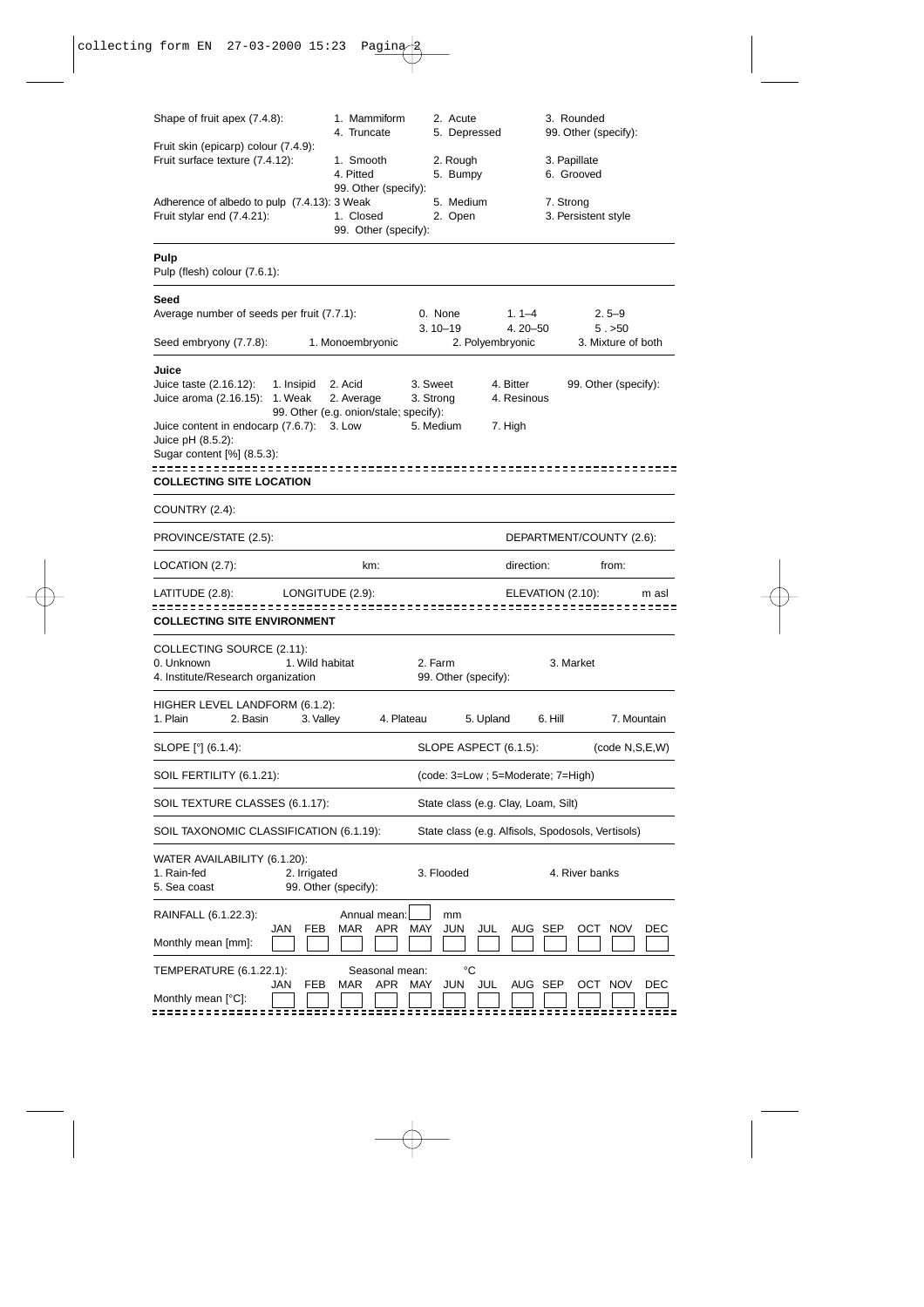Shape of fruit apex (7.4.8): 1. Mammiform 2. Acute 3. Rounded 4. Truncate 5. Depressed 99. Other (specify):

Fruit skin (epicarp) colour (7.4.9):

Fruit surface texture (7.4.12): 1. Smooth 2. Rough 3. Papillate 4. Pitted 5. Bumpy 6. Grooved 99. Other (specify):

Adherence of albedo to pulp (7.4.13): 3 Weak 5. Medium 7. Strong

Fruit stylar end (7.4.21): 1. Closed 2. Open 3. Persistent style 99. Other (specify):

**Pulp**

Pulp (flesh) colour (7.6.1):

**Seed**

Average number of seeds per fruit (7.7.1): 0. None 1. 1–4 2. 5–9 3. 10–19 4. 20–50 5 . >50

Seed embryony (7.7.8): 1. Monoembryonic 2. Polyembryonic 3. Mixture of both

**Juice**

Juice taste (2.16.12): 1. Insipid 2. Acid 3. Sweet 4. Bitter 99. Other (specify):

Juice aroma (2.16.15): 1. Weak 2. Average 3. Strong 4. Resinous 99. Other (e.g. onion/stale; specify):

Juice content in endocarp (7.6.7): 3. Low 5. Medium 7. High

Juice pH (8.5.2):

Sugar content [%] (8.5.3):

**COLLECTING SITE LOCATION**

COUNTRY (2.4):

PROVINCE/STATE (2.5): DEPARTMENT/COUNTY (2.6):

LOCATION (2.7): km: direction: from:

LATITUDE (2.8): LONGITUDE (2.9): ELEVATION (2.10): m asl

**COLLECTING SITE ENVIRONMENT**

COLLECTING SOURCE (2.11):
0. Unknown 1. Wild habitat 2. Farm 3. Market 4. Institute/Research organization 99. Other (specify):

HIGHER LEVEL LANDFORM (6.1.2):
1. Plain 2. Basin 3. Valley 4. Plateau 5. Upland 6. Hill 7. Mountain

SLOPE [°] (6.1.4): SLOPE ASPECT (6.1.5): (code N,S,E,W)

SOIL FERTILITY (6.1.21): (code: 3=Low ; 5=Moderate; 7=High)

SOIL TEXTURE CLASSES (6.1.17): State class (e.g. Clay, Loam, Silt)

SOIL TAXONOMIC CLASSIFICATION (6.1.19): State class (e.g. Alfisols, Spodosols, Vertisols)

WATER AVAILABILITY (6.1.20):
1. Rain-fed 2. Irrigated 3. Flooded 4. River banks 5. Sea coast 99. Other (specify):

RAINFALL (6.1.22.3): Annual mean: mm

| | JAN | FEB | MAR | APR | MAY | JUN | JUL | AUG | SEP | OCT | NOV | DEC |
|---|---|---|---|---|---|---|---|---|---|---|---|---|
| Monthly mean [mm]: | | | | | | | | | | | | |

TEMPERATURE (6.1.22.1): Seasonal mean: °C

| | JAN | FEB | MAR | APR | MAY | JUN | JUL | AUG | SEP | OCT | NOV | DEC |
|---|---|---|---|---|---|---|---|---|---|---|---|---|
| Monthly mean [°C]: | | | | | | | | | | | | |